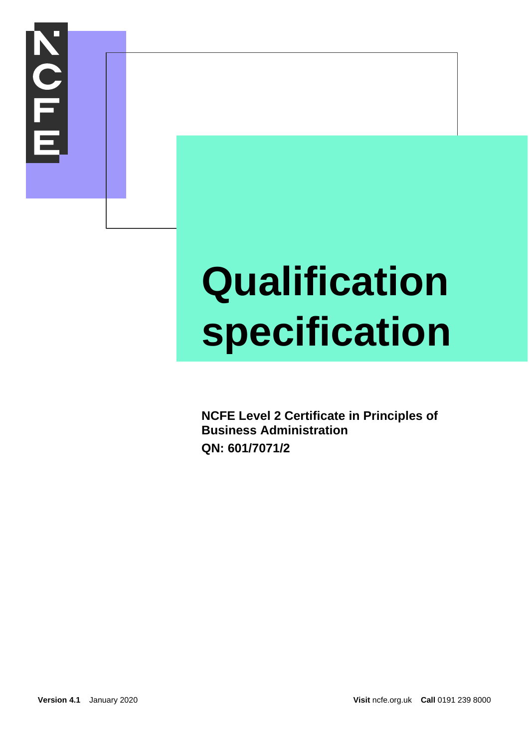# Qualification specification

**NCFE Level 2 Certificate in Principles of Business Administration**

**QN: 601/7071/2**

**Version 4.1** January 2020

**Visit** ncfe.org.uk **Call** 0191 239 8000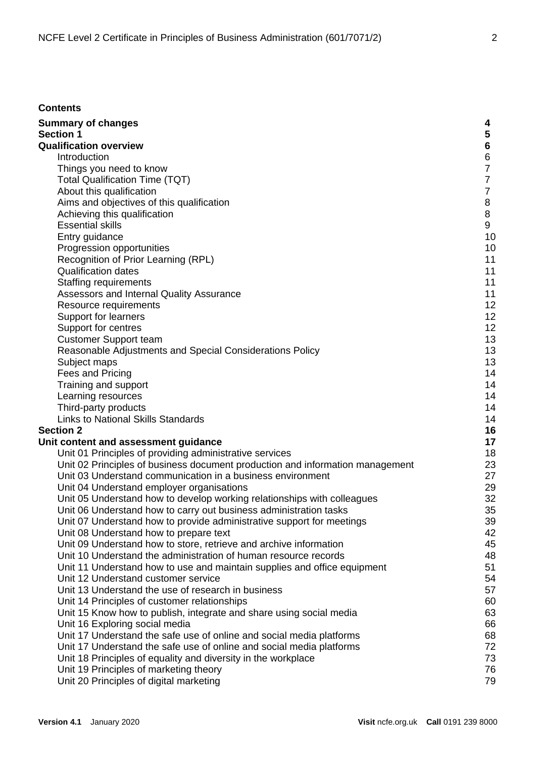**Contents**

| | |
|---|---|
| **Summary of changes** | **4** |
| **Section 1** | **5** |
| **Qualification overview** | **6** |
| Introduction | 6 |
| Things you need to know | 7 |
| Total Qualification Time (TQT) | 7 |
| About this qualification | 7 |
| Aims and objectives of this qualification | 8 |
| Achieving this qualification | 8 |
| Essential skills | 9 |
| Entry guidance | 10 |
| Progression opportunities | 10 |
| Recognition of Prior Learning (RPL) | 11 |
| Qualification dates | 11 |
| Staffing requirements | 11 |
| Assessors and Internal Quality Assurance | 11 |
| Resource requirements | 12 |
| Support for learners | 12 |
| Support for centres | 12 |
| Customer Support team | 13 |
| Reasonable Adjustments and Special Considerations Policy | 13 |
| Subject maps | 13 |
| Fees and Pricing | 14 |
| Training and support | 14 |
| Learning resources | 14 |
| Third-party products | 14 |
| Links to National Skills Standards | 14 |
| **Section 2** | **16** |
| **Unit content and assessment guidance** | **17** |
| Unit 01 Principles of providing administrative services | 18 |
| Unit 02 Principles of business document production and information management | 23 |
| Unit 03 Understand communication in a business environment | 27 |
| Unit 04 Understand employer organisations | 29 |
| Unit 05 Understand how to develop working relationships with colleagues | 32 |
| Unit 06 Understand how to carry out business administration tasks | 35 |
| Unit 07 Understand how to provide administrative support for meetings | 39 |
| Unit 08 Understand how to prepare text | 42 |
| Unit 09 Understand how to store, retrieve and archive information | 45 |
| Unit 10 Understand the administration of human resource records | 48 |
| Unit 11 Understand how to use and maintain supplies and office equipment | 51 |
| Unit 12 Understand customer service | 54 |
| Unit 13 Understand the use of research in business | 57 |
| Unit 14 Principles of customer relationships | 60 |
| Unit 15 Know how to publish, integrate and share using social media | 63 |
| Unit 16 Exploring social media | 66 |
| Unit 17 Understand the safe use of online and social media platforms | 68 |
| Unit 17 Understand the safe use of online and social media platforms | 72 |
| Unit 18 Principles of equality and diversity in the workplace | 73 |
| Unit 19 Principles of marketing theory | 76 |
| Unit 20 Principles of digital marketing | 79 |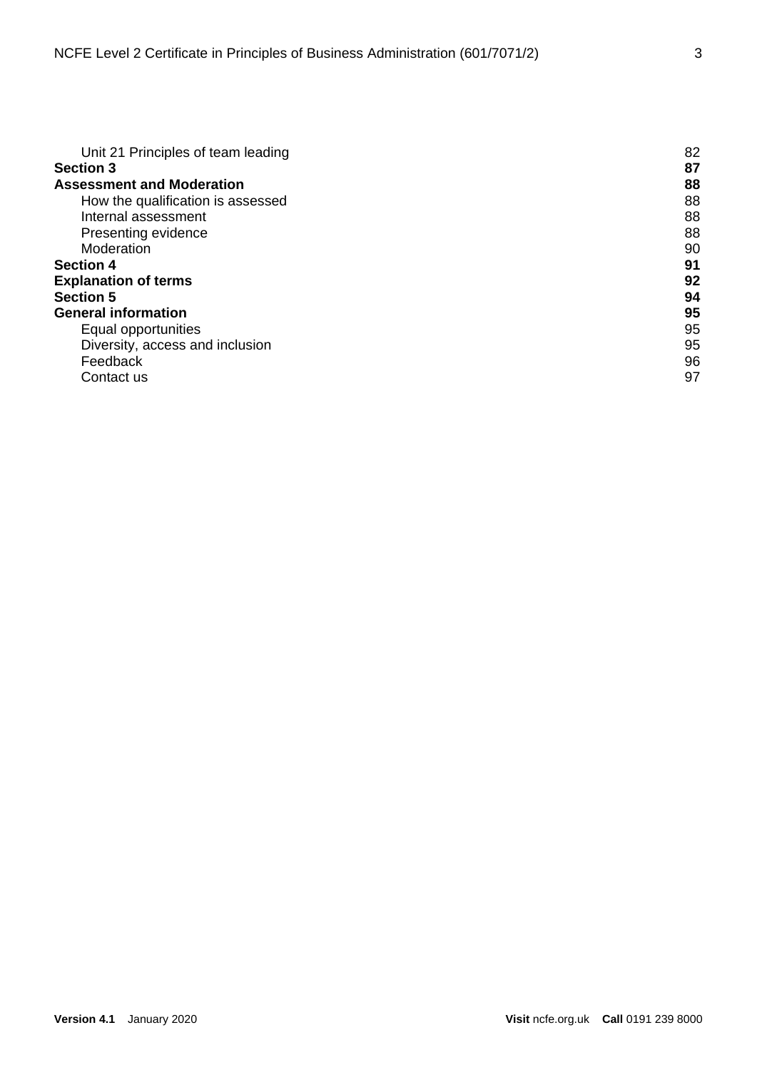| | |
|---|---|
| Unit 21 Principles of team leading | 82 |
| **Section 3** | **87** |
| **Assessment and Moderation** | **88** |
| How the qualification is assessed | 88 |
| Internal assessment | 88 |
| Presenting evidence | 88 |
| Moderation | 90 |
| **Section 4** | **91** |
| **Explanation of terms** | **92** |
| **Section 5** | **94** |
| **General information** | **95** |
| Equal opportunities | 95 |
| Diversity, access and inclusion | 95 |
| Feedback | 96 |
| Contact us | 97 |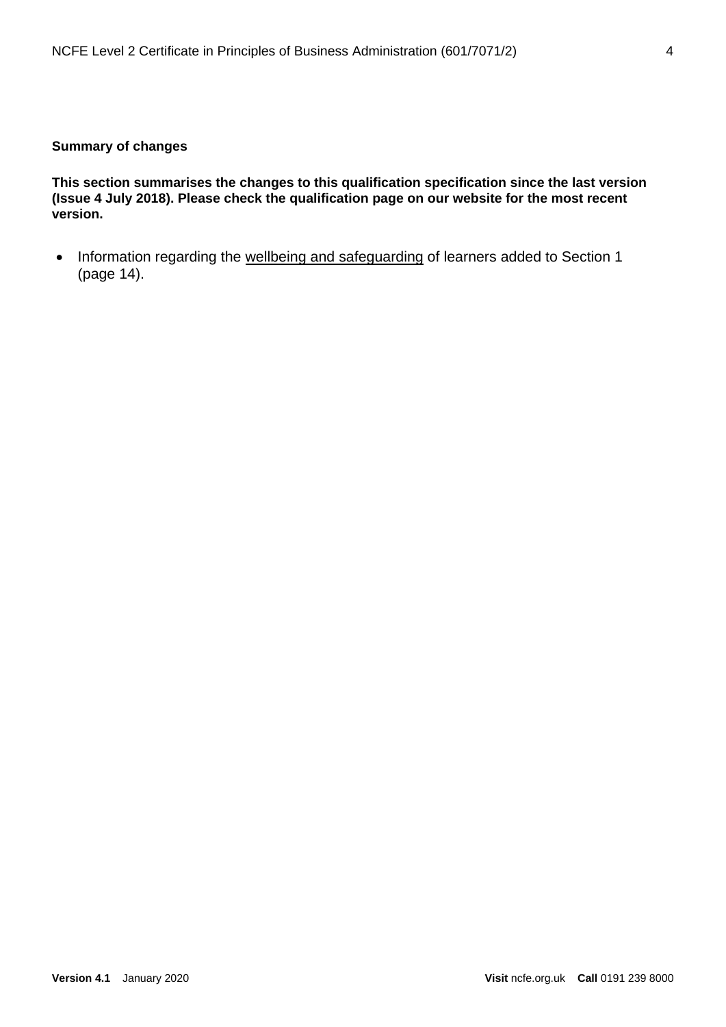**Summary of changes**

**This section summarises the changes to this qualification specification since the last version (Issue 4 July 2018). Please check the qualification page on our website for the most recent version.**

- Information regarding the wellbeing and safeguarding of learners added to Section 1 (page 14).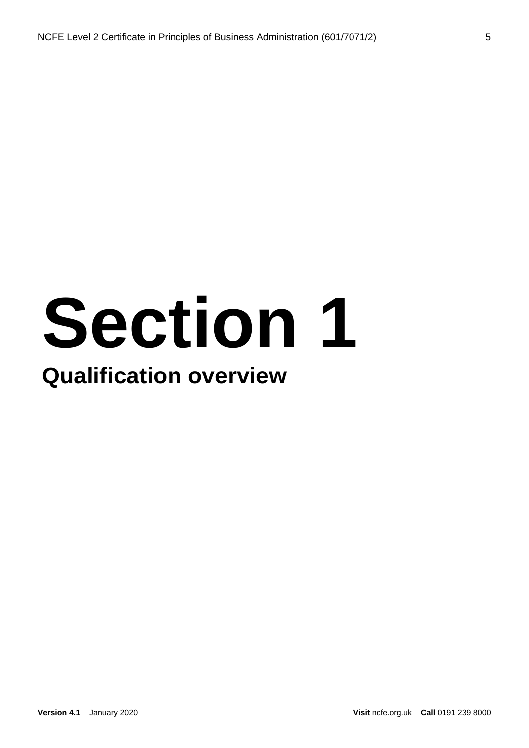# Section 1

## Qualification overview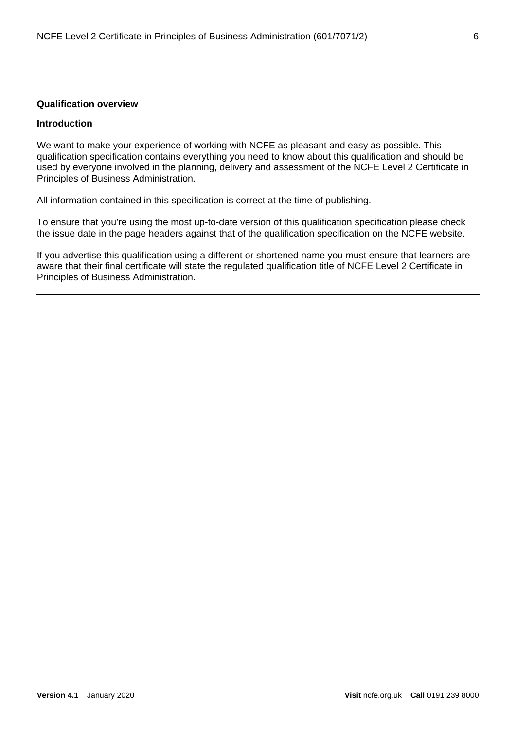## Qualification overview

### Introduction

We want to make your experience of working with NCFE as pleasant and easy as possible. This qualification specification contains everything you need to know about this qualification and should be used by everyone involved in the planning, delivery and assessment of the NCFE Level 2 Certificate in Principles of Business Administration.

All information contained in this specification is correct at the time of publishing.

To ensure that you're using the most up-to-date version of this qualification specification please check the issue date in the page headers against that of the qualification specification on the NCFE website.

If you advertise this qualification using a different or shortened name you must ensure that learners are aware that their final certificate will state the regulated qualification title of NCFE Level 2 Certificate in Principles of Business Administration.

---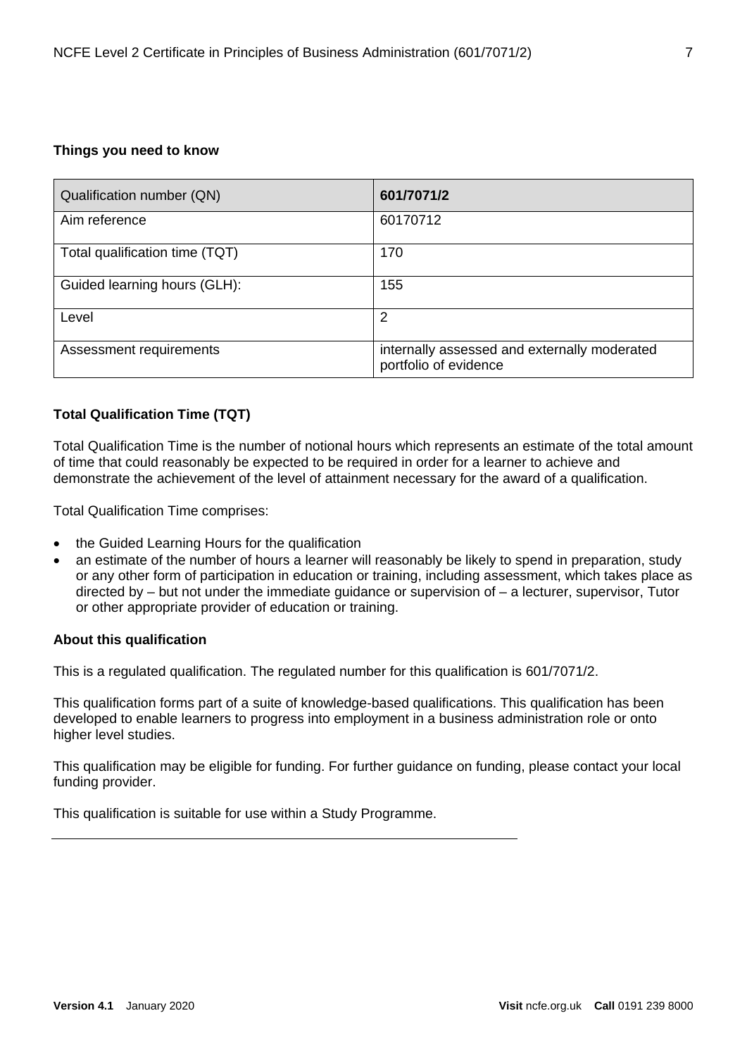**Things you need to know**

| Qualification number (QN) | **601/7071/2** |
|---|---|
| Aim reference | 60170712 |
| Total qualification time (TQT) | 170 |
| Guided learning hours (GLH): | 155 |
| Level | 2 |
| Assessment requirements | internally assessed and externally moderated portfolio of evidence |

**Total Qualification Time (TQT)**

Total Qualification Time is the number of notional hours which represents an estimate of the total amount of time that could reasonably be expected to be required in order for a learner to achieve and demonstrate the achievement of the level of attainment necessary for the award of a qualification.

Total Qualification Time comprises:

- the Guided Learning Hours for the qualification
- an estimate of the number of hours a learner will reasonably be likely to spend in preparation, study or any other form of participation in education or training, including assessment, which takes place as directed by – but not under the immediate guidance or supervision of – a lecturer, supervisor, Tutor or other appropriate provider of education or training.

**About this qualification**

This is a regulated qualification. The regulated number for this qualification is 601/7071/2.

This qualification forms part of a suite of knowledge-based qualifications. This qualification has been developed to enable learners to progress into employment in a business administration role or onto higher level studies.

This qualification may be eligible for funding. For further guidance on funding, please contact your local funding provider.

This qualification is suitable for use within a Study Programme.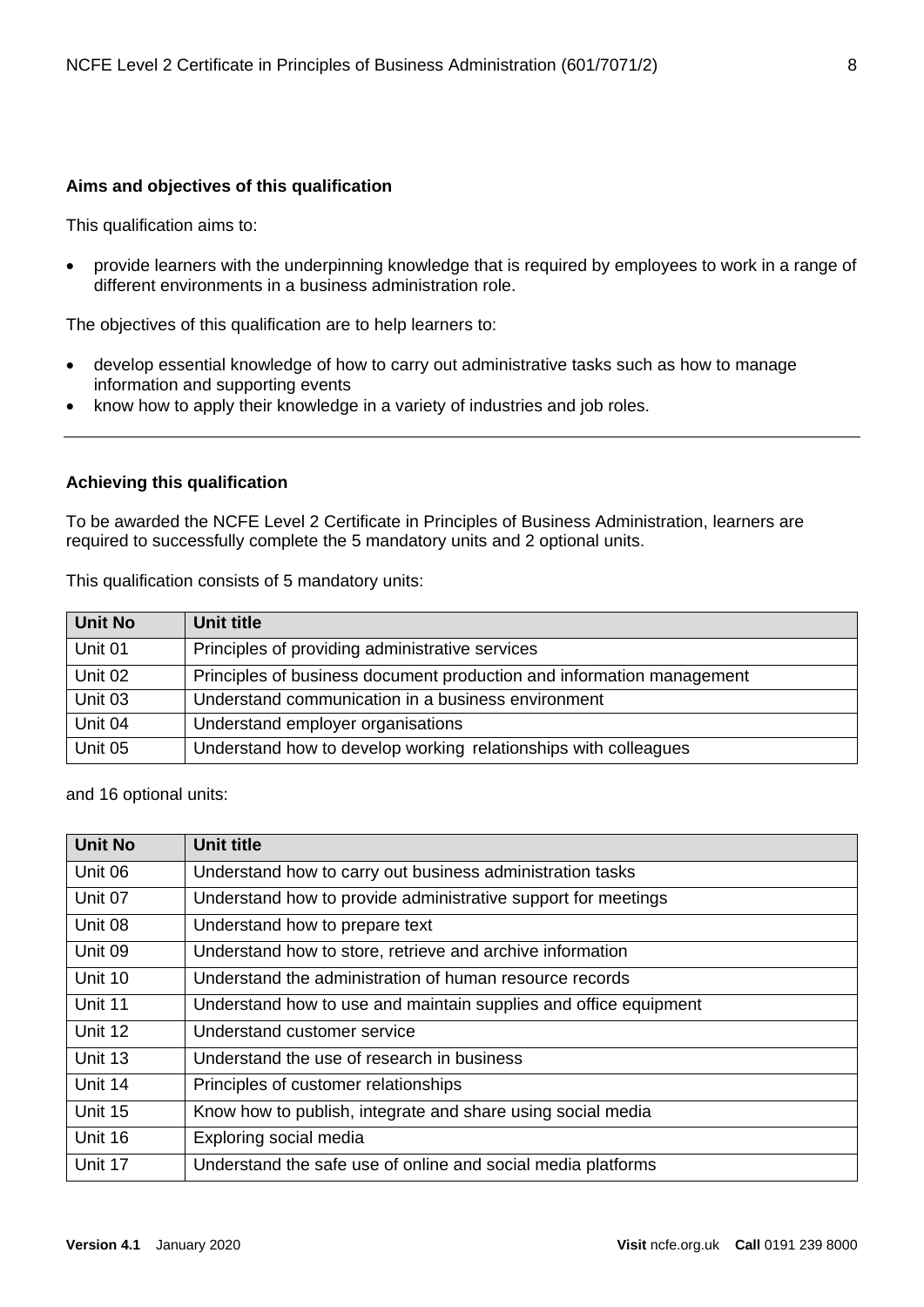**Aims and objectives of this qualification**

This qualification aims to:

- provide learners with the underpinning knowledge that is required by employees to work in a range of different environments in a business administration role.

The objectives of this qualification are to help learners to:

- develop essential knowledge of how to carry out administrative tasks such as how to manage information and supporting events
- know how to apply their knowledge in a variety of industries and job roles.

---

**Achieving this qualification**

To be awarded the NCFE Level 2 Certificate in Principles of Business Administration, learners are required to successfully complete the 5 mandatory units and 2 optional units.

This qualification consists of 5 mandatory units:

| Unit No | Unit title |
|---|---|
| Unit 01 | Principles of providing administrative services |
| Unit 02 | Principles of business document production and information management |
| Unit 03 | Understand communication in a business environment |
| Unit 04 | Understand employer organisations |
| Unit 05 | Understand how to develop working relationships with colleagues |

and 16 optional units:

| Unit No | Unit title |
|---|---|
| Unit 06 | Understand how to carry out business administration tasks |
| Unit 07 | Understand how to provide administrative support for meetings |
| Unit 08 | Understand how to prepare text |
| Unit 09 | Understand how to store, retrieve and archive information |
| Unit 10 | Understand the administration of human resource records |
| Unit 11 | Understand how to use and maintain supplies and office equipment |
| Unit 12 | Understand customer service |
| Unit 13 | Understand the use of research in business |
| Unit 14 | Principles of customer relationships |
| Unit 15 | Know how to publish, integrate and share using social media |
| Unit 16 | Exploring social media |
| Unit 17 | Understand the safe use of online and social media platforms |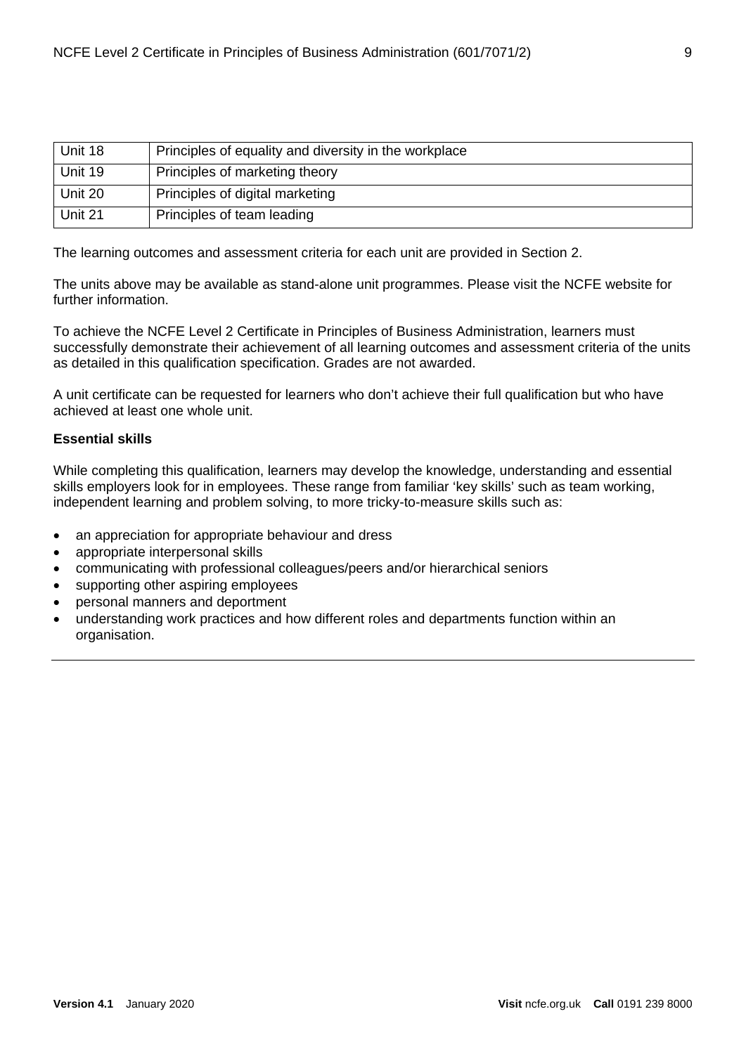| | |
|---|---|
| Unit 18 | Principles of equality and diversity in the workplace |
| Unit 19 | Principles of marketing theory |
| Unit 20 | Principles of digital marketing |
| Unit 21 | Principles of team leading |

The learning outcomes and assessment criteria for each unit are provided in Section 2.

The units above may be available as stand-alone unit programmes. Please visit the NCFE website for further information.

To achieve the NCFE Level 2 Certificate in Principles of Business Administration, learners must successfully demonstrate their achievement of all learning outcomes and assessment criteria of the units as detailed in this qualification specification. Grades are not awarded.

A unit certificate can be requested for learners who don't achieve their full qualification but who have achieved at least one whole unit.

**Essential skills**

While completing this qualification, learners may develop the knowledge, understanding and essential skills employers look for in employees. These range from familiar 'key skills' such as team working, independent learning and problem solving, to more tricky-to-measure skills such as:

- an appreciation for appropriate behaviour and dress
- appropriate interpersonal skills
- communicating with professional colleagues/peers and/or hierarchical seniors
- supporting other aspiring employees
- personal manners and deportment
- understanding work practices and how different roles and departments function within an organisation.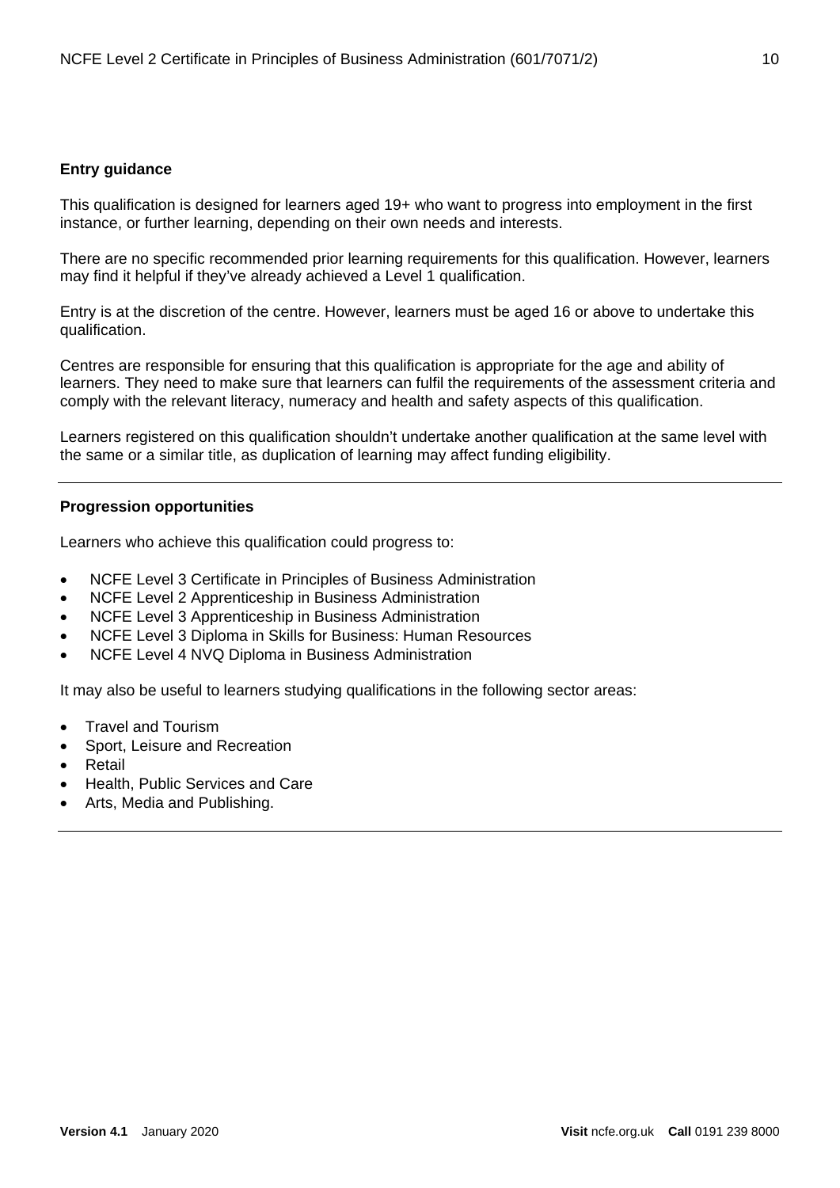**Entry guidance**

This qualification is designed for learners aged 19+ who want to progress into employment in the first instance, or further learning, depending on their own needs and interests.

There are no specific recommended prior learning requirements for this qualification. However, learners may find it helpful if they've already achieved a Level 1 qualification.

Entry is at the discretion of the centre. However, learners must be aged 16 or above to undertake this qualification.

Centres are responsible for ensuring that this qualification is appropriate for the age and ability of learners. They need to make sure that learners can fulfil the requirements of the assessment criteria and comply with the relevant literacy, numeracy and health and safety aspects of this qualification.

Learners registered on this qualification shouldn't undertake another qualification at the same level with the same or a similar title, as duplication of learning may affect funding eligibility.

---

**Progression opportunities**

Learners who achieve this qualification could progress to:

- NCFE Level 3 Certificate in Principles of Business Administration
- NCFE Level 2 Apprenticeship in Business Administration
- NCFE Level 3 Apprenticeship in Business Administration
- NCFE Level 3 Diploma in Skills for Business: Human Resources
- NCFE Level 4 NVQ Diploma in Business Administration

It may also be useful to learners studying qualifications in the following sector areas:

- Travel and Tourism
- Sport, Leisure and Recreation
- Retail
- Health, Public Services and Care
- Arts, Media and Publishing.

---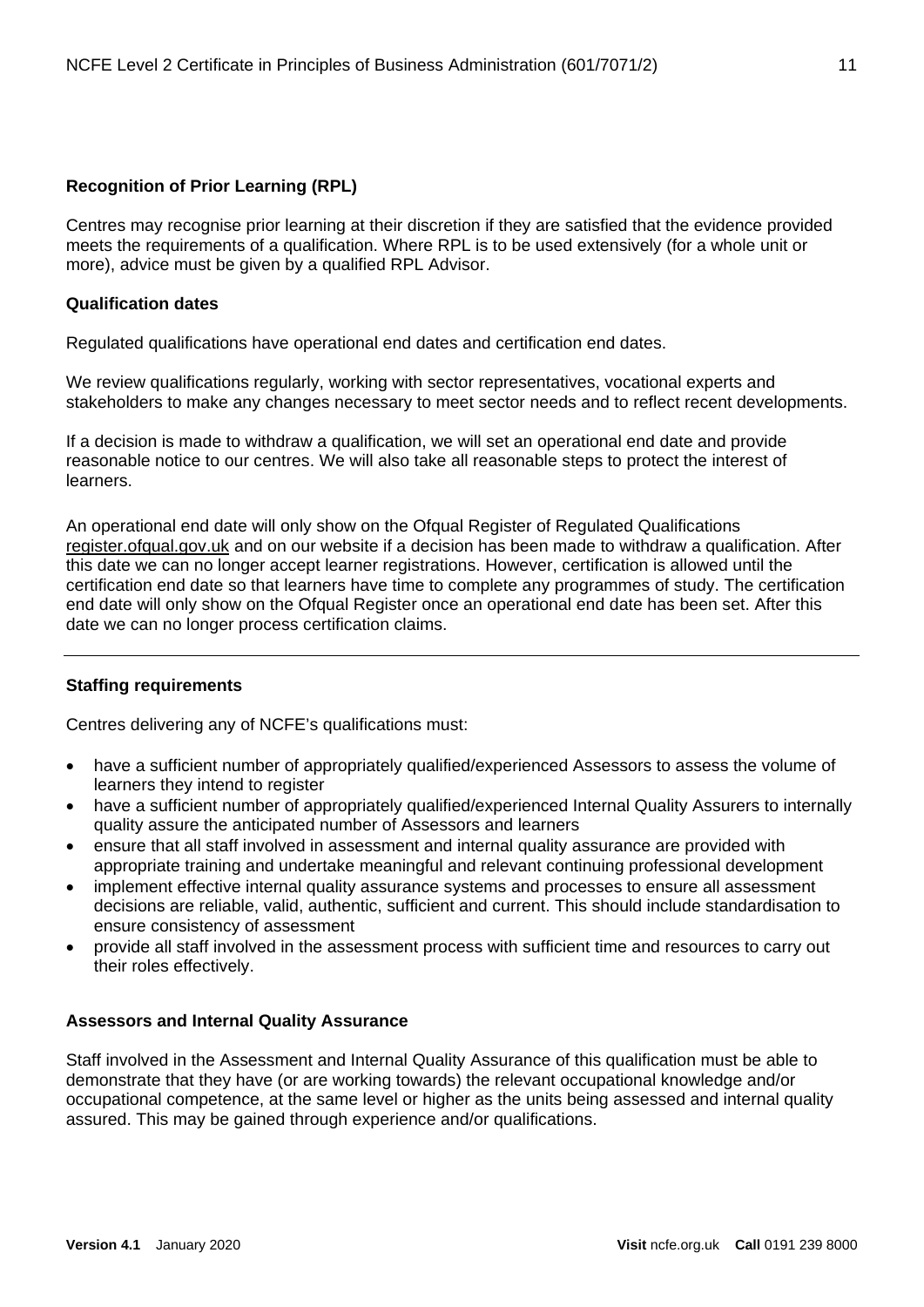### Recognition of Prior Learning (RPL)

Centres may recognise prior learning at their discretion if they are satisfied that the evidence provided meets the requirements of a qualification. Where RPL is to be used extensively (for a whole unit or more), advice must be given by a qualified RPL Advisor.

### Qualification dates

Regulated qualifications have operational end dates and certification end dates.

We review qualifications regularly, working with sector representatives, vocational experts and stakeholders to make any changes necessary to meet sector needs and to reflect recent developments.

If a decision is made to withdraw a qualification, we will set an operational end date and provide reasonable notice to our centres. We will also take all reasonable steps to protect the interest of learners.

An operational end date will only show on the Ofqual Register of Regulated Qualifications register.ofqual.gov.uk and on our website if a decision has been made to withdraw a qualification. After this date we can no longer accept learner registrations. However, certification is allowed until the certification end date so that learners have time to complete any programmes of study. The certification end date will only show on the Ofqual Register once an operational end date has been set. After this date we can no longer process certification claims.

---

### Staffing requirements

Centres delivering any of NCFE's qualifications must:

- have a sufficient number of appropriately qualified/experienced Assessors to assess the volume of learners they intend to register
- have a sufficient number of appropriately qualified/experienced Internal Quality Assurers to internally quality assure the anticipated number of Assessors and learners
- ensure that all staff involved in assessment and internal quality assurance are provided with appropriate training and undertake meaningful and relevant continuing professional development
- implement effective internal quality assurance systems and processes to ensure all assessment decisions are reliable, valid, authentic, sufficient and current. This should include standardisation to ensure consistency of assessment
- provide all staff involved in the assessment process with sufficient time and resources to carry out their roles effectively.

### Assessors and Internal Quality Assurance

Staff involved in the Assessment and Internal Quality Assurance of this qualification must be able to demonstrate that they have (or are working towards) the relevant occupational knowledge and/or occupational competence, at the same level or higher as the units being assessed and internal quality assured. This may be gained through experience and/or qualifications.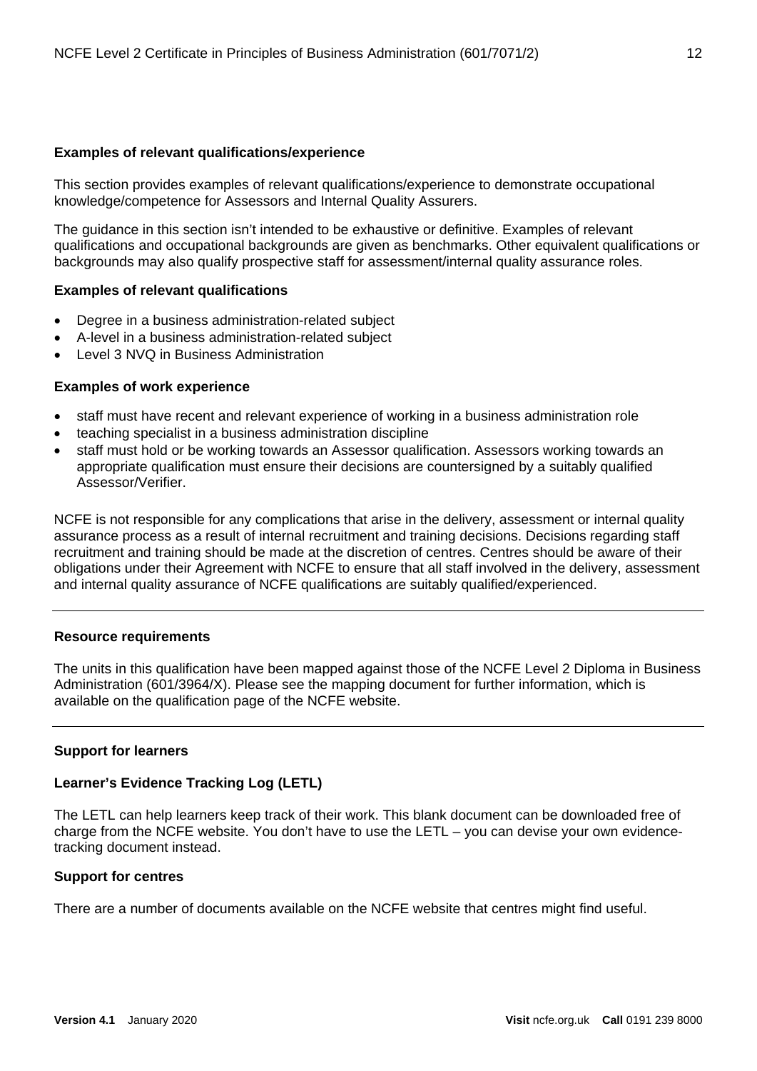### Examples of relevant qualifications/experience

This section provides examples of relevant qualifications/experience to demonstrate occupational knowledge/competence for Assessors and Internal Quality Assurers.

The guidance in this section isn't intended to be exhaustive or definitive. Examples of relevant qualifications and occupational backgrounds are given as benchmarks. Other equivalent qualifications or backgrounds may also qualify prospective staff for assessment/internal quality assurance roles.

### Examples of relevant qualifications

- Degree in a business administration-related subject
- A-level in a business administration-related subject
- Level 3 NVQ in Business Administration

### Examples of work experience

- staff must have recent and relevant experience of working in a business administration role
- teaching specialist in a business administration discipline
- staff must hold or be working towards an Assessor qualification. Assessors working towards an appropriate qualification must ensure their decisions are countersigned by a suitably qualified Assessor/Verifier.

NCFE is not responsible for any complications that arise in the delivery, assessment or internal quality assurance process as a result of internal recruitment and training decisions. Decisions regarding staff recruitment and training should be made at the discretion of centres. Centres should be aware of their obligations under their Agreement with NCFE to ensure that all staff involved in the delivery, assessment and internal quality assurance of NCFE qualifications are suitably qualified/experienced.

---

### Resource requirements

The units in this qualification have been mapped against those of the NCFE Level 2 Diploma in Business Administration (601/3964/X). Please see the mapping document for further information, which is available on the qualification page of the NCFE website.

---

### Support for learners

### Learner's Evidence Tracking Log (LETL)

The LETL can help learners keep track of their work. This blank document can be downloaded free of charge from the NCFE website. You don't have to use the LETL – you can devise your own evidence-tracking document instead.

### Support for centres

There are a number of documents available on the NCFE website that centres might find useful.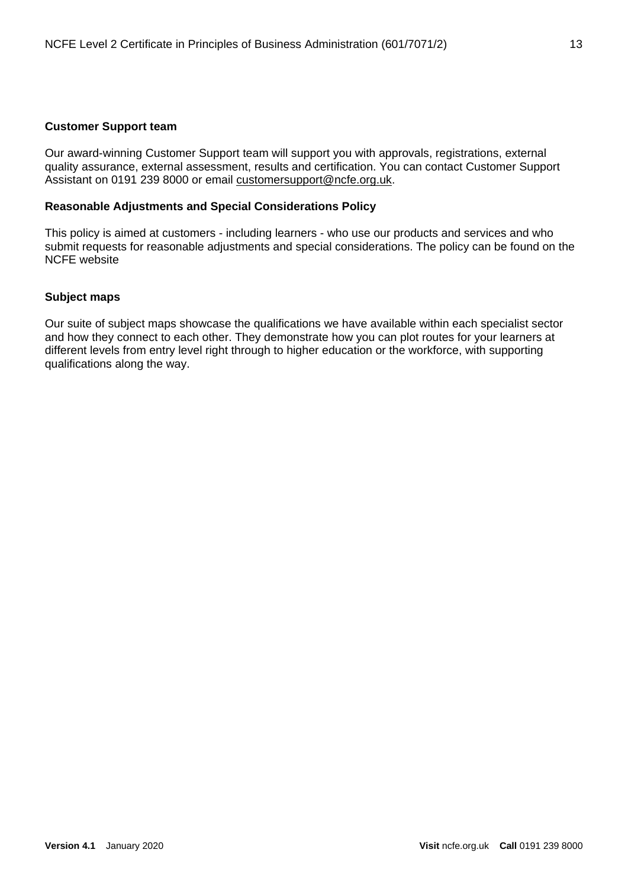**Customer Support team**

Our award-winning Customer Support team will support you with approvals, registrations, external quality assurance, external assessment, results and certification. You can contact Customer Support Assistant on 0191 239 8000 or email customersupport@ncfe.org.uk.

**Reasonable Adjustments and Special Considerations Policy**

This policy is aimed at customers - including learners - who use our products and services and who submit requests for reasonable adjustments and special considerations. The policy can be found on the NCFE website

**Subject maps**

Our suite of subject maps showcase the qualifications we have available within each specialist sector and how they connect to each other. They demonstrate how you can plot routes for your learners at different levels from entry level right through to higher education or the workforce, with supporting qualifications along the way.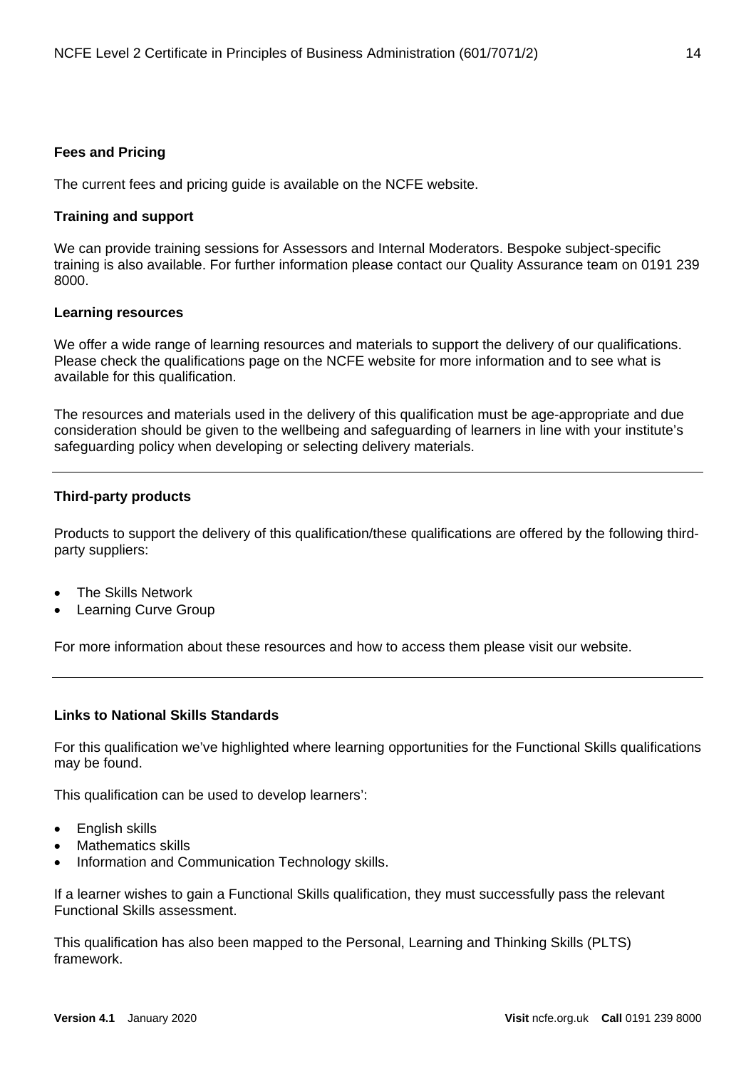**Fees and Pricing**

The current fees and pricing guide is available on the NCFE website.

**Training and support**

We can provide training sessions for Assessors and Internal Moderators. Bespoke subject-specific training is also available. For further information please contact our Quality Assurance team on 0191 239 8000.

**Learning resources**

We offer a wide range of learning resources and materials to support the delivery of our qualifications. Please check the qualifications page on the NCFE website for more information and to see what is available for this qualification.

The resources and materials used in the delivery of this qualification must be age-appropriate and due consideration should be given to the wellbeing and safeguarding of learners in line with your institute's safeguarding policy when developing or selecting delivery materials.

---

**Third-party products**

Products to support the delivery of this qualification/these qualifications are offered by the following third-party suppliers:

- The Skills Network
- Learning Curve Group

For more information about these resources and how to access them please visit our website.

---

**Links to National Skills Standards**

For this qualification we've highlighted where learning opportunities for the Functional Skills qualifications may be found.

This qualification can be used to develop learners':

- English skills
- Mathematics skills
- Information and Communication Technology skills.

If a learner wishes to gain a Functional Skills qualification, they must successfully pass the relevant Functional Skills assessment.

This qualification has also been mapped to the Personal, Learning and Thinking Skills (PLTS) framework.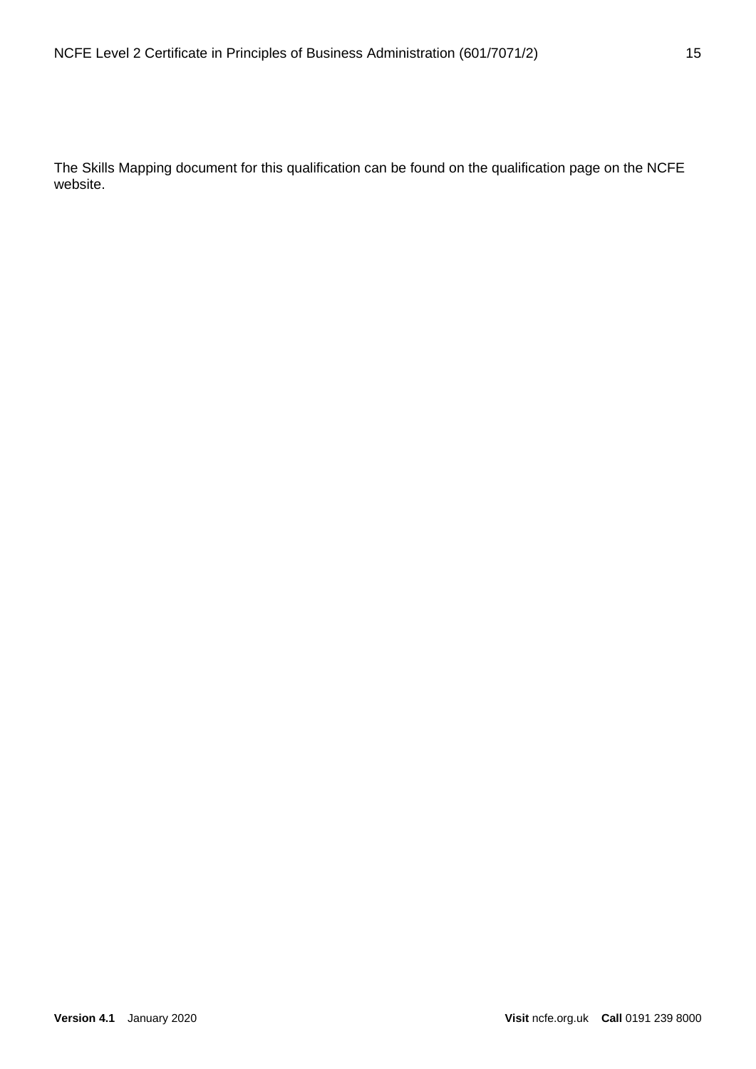The Skills Mapping document for this qualification can be found on the qualification page on the NCFE website.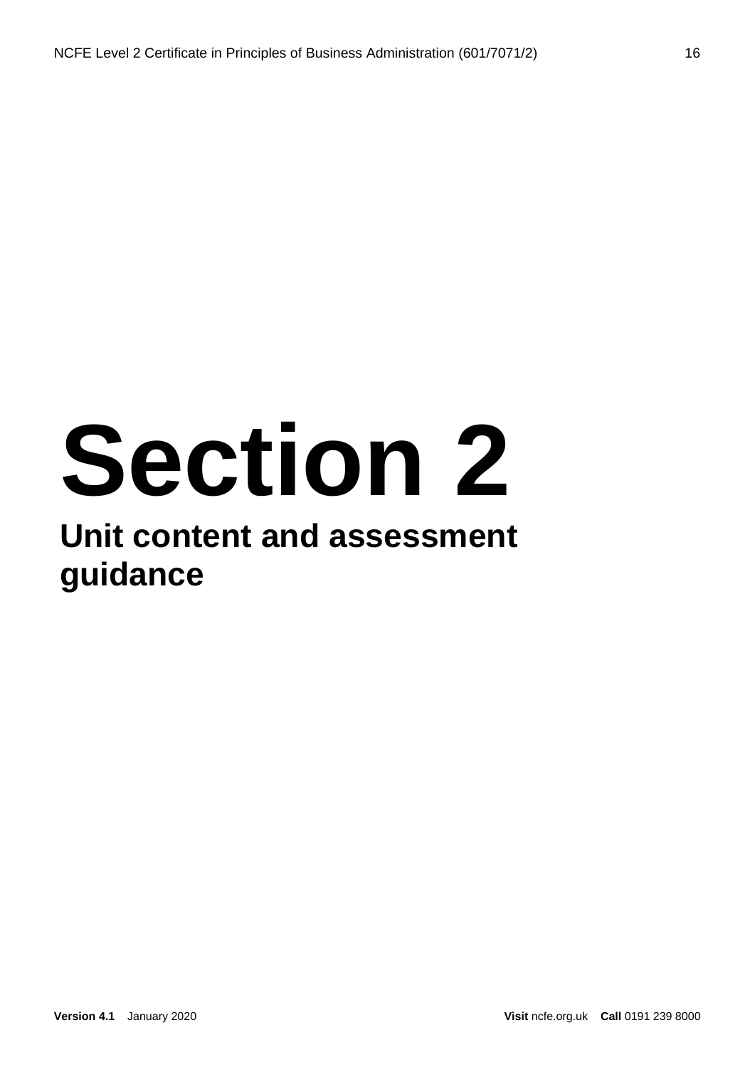# Section 2

## Unit content and assessment guidance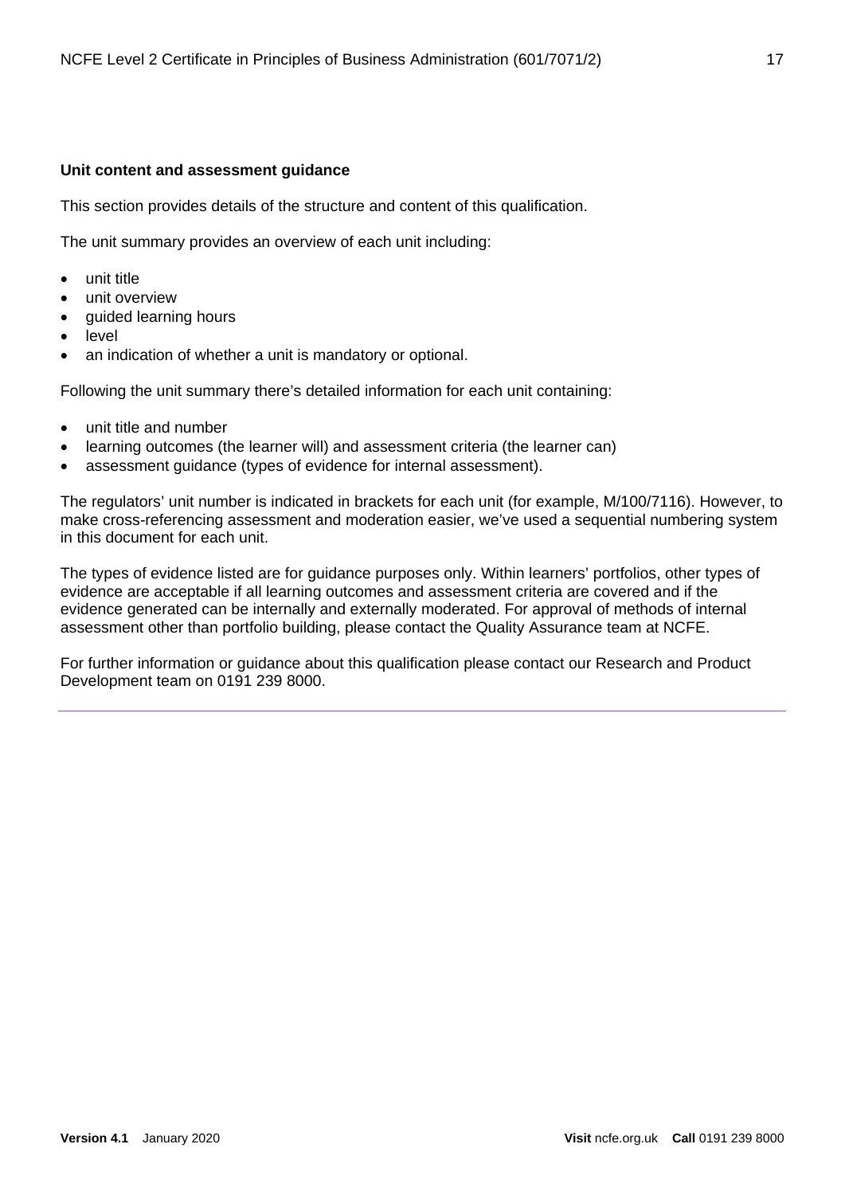**Unit content and assessment guidance**

This section provides details of the structure and content of this qualification.

The unit summary provides an overview of each unit including:

- unit title
- unit overview
- guided learning hours
- level
- an indication of whether a unit is mandatory or optional.

Following the unit summary there's detailed information for each unit containing:

- unit title and number
- learning outcomes (the learner will) and assessment criteria (the learner can)
- assessment guidance (types of evidence for internal assessment).

The regulators' unit number is indicated in brackets for each unit (for example, M/100/7116). However, to make cross-referencing assessment and moderation easier, we've used a sequential numbering system in this document for each unit.

The types of evidence listed are for guidance purposes only. Within learners' portfolios, other types of evidence are acceptable if all learning outcomes and assessment criteria are covered and if the evidence generated can be internally and externally moderated. For approval of methods of internal assessment other than portfolio building, please contact the Quality Assurance team at NCFE.

For further information or guidance about this qualification please contact our Research and Product Development team on 0191 239 8000.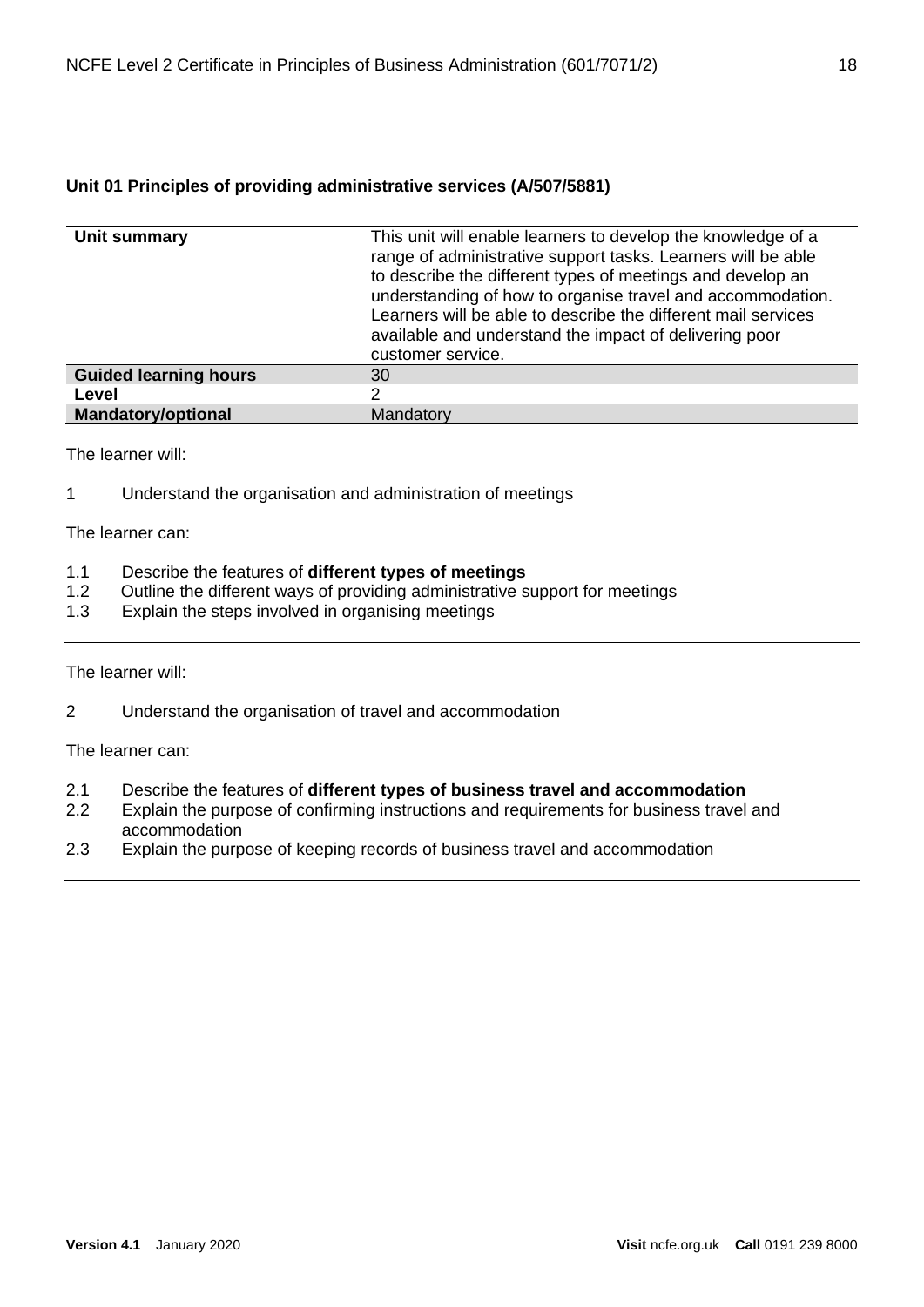### Unit 01 Principles of providing administrative services (A/507/5881)

| | |
|---|---|
| **Unit summary** | This unit will enable learners to develop the knowledge of a range of administrative support tasks. Learners will be able to describe the different types of meetings and develop an understanding of how to organise travel and accommodation. Learners will be able to describe the different mail services available and understand the impact of delivering poor customer service. |
| **Guided learning hours** | 30 |
| **Level** | 2 |
| **Mandatory/optional** | Mandatory |

The learner will:

1 Understand the organisation and administration of meetings

The learner can:

1.1 Describe the features of **different types of meetings**
1.2 Outline the different ways of providing administrative support for meetings
1.3 Explain the steps involved in organising meetings

---

The learner will:

2 Understand the organisation of travel and accommodation

The learner can:

2.1 Describe the features of **different types of business travel and accommodation**
2.2 Explain the purpose of confirming instructions and requirements for business travel and accommodation
2.3 Explain the purpose of keeping records of business travel and accommodation

---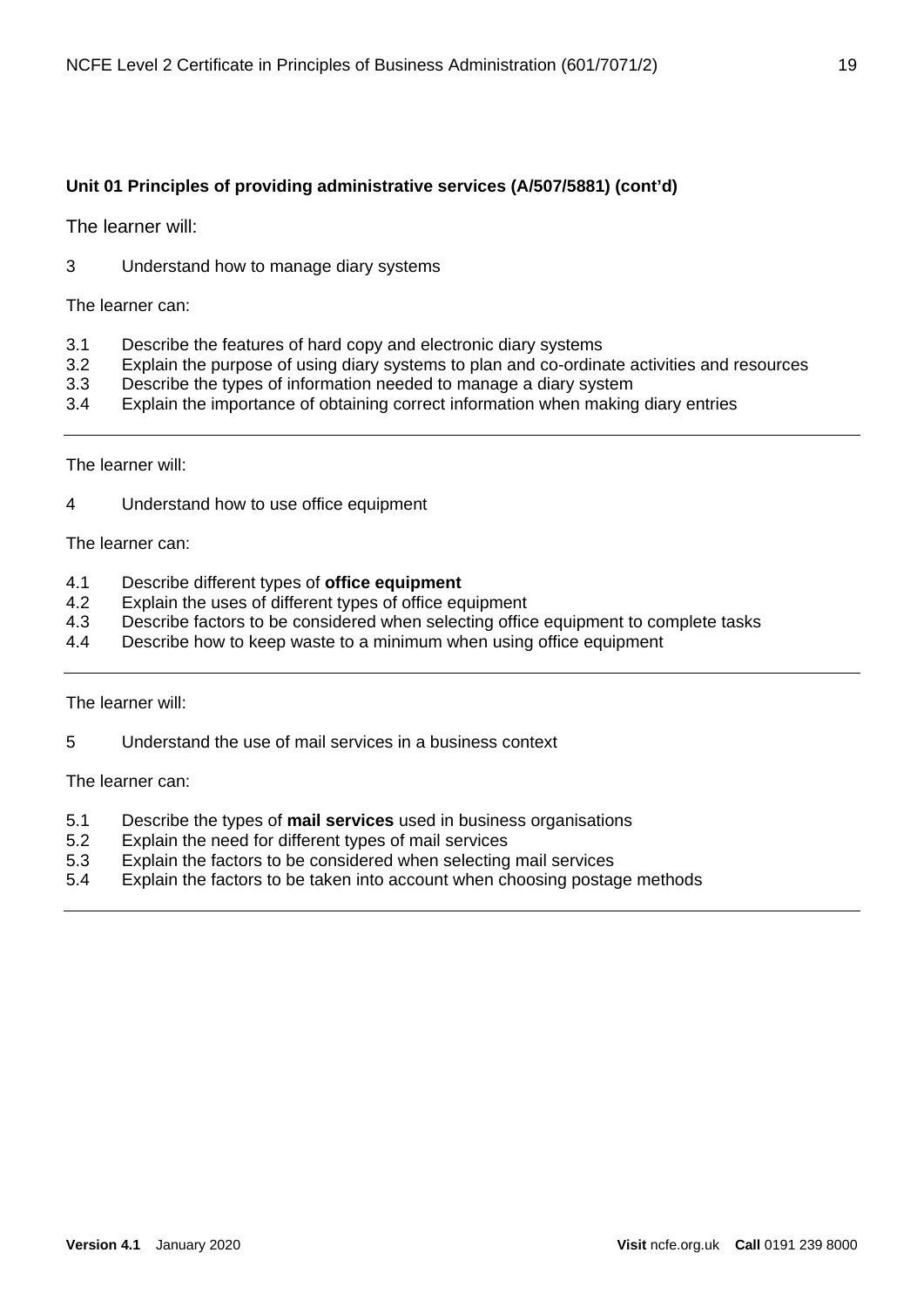**Unit 01 Principles of providing administrative services (A/507/5881) (cont'd)**

The learner will:

3 Understand how to manage diary systems

The learner can:

3.1 Describe the features of hard copy and electronic diary systems
3.2 Explain the purpose of using diary systems to plan and co-ordinate activities and resources
3.3 Describe the types of information needed to manage a diary system
3.4 Explain the importance of obtaining correct information when making diary entries

---

The learner will:

4 Understand how to use office equipment

The learner can:

4.1 Describe different types of **office equipment**
4.2 Explain the uses of different types of office equipment
4.3 Describe factors to be considered when selecting office equipment to complete tasks
4.4 Describe how to keep waste to a minimum when using office equipment

---

The learner will:

5 Understand the use of mail services in a business context

The learner can:

5.1 Describe the types of **mail services** used in business organisations
5.2 Explain the need for different types of mail services
5.3 Explain the factors to be considered when selecting mail services
5.4 Explain the factors to be taken into account when choosing postage methods

---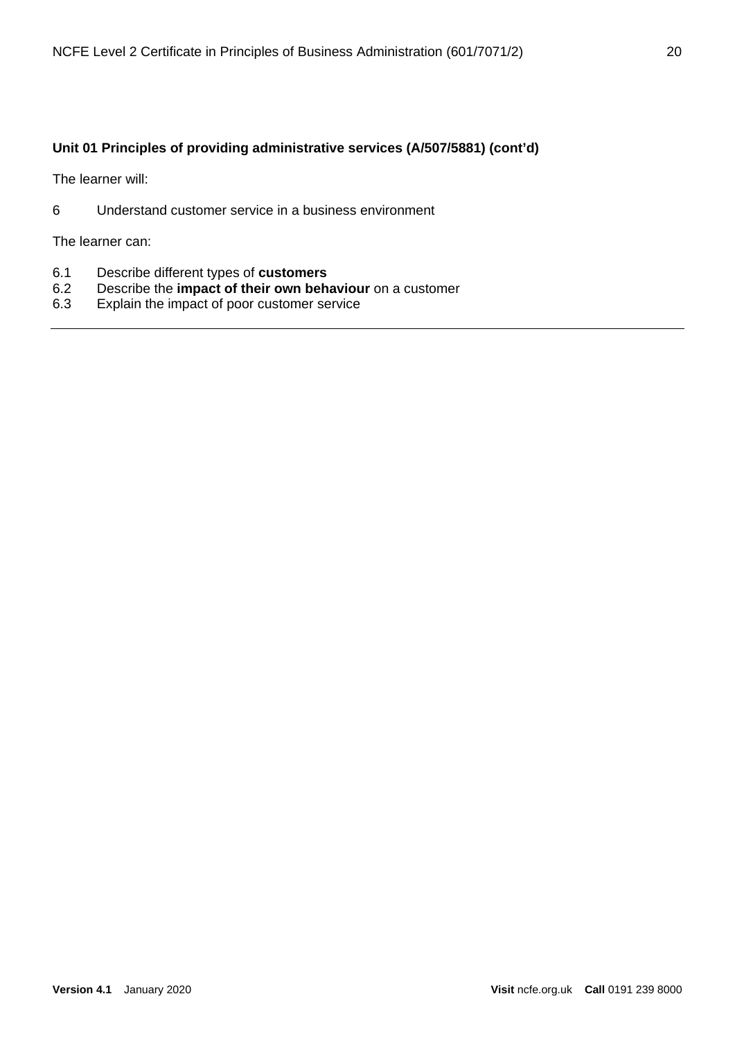**Unit 01 Principles of providing administrative services (A/507/5881) (cont'd)**

The learner will:

6 Understand customer service in a business environment

The learner can:

6.1 Describe different types of **customers**
6.2 Describe the **impact of their own behaviour** on a customer
6.3 Explain the impact of poor customer service

---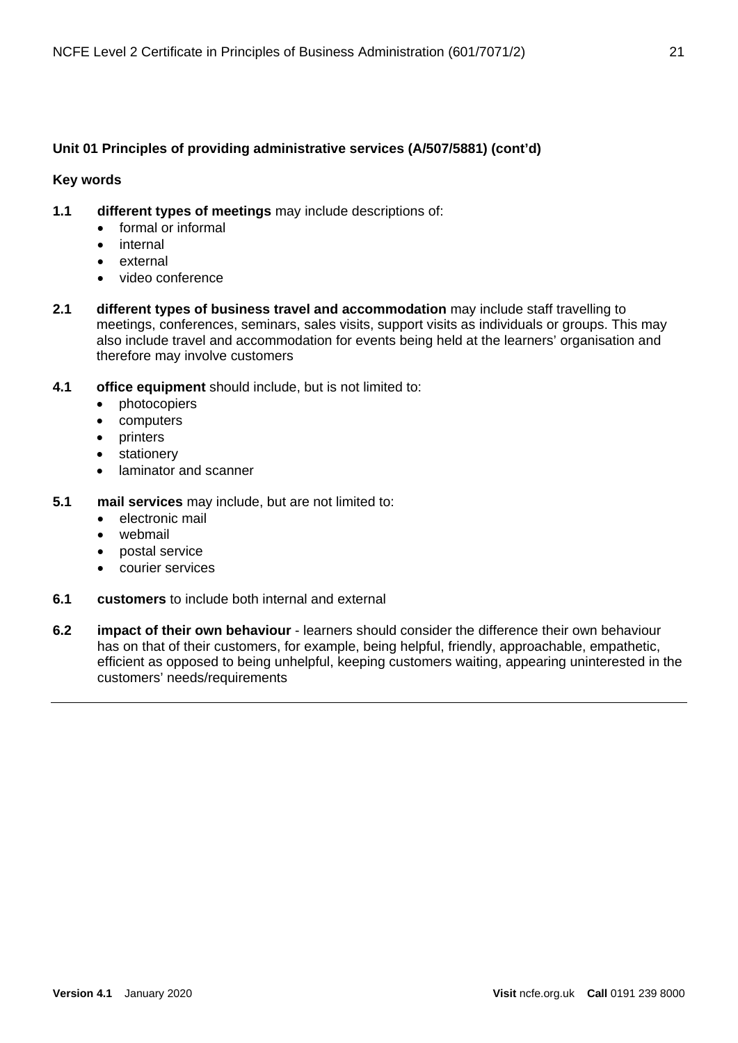### Unit 01 Principles of providing administrative services (A/507/5881) (cont'd)

#### Key words

**1.1** **different types of meetings** may include descriptions of:

- formal or informal
- internal
- external
- video conference

**2.1** **different types of business travel and accommodation** may include staff travelling to meetings, conferences, seminars, sales visits, support visits as individuals or groups. This may also include travel and accommodation for events being held at the learners' organisation and therefore may involve customers

**4.1** **office equipment** should include, but is not limited to:

- photocopiers
- computers
- printers
- stationery
- laminator and scanner

**5.1** **mail services** may include, but are not limited to:

- electronic mail
- webmail
- postal service
- courier services

**6.1** **customers** to include both internal and external

**6.2** **impact of their own behaviour** - learners should consider the difference their own behaviour has on that of their customers, for example, being helpful, friendly, approachable, empathetic, efficient as opposed to being unhelpful, keeping customers waiting, appearing uninterested in the customers' needs/requirements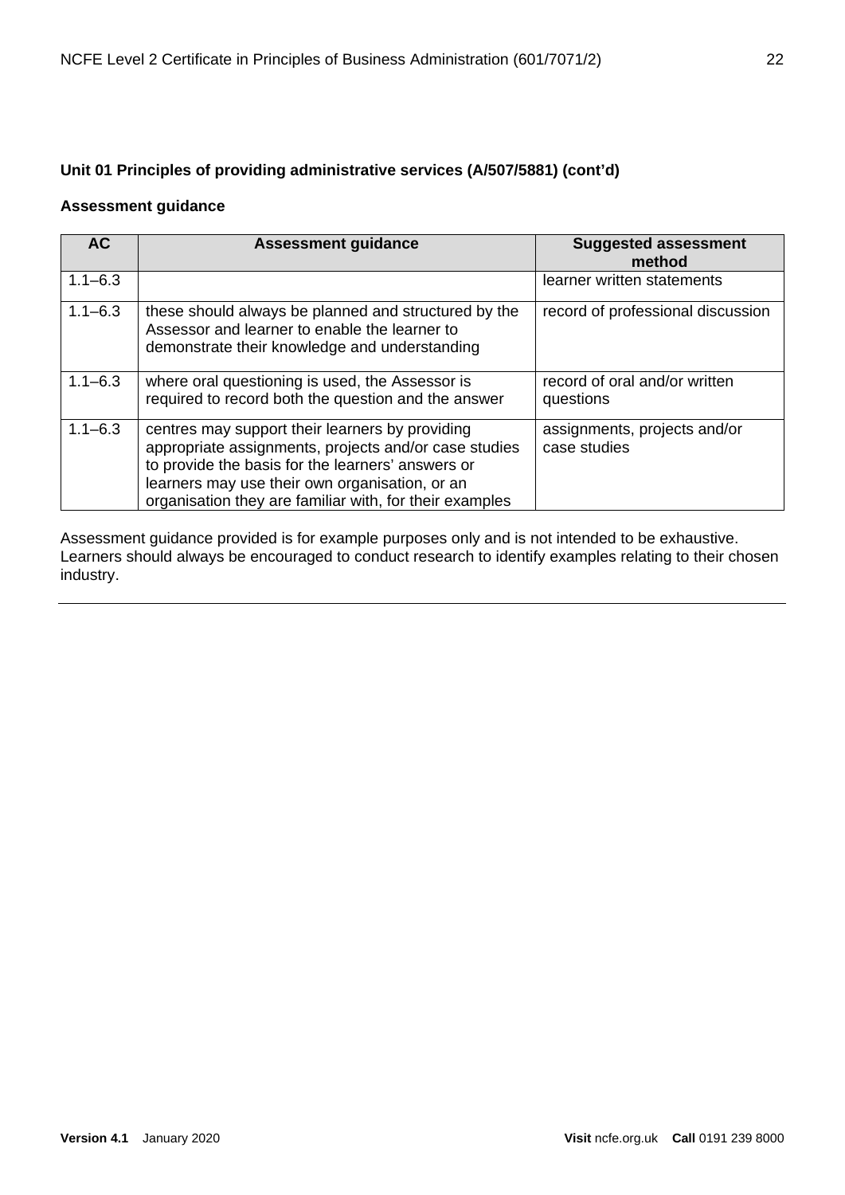**Unit 01 Principles of providing administrative services (A/507/5881) (cont'd)**

**Assessment guidance**

| AC | Assessment guidance | Suggested assessment method |
|---|---|---|
| 1.1–6.3 | | learner written statements |
| 1.1–6.3 | these should always be planned and structured by the Assessor and learner to enable the learner to demonstrate their knowledge and understanding | record of professional discussion |
| 1.1–6.3 | where oral questioning is used, the Assessor is required to record both the question and the answer | record of oral and/or written questions |
| 1.1–6.3 | centres may support their learners by providing appropriate assignments, projects and/or case studies to provide the basis for the learners' answers or learners may use their own organisation, or an organisation they are familiar with, for their examples | assignments, projects and/or case studies |

Assessment guidance provided is for example purposes only and is not intended to be exhaustive. Learners should always be encouraged to conduct research to identify examples relating to their chosen industry.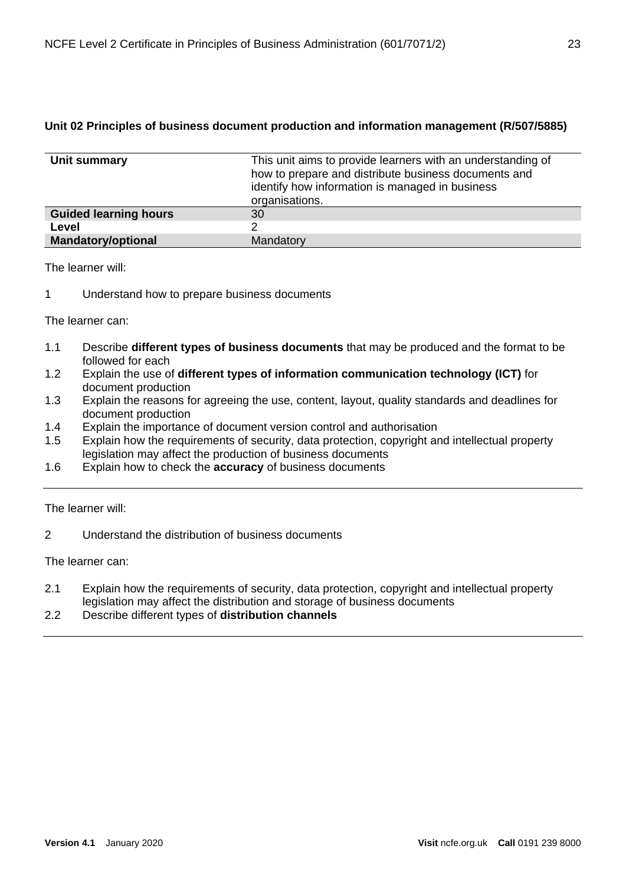### Unit 02 Principles of business document production and information management (R/507/5885)

| | |
|---|---|
| **Unit summary** | This unit aims to provide learners with an understanding of how to prepare and distribute business documents and identify how information is managed in business organisations. |
| **Guided learning hours** | 30 |
| **Level** | 2 |
| **Mandatory/optional** | Mandatory |

The learner will:

1 Understand how to prepare business documents

The learner can:

1.1 Describe **different types of business documents** that may be produced and the format to be followed for each
1.2 Explain the use of **different types of information communication technology (ICT)** for document production
1.3 Explain the reasons for agreeing the use, content, layout, quality standards and deadlines for document production
1.4 Explain the importance of document version control and authorisation
1.5 Explain how the requirements of security, data protection, copyright and intellectual property legislation may affect the production of business documents
1.6 Explain how to check the **accuracy** of business documents

---

The learner will:

2 Understand the distribution of business documents

The learner can:

2.1 Explain how the requirements of security, data protection, copyright and intellectual property legislation may affect the distribution and storage of business documents
2.2 Describe different types of **distribution channels**

---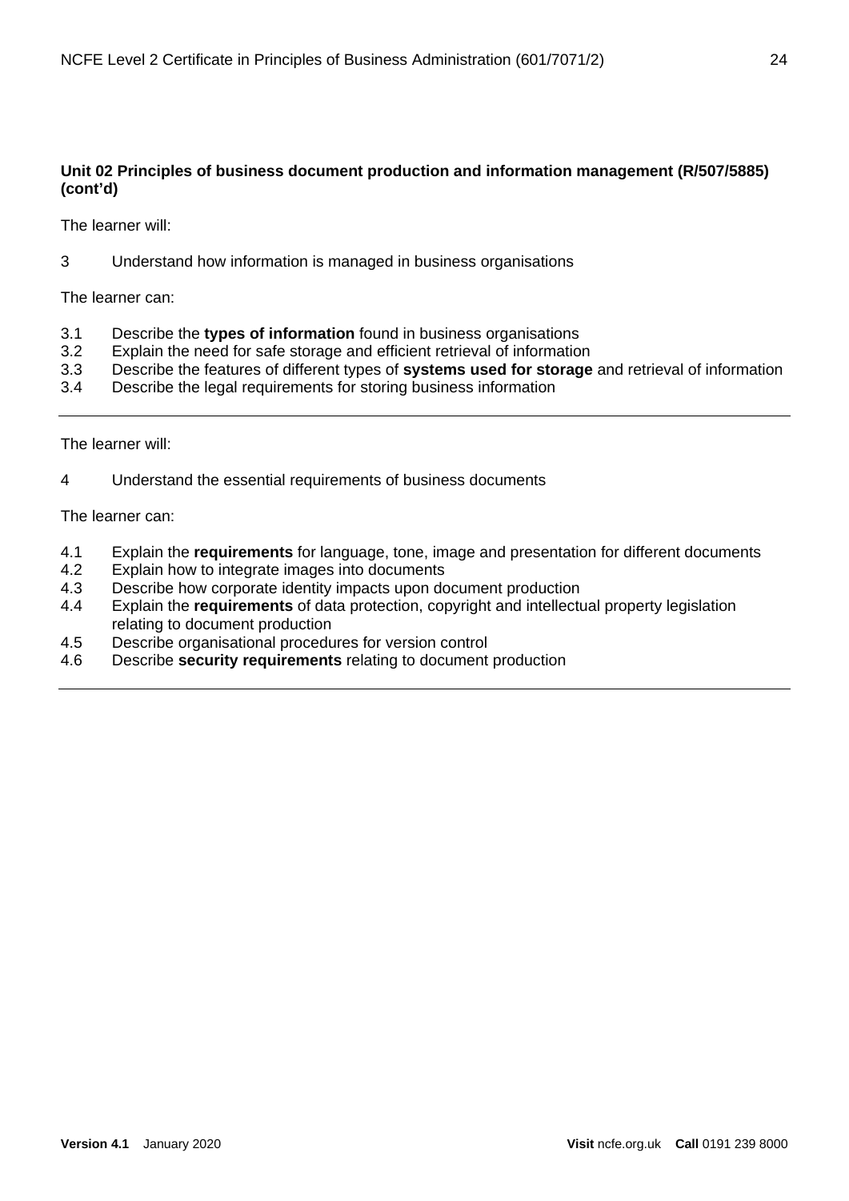**Unit 02 Principles of business document production and information management (R/507/5885) (cont'd)**

The learner will:

3 Understand how information is managed in business organisations

The learner can:

3.1 Describe the **types of information** found in business organisations
3.2 Explain the need for safe storage and efficient retrieval of information
3.3 Describe the features of different types of **systems used for storage** and retrieval of information
3.4 Describe the legal requirements for storing business information

---

The learner will:

4 Understand the essential requirements of business documents

The learner can:

4.1 Explain the **requirements** for language, tone, image and presentation for different documents
4.2 Explain how to integrate images into documents
4.3 Describe how corporate identity impacts upon document production
4.4 Explain the **requirements** of data protection, copyright and intellectual property legislation relating to document production
4.5 Describe organisational procedures for version control
4.6 Describe **security requirements** relating to document production

---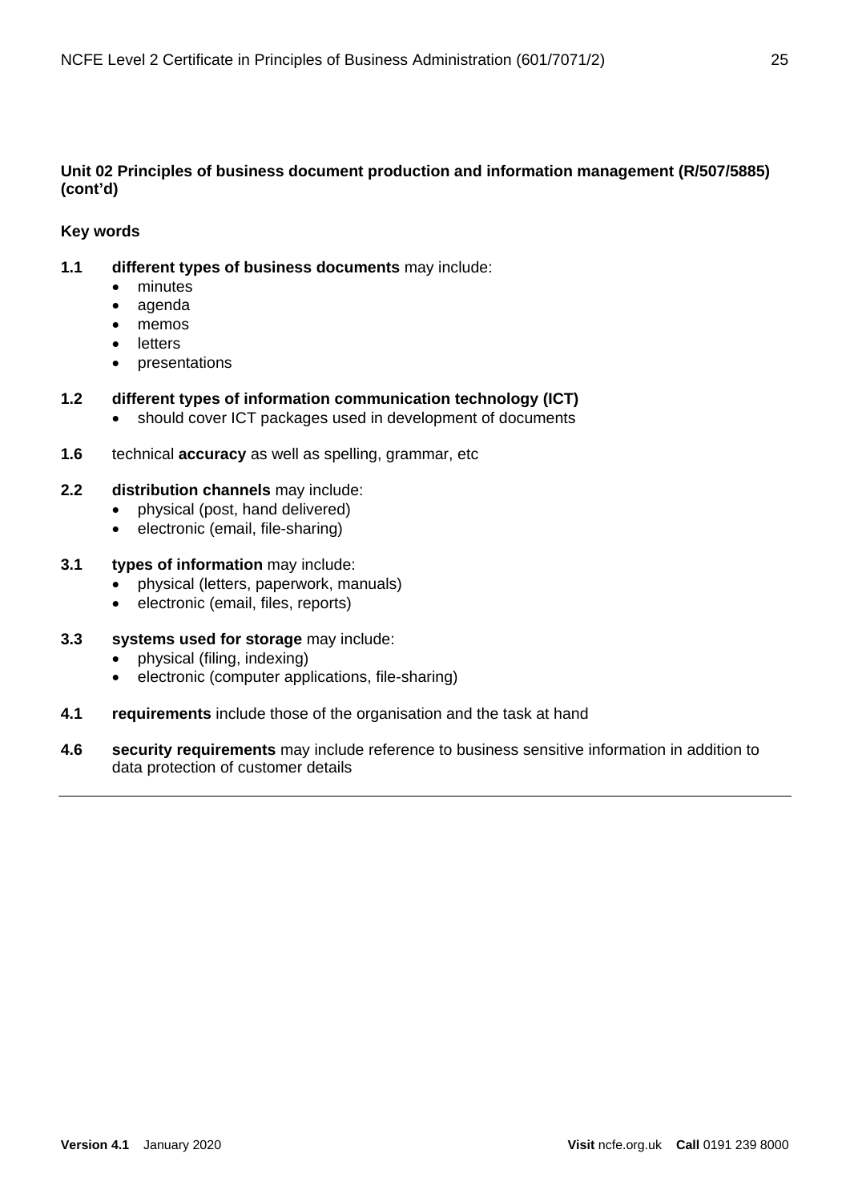**Unit 02 Principles of business document production and information management (R/507/5885) (cont'd)**

**Key words**

**1.1** **different types of business documents** may include:
- minutes
- agenda
- memos
- letters
- presentations

**1.2** **different types of information communication technology (ICT)**
- should cover ICT packages used in development of documents

**1.6** technical **accuracy** as well as spelling, grammar, etc

**2.2** **distribution channels** may include:
- physical (post, hand delivered)
- electronic (email, file-sharing)

**3.1** **types of information** may include:
- physical (letters, paperwork, manuals)
- electronic (email, files, reports)

**3.3** **systems used for storage** may include:
- physical (filing, indexing)
- electronic (computer applications, file-sharing)

**4.1** **requirements** include those of the organisation and the task at hand

**4.6** **security requirements** may include reference to business sensitive information in addition to data protection of customer details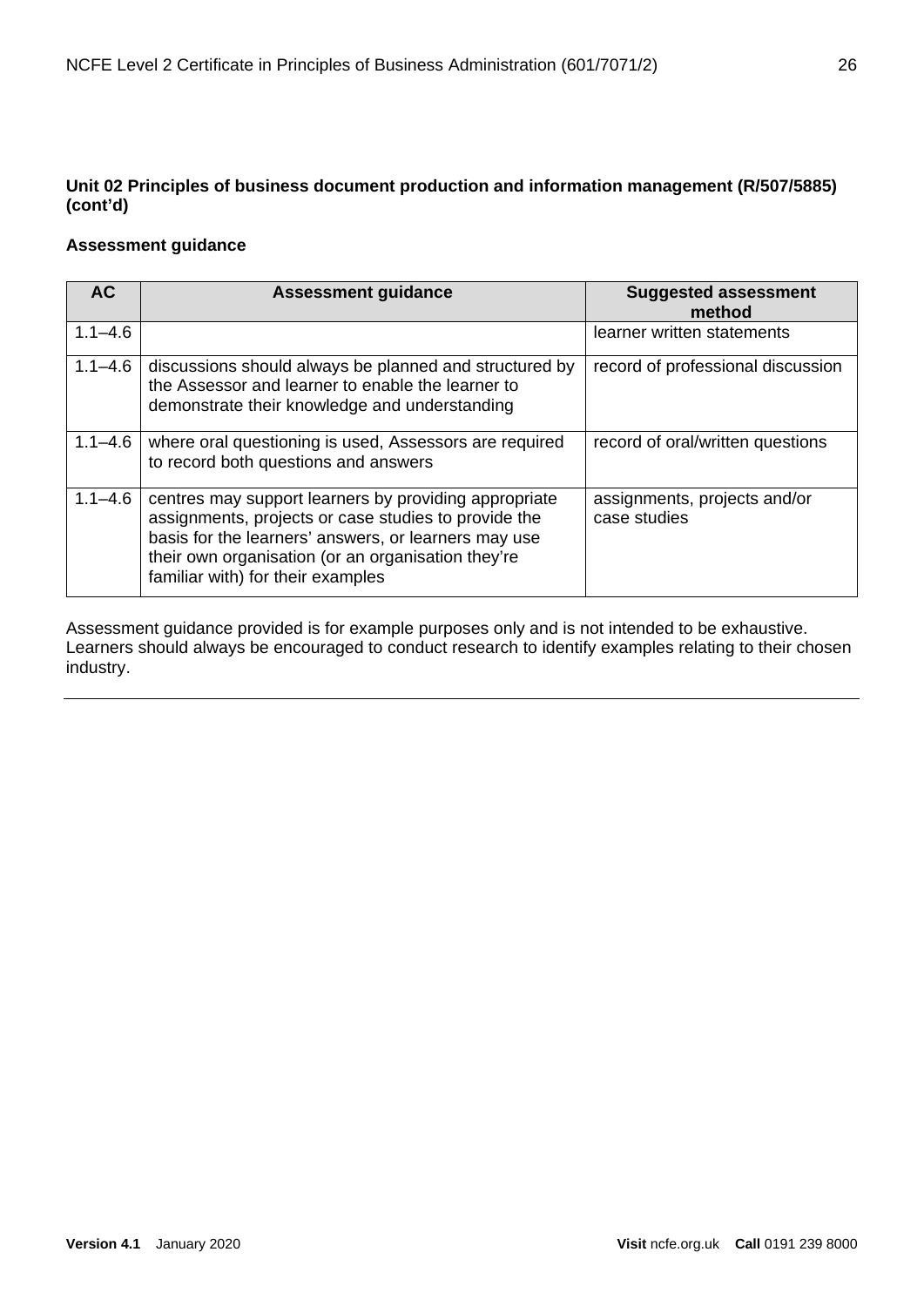**Unit 02 Principles of business document production and information management (R/507/5885) (cont'd)**

**Assessment guidance**

| AC | Assessment guidance | Suggested assessment method |
|---|---|---|
| 1.1–4.6 | | learner written statements |
| 1.1–4.6 | discussions should always be planned and structured by the Assessor and learner to enable the learner to demonstrate their knowledge and understanding | record of professional discussion |
| 1.1–4.6 | where oral questioning is used, Assessors are required to record both questions and answers | record of oral/written questions |
| 1.1–4.6 | centres may support learners by providing appropriate assignments, projects or case studies to provide the basis for the learners' answers, or learners may use their own organisation (or an organisation they're familiar with) for their examples | assignments, projects and/or case studies |

Assessment guidance provided is for example purposes only and is not intended to be exhaustive. Learners should always be encouraged to conduct research to identify examples relating to their chosen industry.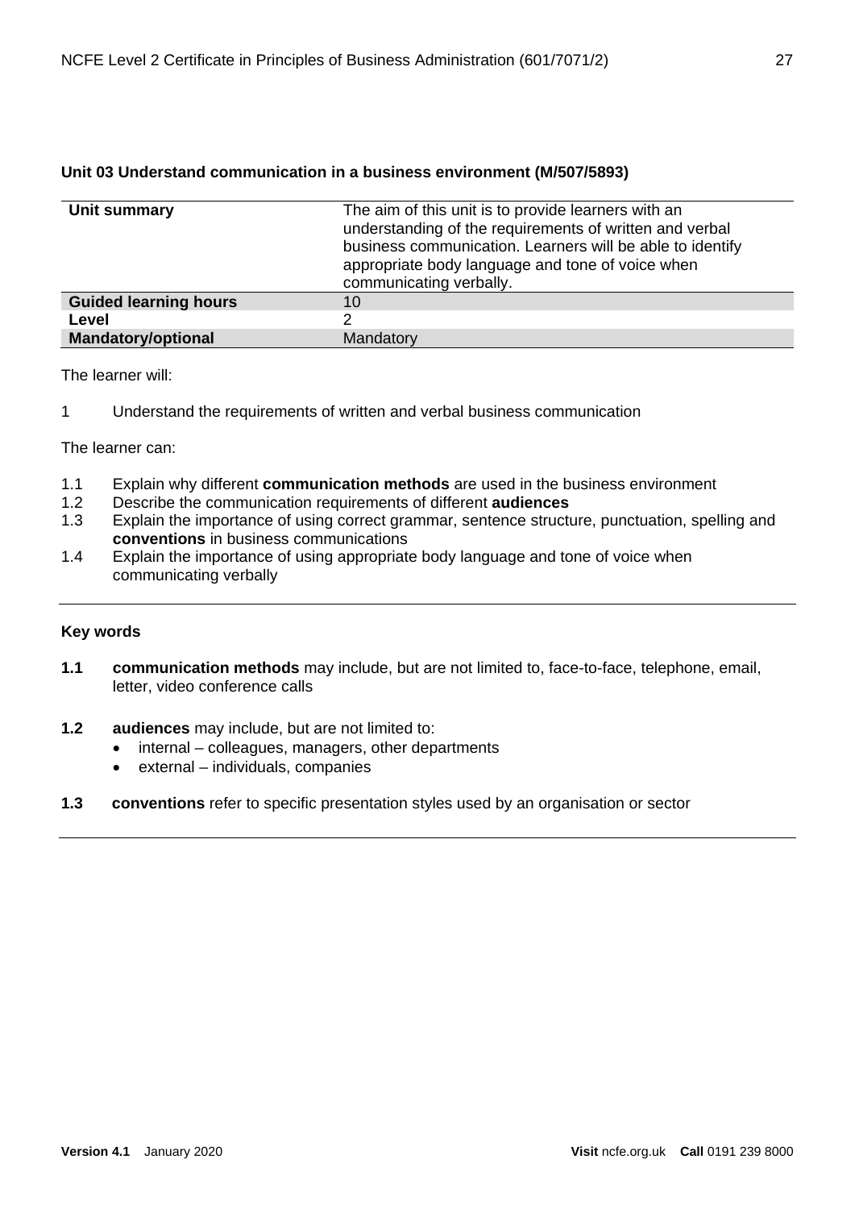### Unit 03 Understand communication in a business environment (M/507/5893)

| | |
|---|---|
| **Unit summary** | The aim of this unit is to provide learners with an understanding of the requirements of written and verbal business communication. Learners will be able to identify appropriate body language and tone of voice when communicating verbally. |
| **Guided learning hours** | 10 |
| **Level** | 2 |
| **Mandatory/optional** | Mandatory |

The learner will:

1 Understand the requirements of written and verbal business communication

The learner can:

1.1 Explain why different **communication methods** are used in the business environment
1.2 Describe the communication requirements of different **audiences**
1.3 Explain the importance of using correct grammar, sentence structure, punctuation, spelling and **conventions** in business communications
1.4 Explain the importance of using appropriate body language and tone of voice when communicating verbally

---

**Key words**

**1.1** **communication methods** may include, but are not limited to, face-to-face, telephone, email, letter, video conference calls

**1.2** **audiences** may include, but are not limited to:

- internal – colleagues, managers, other departments
- external – individuals, companies

**1.3** **conventions** refer to specific presentation styles used by an organisation or sector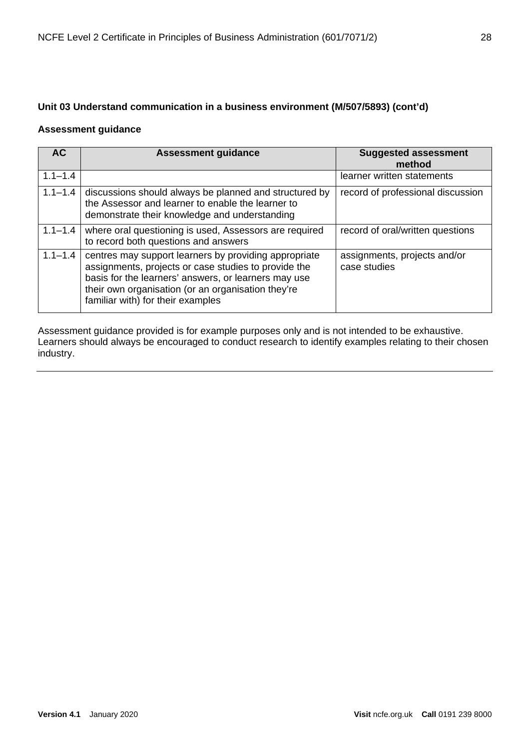**Unit 03 Understand communication in a business environment (M/507/5893) (cont'd)**

**Assessment guidance**

| AC | Assessment guidance | Suggested assessment method |
|---|---|---|
| 1.1–1.4 | | learner written statements |
| 1.1–1.4 | discussions should always be planned and structured by the Assessor and learner to enable the learner to demonstrate their knowledge and understanding | record of professional discussion |
| 1.1–1.4 | where oral questioning is used, Assessors are required to record both questions and answers | record of oral/written questions |
| 1.1–1.4 | centres may support learners by providing appropriate assignments, projects or case studies to provide the basis for the learners' answers, or learners may use their own organisation (or an organisation they're familiar with) for their examples | assignments, projects and/or case studies |

Assessment guidance provided is for example purposes only and is not intended to be exhaustive. Learners should always be encouraged to conduct research to identify examples relating to their chosen industry.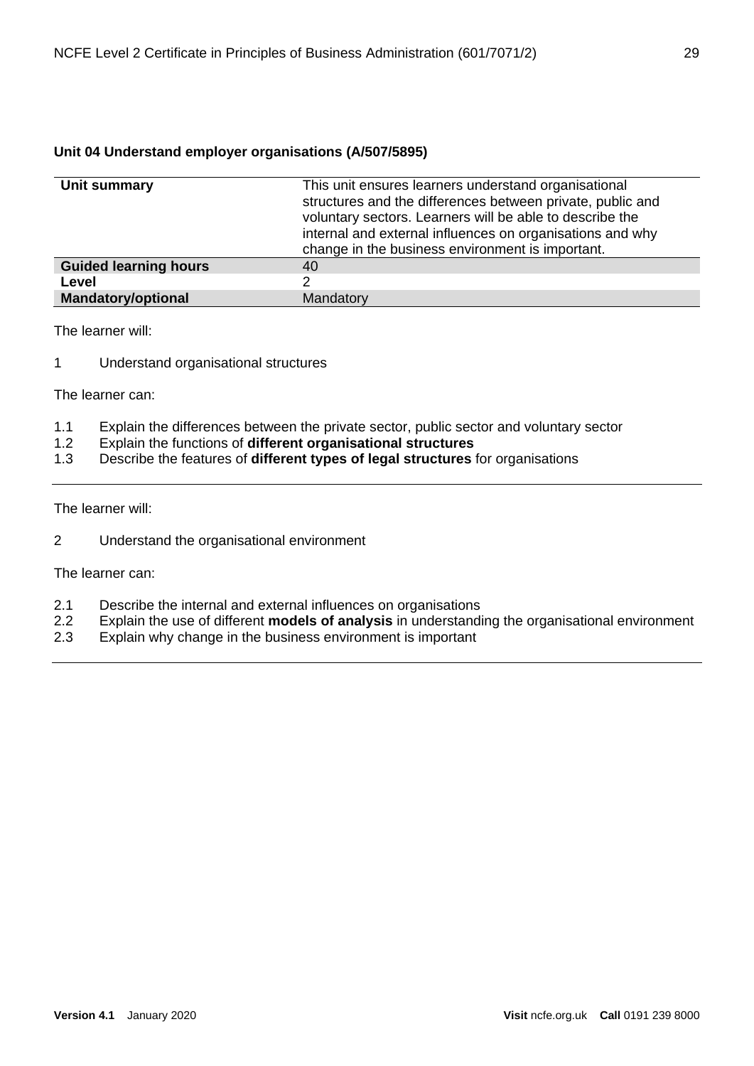## Unit 04 Understand employer organisations (A/507/5895)

| | |
|---|---|
| **Unit summary** | This unit ensures learners understand organisational structures and the differences between private, public and voluntary sectors. Learners will be able to describe the internal and external influences on organisations and why change in the business environment is important. |
| **Guided learning hours** | 40 |
| **Level** | 2 |
| **Mandatory/optional** | Mandatory |

The learner will:

1 Understand organisational structures

The learner can:

1.1 Explain the differences between the private sector, public sector and voluntary sector
1.2 Explain the functions of **different organisational structures**
1.3 Describe the features of **different types of legal structures** for organisations

---

The learner will:

2 Understand the organisational environment

The learner can:

2.1 Describe the internal and external influences on organisations
2.2 Explain the use of different **models of analysis** in understanding the organisational environment
2.3 Explain why change in the business environment is important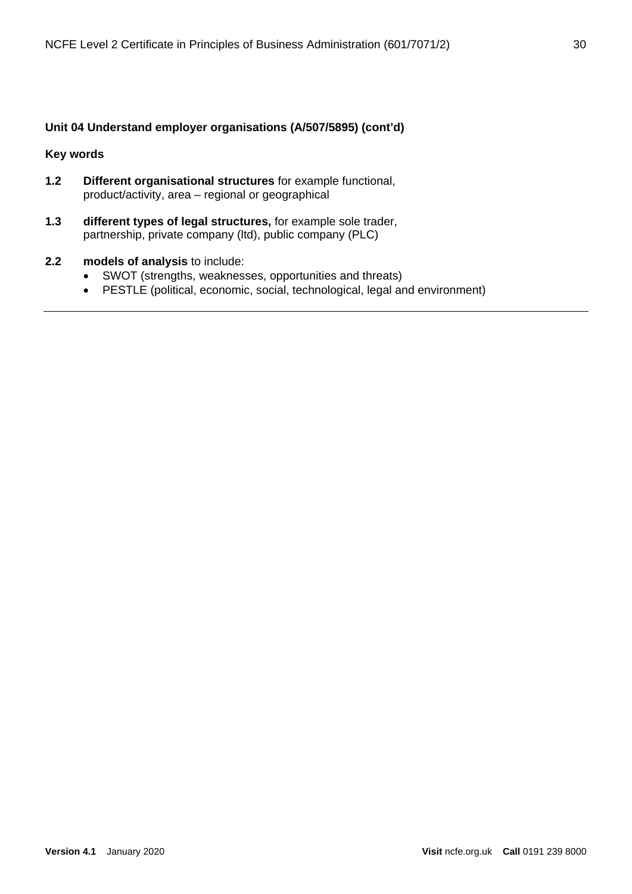**Unit 04 Understand employer organisations (A/507/5895) (cont'd)**

**Key words**

**1.2** **Different organisational structures** for example functional, product/activity, area – regional or geographical

**1.3** **different types of legal structures,** for example sole trader, partnership, private company (ltd), public company (PLC)

**2.2** **models of analysis** to include:

- SWOT (strengths, weaknesses, opportunities and threats)
- PESTLE (political, economic, social, technological, legal and environment)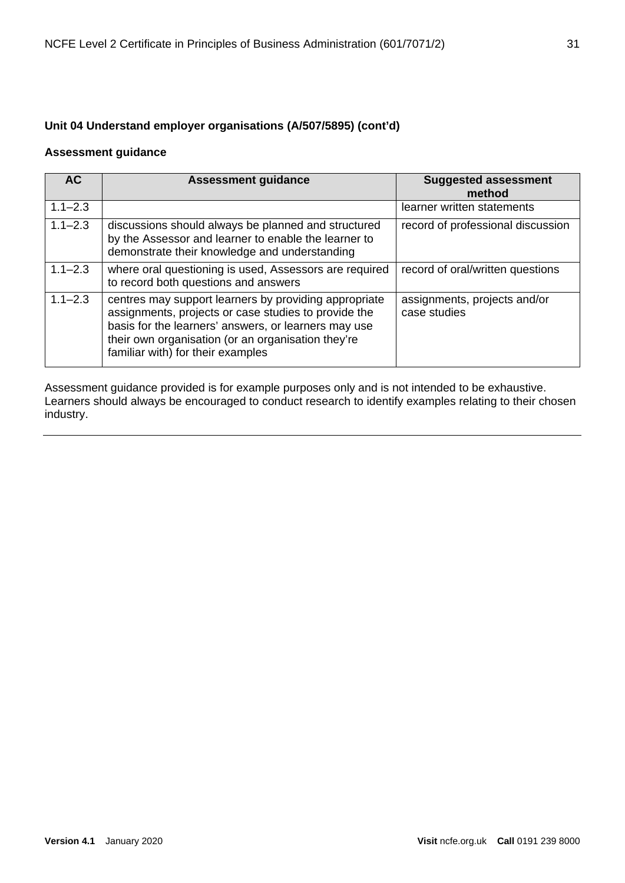## Unit 04 Understand employer organisations (A/507/5895) (cont'd)

### Assessment guidance

| AC | Assessment guidance | Suggested assessment method |
|---|---|---|
| 1.1–2.3 | | learner written statements |
| 1.1–2.3 | discussions should always be planned and structured by the Assessor and learner to enable the learner to demonstrate their knowledge and understanding | record of professional discussion |
| 1.1–2.3 | where oral questioning is used, Assessors are required to record both questions and answers | record of oral/written questions |
| 1.1–2.3 | centres may support learners by providing appropriate assignments, projects or case studies to provide the basis for the learners' answers, or learners may use their own organisation (or an organisation they're familiar with) for their examples | assignments, projects and/or case studies |

Assessment guidance provided is for example purposes only and is not intended to be exhaustive. Learners should always be encouraged to conduct research to identify examples relating to their chosen industry.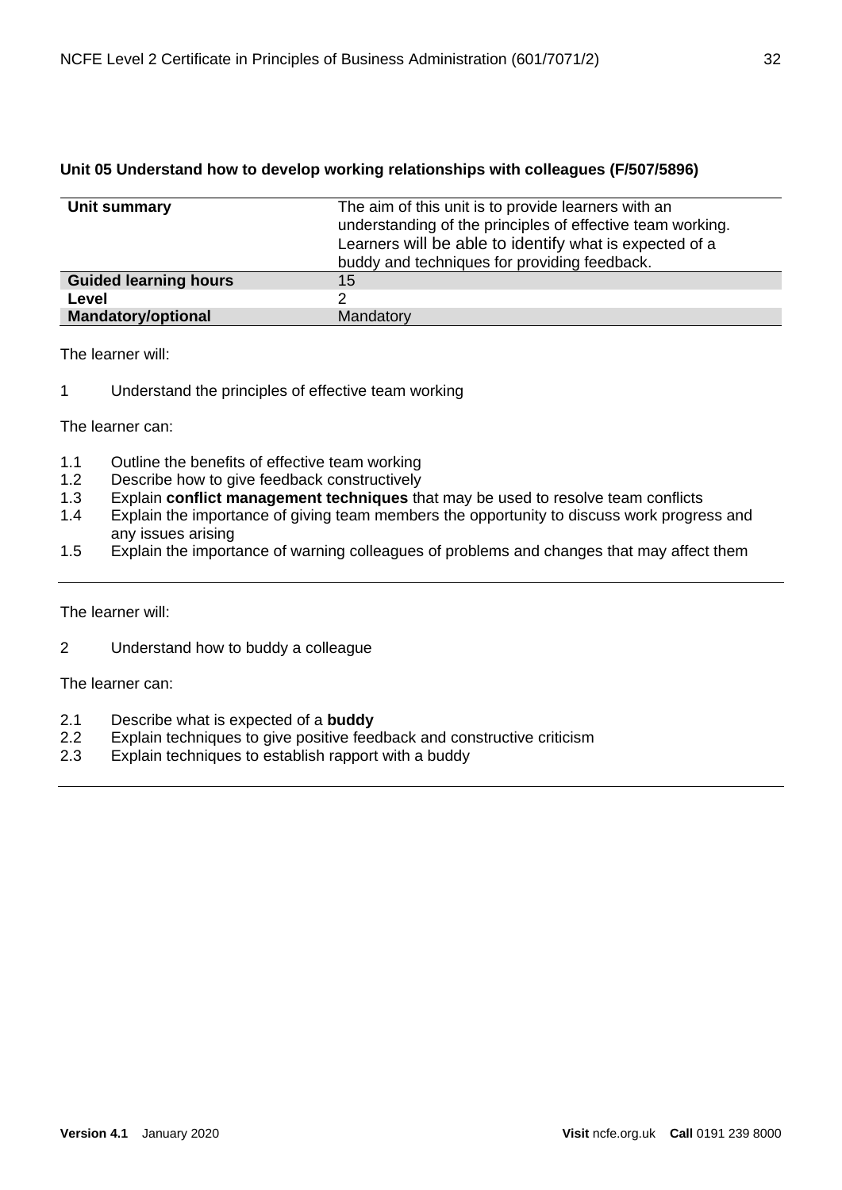### Unit 05 Understand how to develop working relationships with colleagues (F/507/5896)

| **Unit summary** | The aim of this unit is to provide learners with an understanding of the principles of effective team working. Learners will be able to identify what is expected of a buddy and techniques for providing feedback. |
|---|---|
| **Guided learning hours** | 15 |
| **Level** | 2 |
| **Mandatory/optional** | Mandatory |

The learner will:

1 Understand the principles of effective team working

The learner can:

1.1 Outline the benefits of effective team working
1.2 Describe how to give feedback constructively
1.3 Explain **conflict management techniques** that may be used to resolve team conflicts
1.4 Explain the importance of giving team members the opportunity to discuss work progress and any issues arising
1.5 Explain the importance of warning colleagues of problems and changes that may affect them

---

The learner will:

2 Understand how to buddy a colleague

The learner can:

2.1 Describe what is expected of a **buddy**
2.2 Explain techniques to give positive feedback and constructive criticism
2.3 Explain techniques to establish rapport with a buddy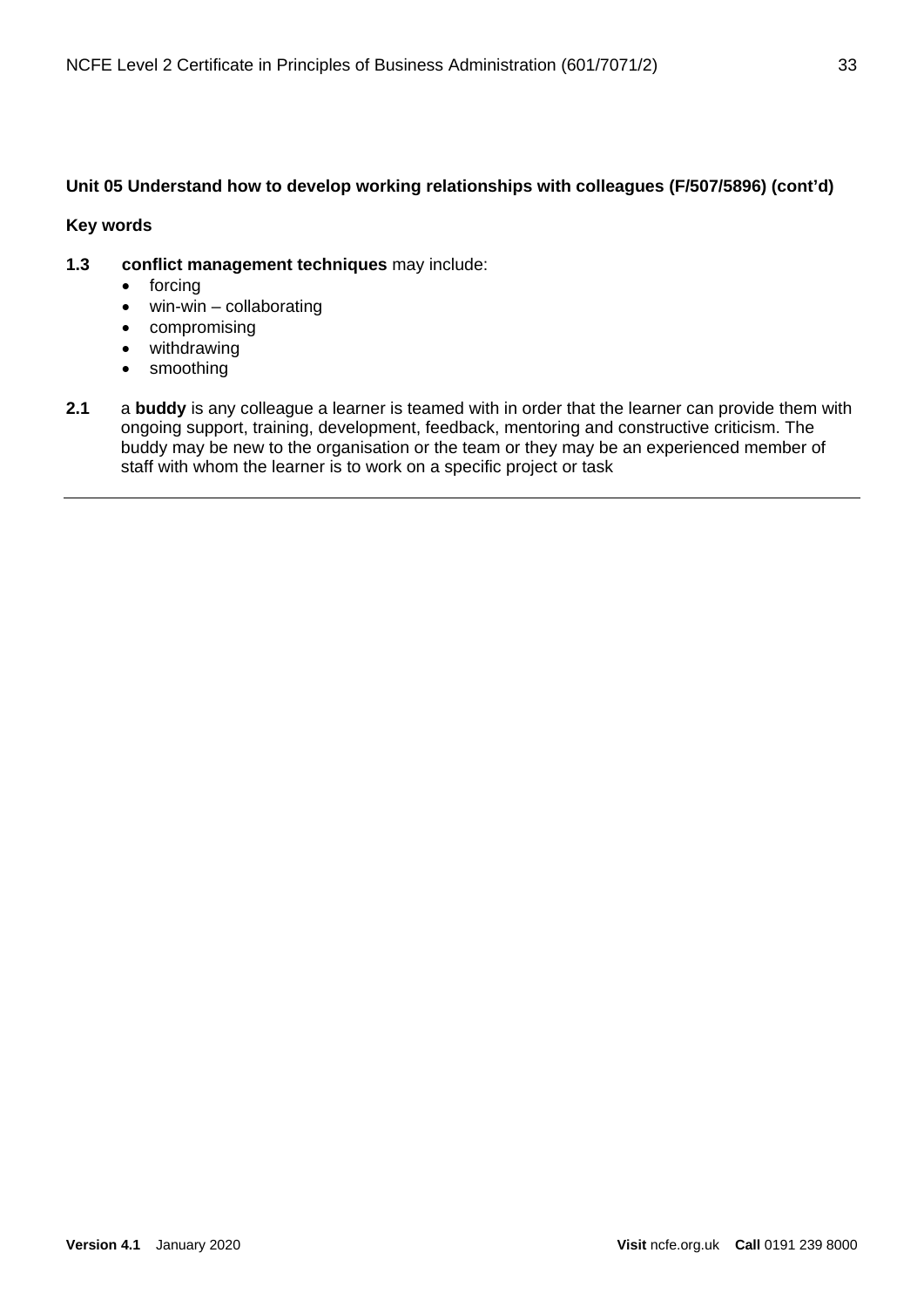**Unit 05 Understand how to develop working relationships with colleagues (F/507/5896) (cont'd)**

**Key words**

**1.3** **conflict management techniques** may include:

- forcing
- win-win – collaborating
- compromising
- withdrawing
- smoothing

**2.1** a **buddy** is any colleague a learner is teamed with in order that the learner can provide them with ongoing support, training, development, feedback, mentoring and constructive criticism. The buddy may be new to the organisation or the team or they may be an experienced member of staff with whom the learner is to work on a specific project or task

---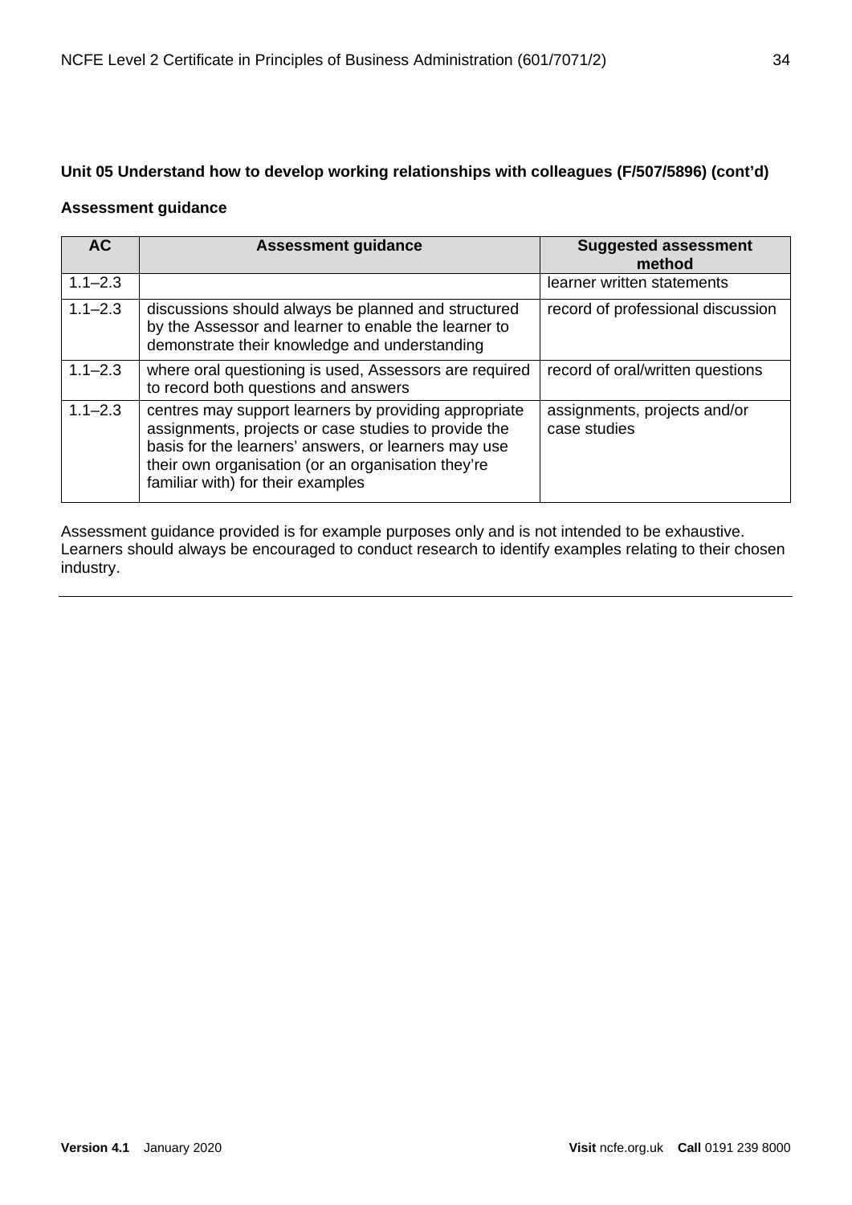**Unit 05 Understand how to develop working relationships with colleagues (F/507/5896) (cont'd)**

**Assessment guidance**

| AC | Assessment guidance | Suggested assessment method |
|---|---|---|
| 1.1–2.3 | | learner written statements |
| 1.1–2.3 | discussions should always be planned and structured by the Assessor and learner to enable the learner to demonstrate their knowledge and understanding | record of professional discussion |
| 1.1–2.3 | where oral questioning is used, Assessors are required to record both questions and answers | record of oral/written questions |
| 1.1–2.3 | centres may support learners by providing appropriate assignments, projects or case studies to provide the basis for the learners' answers, or learners may use their own organisation (or an organisation they're familiar with) for their examples | assignments, projects and/or case studies |

Assessment guidance provided is for example purposes only and is not intended to be exhaustive. Learners should always be encouraged to conduct research to identify examples relating to their chosen industry.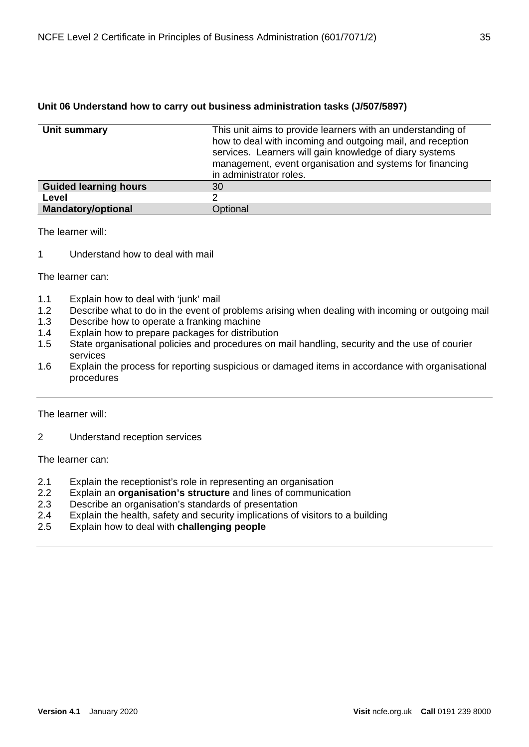### Unit 06 Understand how to carry out business administration tasks (J/507/5897)

| | |
|---|---|
| **Unit summary** | This unit aims to provide learners with an understanding of how to deal with incoming and outgoing mail, and reception services. Learners will gain knowledge of diary systems management, event organisation and systems for financing in administrator roles. |
| **Guided learning hours** | 30 |
| **Level** | 2 |
| **Mandatory/optional** | Optional |

The learner will:

1 Understand how to deal with mail

The learner can:

- 1.1 Explain how to deal with ‘junk’ mail
- 1.2 Describe what to do in the event of problems arising when dealing with incoming or outgoing mail
- 1.3 Describe how to operate a franking machine
- 1.4 Explain how to prepare packages for distribution
- 1.5 State organisational policies and procedures on mail handling, security and the use of courier services
- 1.6 Explain the process for reporting suspicious or damaged items in accordance with organisational procedures

---

The learner will:

2 Understand reception services

The learner can:

- 2.1 Explain the receptionist’s role in representing an organisation
- 2.2 Explain an **organisation’s structure** and lines of communication
- 2.3 Describe an organisation’s standards of presentation
- 2.4 Explain the health, safety and security implications of visitors to a building
- 2.5 Explain how to deal with **challenging people**

---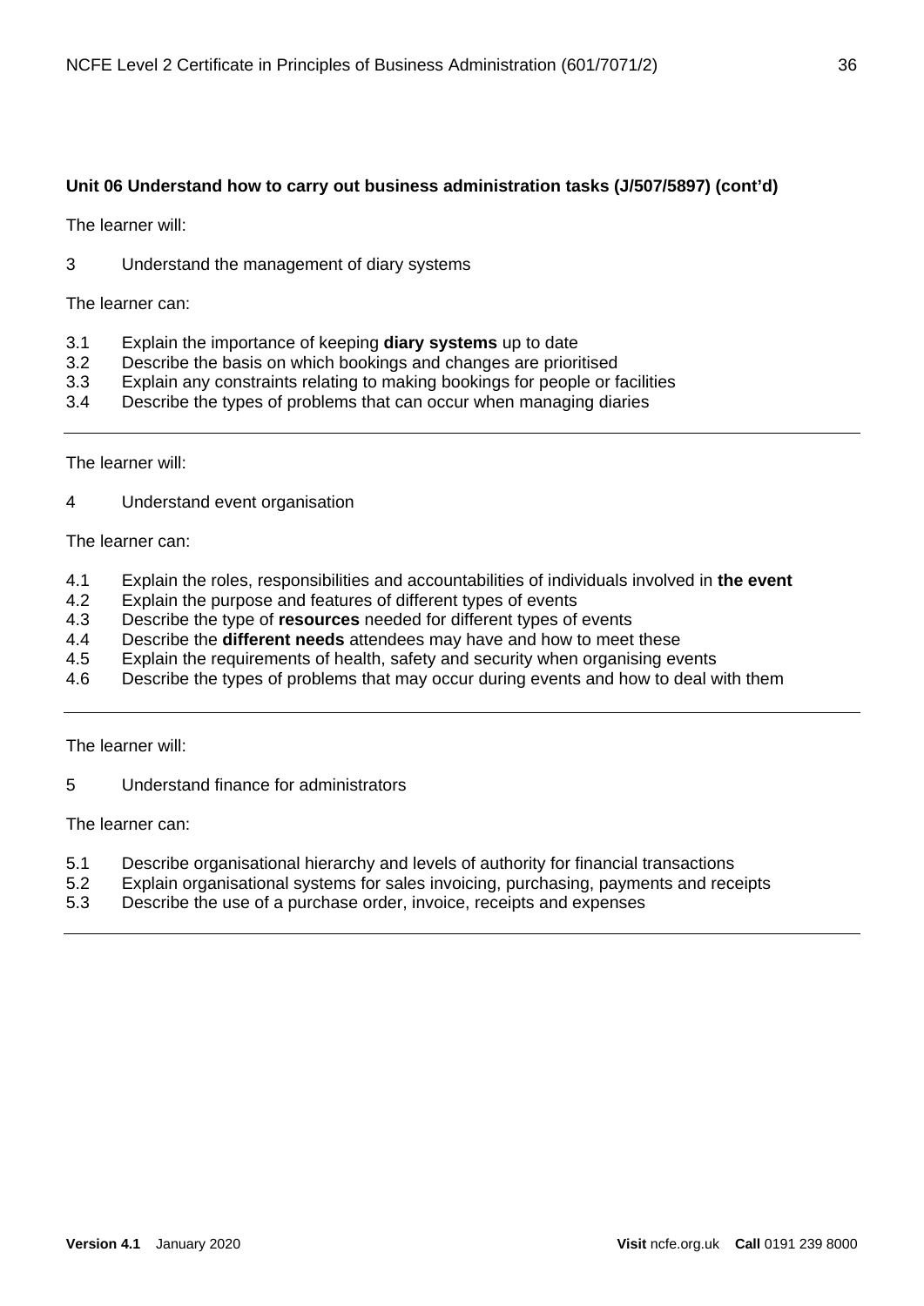**Unit 06 Understand how to carry out business administration tasks (J/507/5897) (cont'd)**

The learner will:

3 Understand the management of diary systems

The learner can:

3.1 Explain the importance of keeping **diary systems** up to date
3.2 Describe the basis on which bookings and changes are prioritised
3.3 Explain any constraints relating to making bookings for people or facilities
3.4 Describe the types of problems that can occur when managing diaries

---

The learner will:

4 Understand event organisation

The learner can:

4.1 Explain the roles, responsibilities and accountabilities of individuals involved in **the event**
4.2 Explain the purpose and features of different types of events
4.3 Describe the type of **resources** needed for different types of events
4.4 Describe the **different needs** attendees may have and how to meet these
4.5 Explain the requirements of health, safety and security when organising events
4.6 Describe the types of problems that may occur during events and how to deal with them

---

The learner will:

5 Understand finance for administrators

The learner can:

5.1 Describe organisational hierarchy and levels of authority for financial transactions
5.2 Explain organisational systems for sales invoicing, purchasing, payments and receipts
5.3 Describe the use of a purchase order, invoice, receipts and expenses

---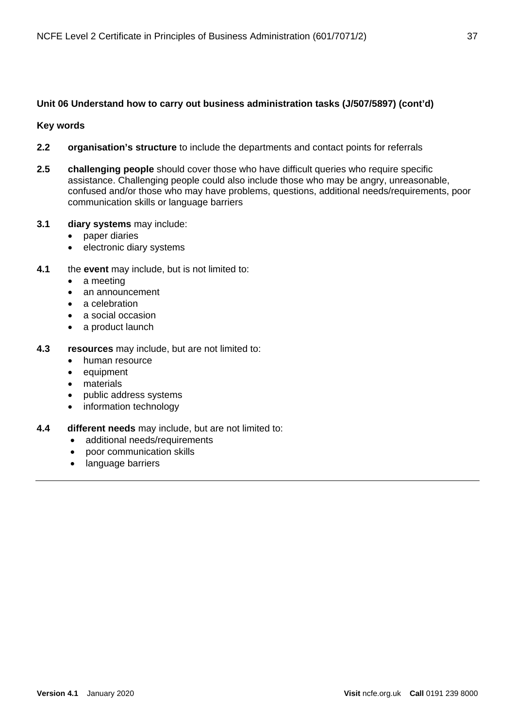**Unit 06 Understand how to carry out business administration tasks (J/507/5897) (cont'd)**

**Key words**

**2.2** **organisation's structure** to include the departments and contact points for referrals

**2.5** **challenging people** should cover those who have difficult queries who require specific assistance. Challenging people could also include those who may be angry, unreasonable, confused and/or those who may have problems, questions, additional needs/requirements, poor communication skills or language barriers

**3.1** **diary systems** may include:

- paper diaries
- electronic diary systems

**4.1** the **event** may include, but is not limited to:

- a meeting
- an announcement
- a celebration
- a social occasion
- a product launch

**4.3** **resources** may include, but are not limited to:

- human resource
- equipment
- materials
- public address systems
- information technology

**4.4** **different needs** may include, but are not limited to:

- additional needs/requirements
- poor communication skills
- language barriers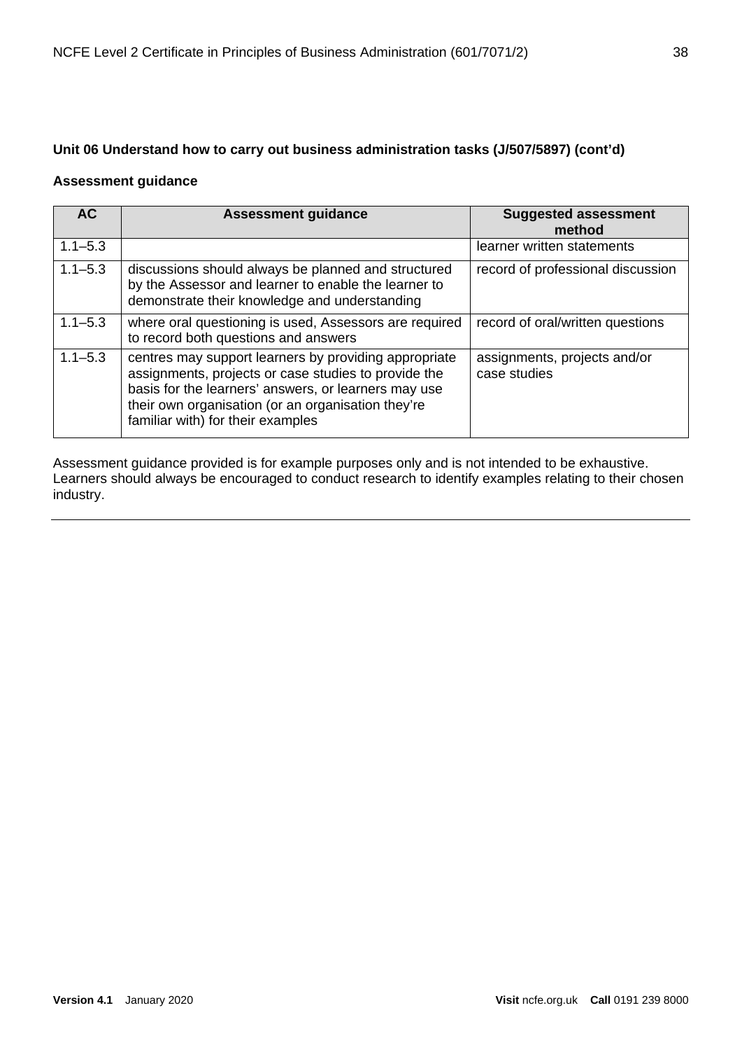### Unit 06 Understand how to carry out business administration tasks (J/507/5897) (cont'd)

#### Assessment guidance

| AC | Assessment guidance | Suggested assessment method |
|---|---|---|
| 1.1–5.3 | | learner written statements |
| 1.1–5.3 | discussions should always be planned and structured by the Assessor and learner to enable the learner to demonstrate their knowledge and understanding | record of professional discussion |
| 1.1–5.3 | where oral questioning is used, Assessors are required to record both questions and answers | record of oral/written questions |
| 1.1–5.3 | centres may support learners by providing appropriate assignments, projects or case studies to provide the basis for the learners' answers, or learners may use their own organisation (or an organisation they're familiar with) for their examples | assignments, projects and/or case studies |

Assessment guidance provided is for example purposes only and is not intended to be exhaustive. Learners should always be encouraged to conduct research to identify examples relating to their chosen industry.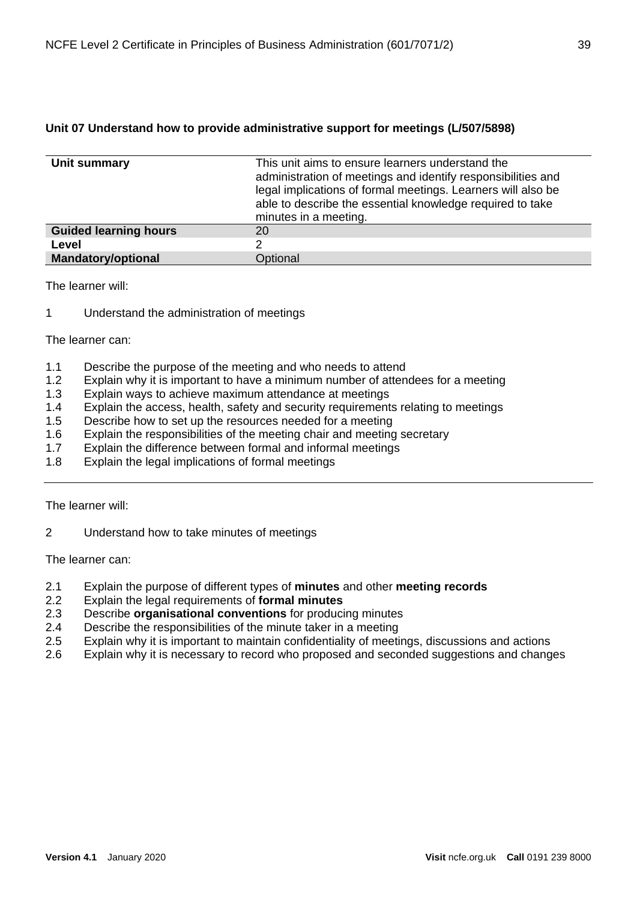**Unit 07 Understand how to provide administrative support for meetings (L/507/5898)**

| | |
|---|---|
| **Unit summary** | This unit aims to ensure learners understand the administration of meetings and identify responsibilities and legal implications of formal meetings. Learners will also be able to describe the essential knowledge required to take minutes in a meeting. |
| **Guided learning hours** | 20 |
| **Level** | 2 |
| **Mandatory/optional** | Optional |

The learner will:

1 Understand the administration of meetings

The learner can:

1.1 Describe the purpose of the meeting and who needs to attend
1.2 Explain why it is important to have a minimum number of attendees for a meeting
1.3 Explain ways to achieve maximum attendance at meetings
1.4 Explain the access, health, safety and security requirements relating to meetings
1.5 Describe how to set up the resources needed for a meeting
1.6 Explain the responsibilities of the meeting chair and meeting secretary
1.7 Explain the difference between formal and informal meetings
1.8 Explain the legal implications of formal meetings

---

The learner will:

2 Understand how to take minutes of meetings

The learner can:

2.1 Explain the purpose of different types of **minutes** and other **meeting records**
2.2 Explain the legal requirements of **formal minutes**
2.3 Describe **organisational conventions** for producing minutes
2.4 Describe the responsibilities of the minute taker in a meeting
2.5 Explain why it is important to maintain confidentiality of meetings, discussions and actions
2.6 Explain why it is necessary to record who proposed and seconded suggestions and changes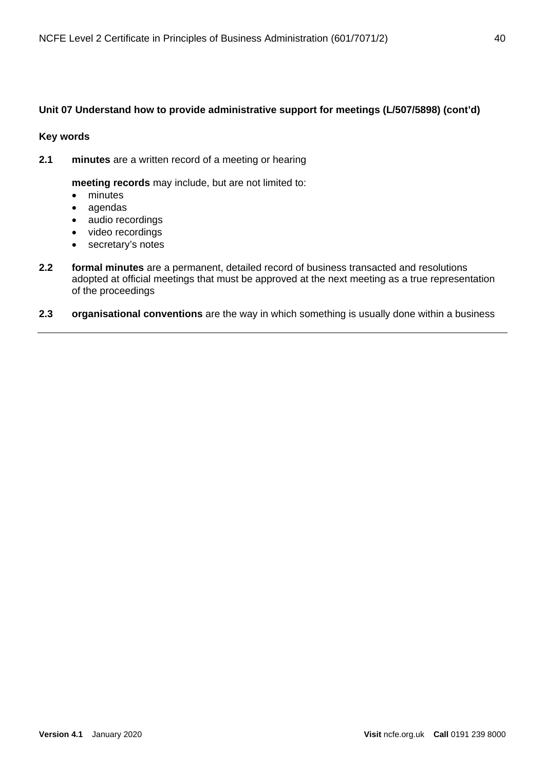**Unit 07 Understand how to provide administrative support for meetings (L/507/5898) (cont'd)**

**Key words**

**2.1** **minutes** are a written record of a meeting or hearing

**meeting records** may include, but are not limited to:

- minutes
- agendas
- audio recordings
- video recordings
- secretary's notes

**2.2** **formal minutes** are a permanent, detailed record of business transacted and resolutions adopted at official meetings that must be approved at the next meeting as a true representation of the proceedings

**2.3** **organisational conventions** are the way in which something is usually done within a business

---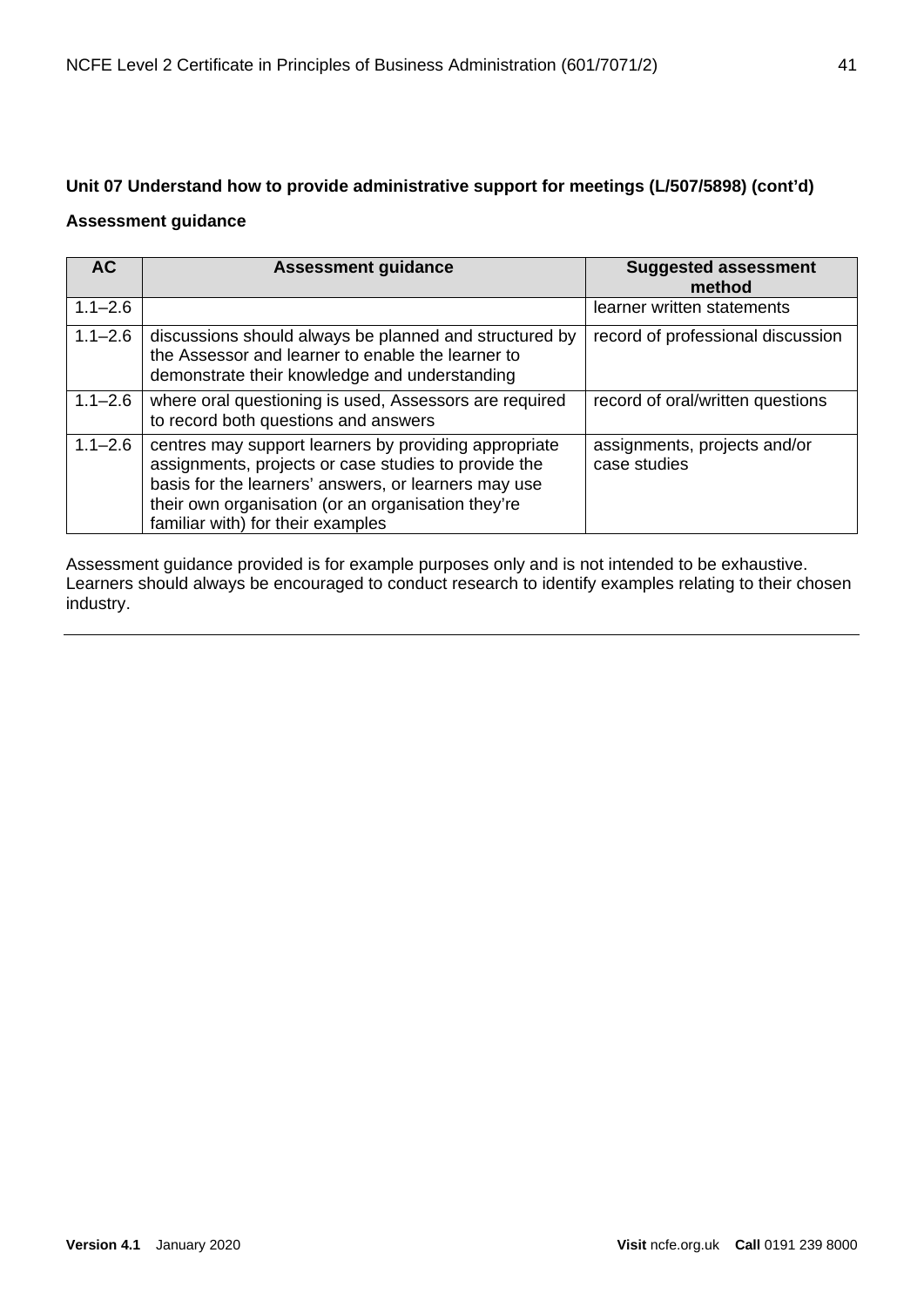**Unit 07 Understand how to provide administrative support for meetings (L/507/5898) (cont'd)**

**Assessment guidance**

| AC | Assessment guidance | Suggested assessment method |
|---|---|---|
| 1.1–2.6 | | learner written statements |
| 1.1–2.6 | discussions should always be planned and structured by the Assessor and learner to enable the learner to demonstrate their knowledge and understanding | record of professional discussion |
| 1.1–2.6 | where oral questioning is used, Assessors are required to record both questions and answers | record of oral/written questions |
| 1.1–2.6 | centres may support learners by providing appropriate assignments, projects or case studies to provide the basis for the learners' answers, or learners may use their own organisation (or an organisation they're familiar with) for their examples | assignments, projects and/or case studies |

Assessment guidance provided is for example purposes only and is not intended to be exhaustive. Learners should always be encouraged to conduct research to identify examples relating to their chosen industry.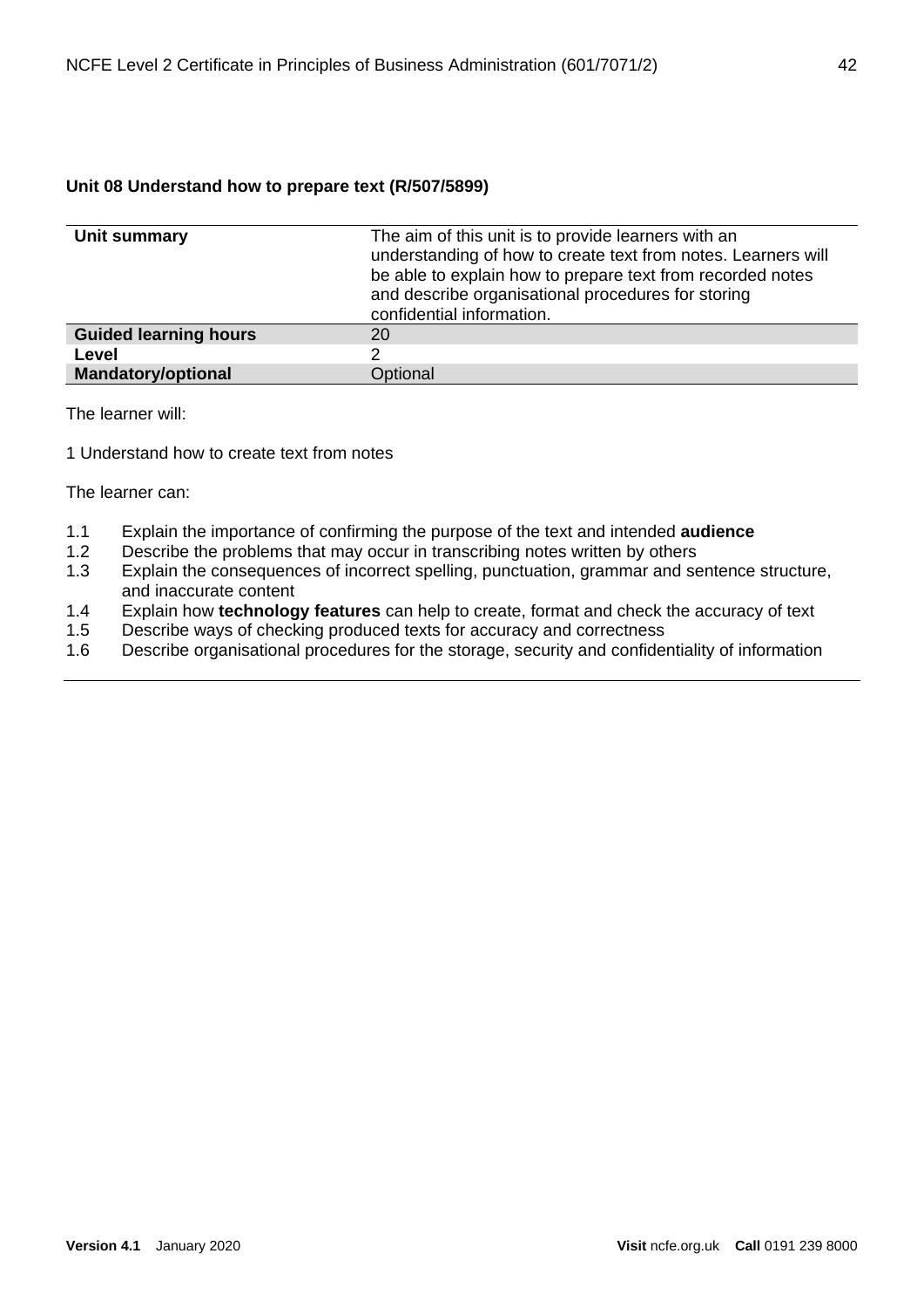**Unit 08 Understand how to prepare text (R/507/5899)**

| **Unit summary** | The aim of this unit is to provide learners with an understanding of how to create text from notes. Learners will be able to explain how to prepare text from recorded notes and describe organisational procedures for storing confidential information. |
|---|---|
| **Guided learning hours** | 20 |
| **Level** | 2 |
| **Mandatory/optional** | Optional |

The learner will:

1 Understand how to create text from notes

The learner can:

1.1 Explain the importance of confirming the purpose of the text and intended **audience**
1.2 Describe the problems that may occur in transcribing notes written by others
1.3 Explain the consequences of incorrect spelling, punctuation, grammar and sentence structure, and inaccurate content
1.4 Explain how **technology features** can help to create, format and check the accuracy of text
1.5 Describe ways of checking produced texts for accuracy and correctness
1.6 Describe organisational procedures for the storage, security and confidentiality of information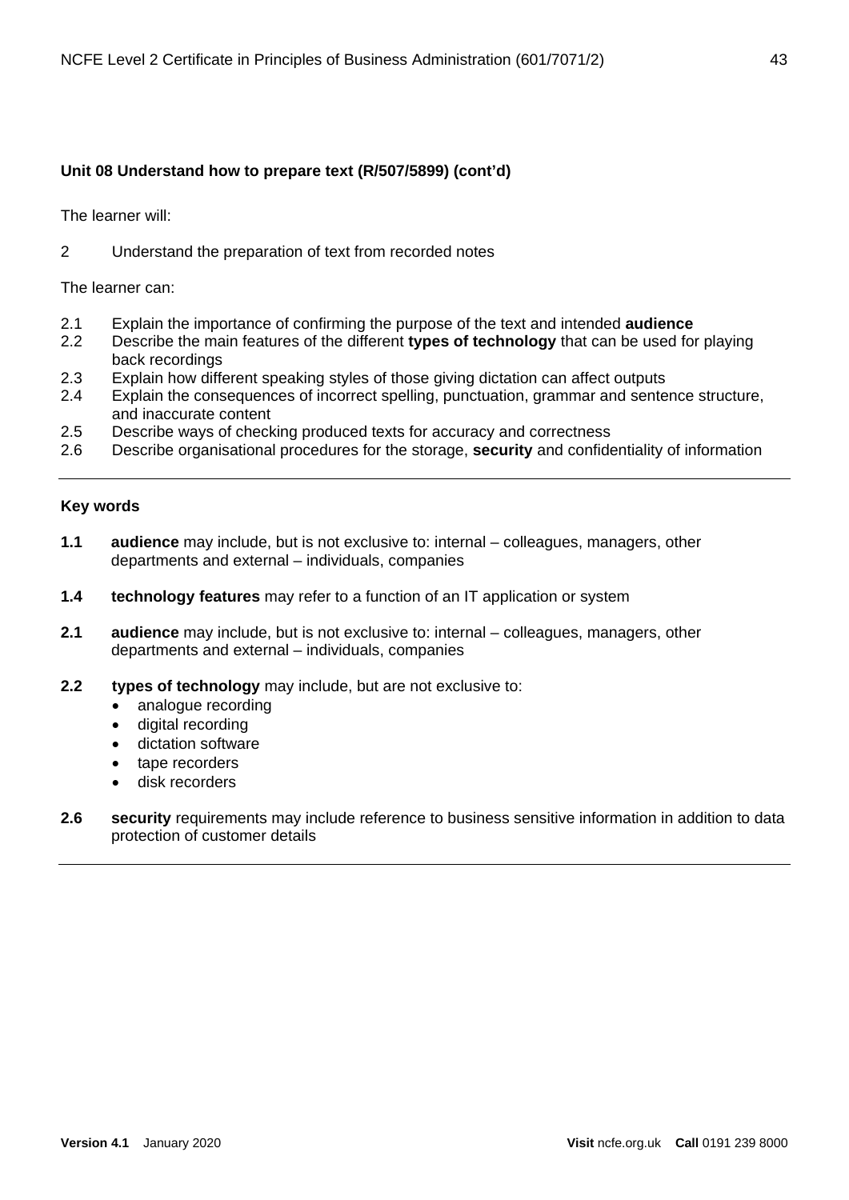**Unit 08 Understand how to prepare text (R/507/5899) (cont'd)**

The learner will:

2 Understand the preparation of text from recorded notes

The learner can:

2.1 Explain the importance of confirming the purpose of the text and intended **audience**
2.2 Describe the main features of the different **types of technology** that can be used for playing back recordings
2.3 Explain how different speaking styles of those giving dictation can affect outputs
2.4 Explain the consequences of incorrect spelling, punctuation, grammar and sentence structure, and inaccurate content
2.5 Describe ways of checking produced texts for accuracy and correctness
2.6 Describe organisational procedures for the storage, **security** and confidentiality of information

---

**Key words**

**1.1** **audience** may include, but is not exclusive to: internal – colleagues, managers, other departments and external – individuals, companies

**1.4** **technology features** may refer to a function of an IT application or system

**2.1** **audience** may include, but is not exclusive to: internal – colleagues, managers, other departments and external – individuals, companies

**2.2** **types of technology** may include, but are not exclusive to:

- analogue recording
- digital recording
- dictation software
- tape recorders
- disk recorders

**2.6** **security** requirements may include reference to business sensitive information in addition to data protection of customer details

---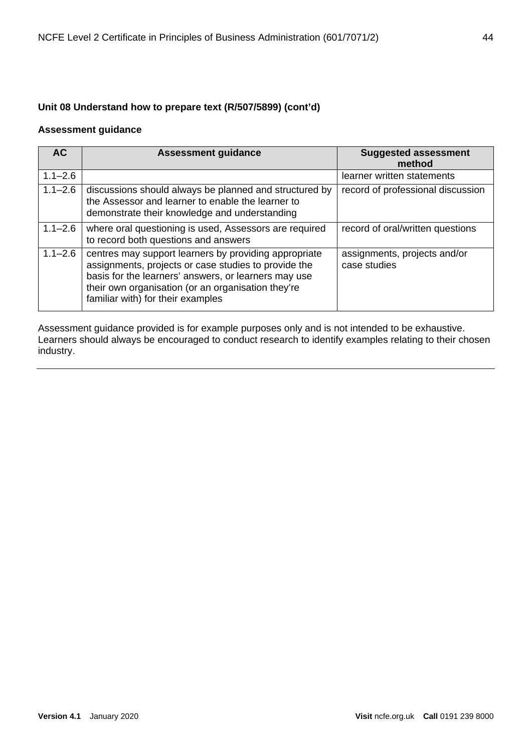**Unit 08 Understand how to prepare text (R/507/5899) (cont'd)**

**Assessment guidance**

| AC | Assessment guidance | Suggested assessment method |
|---|---|---|
| 1.1–2.6 | | learner written statements |
| 1.1–2.6 | discussions should always be planned and structured by the Assessor and learner to enable the learner to demonstrate their knowledge and understanding | record of professional discussion |
| 1.1–2.6 | where oral questioning is used, Assessors are required to record both questions and answers | record of oral/written questions |
| 1.1–2.6 | centres may support learners by providing appropriate assignments, projects or case studies to provide the basis for the learners' answers, or learners may use their own organisation (or an organisation they're familiar with) for their examples | assignments, projects and/or case studies |

Assessment guidance provided is for example purposes only and is not intended to be exhaustive. Learners should always be encouraged to conduct research to identify examples relating to their chosen industry.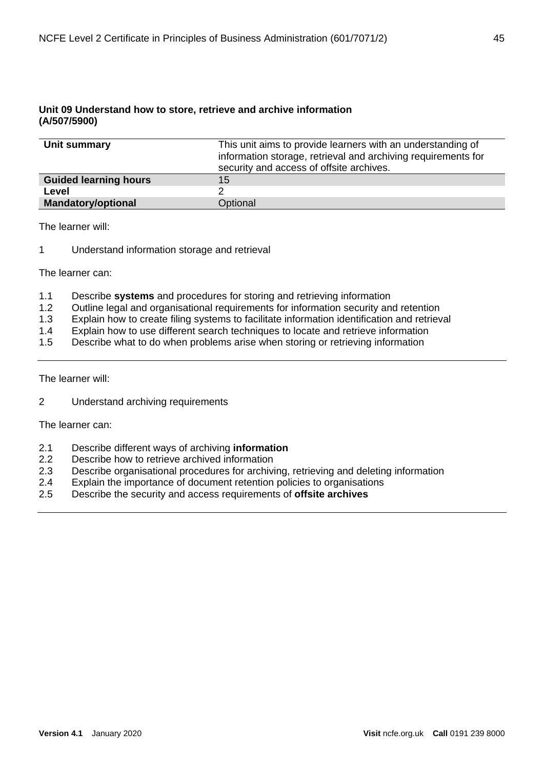### Unit 09 Understand how to store, retrieve and archive information (A/507/5900)

| | |
|---|---|
| **Unit summary** | This unit aims to provide learners with an understanding of information storage, retrieval and archiving requirements for security and access of offsite archives. |
| **Guided learning hours** | 15 |
| **Level** | 2 |
| **Mandatory/optional** | Optional |

The learner will:

1 Understand information storage and retrieval

The learner can:

1.1 Describe **systems** and procedures for storing and retrieving information
1.2 Outline legal and organisational requirements for information security and retention
1.3 Explain how to create filing systems to facilitate information identification and retrieval
1.4 Explain how to use different search techniques to locate and retrieve information
1.5 Describe what to do when problems arise when storing or retrieving information

---

The learner will:

2 Understand archiving requirements

The learner can:

2.1 Describe different ways of archiving **information**
2.2 Describe how to retrieve archived information
2.3 Describe organisational procedures for archiving, retrieving and deleting information
2.4 Explain the importance of document retention policies to organisations
2.5 Describe the security and access requirements of **offsite archives**

---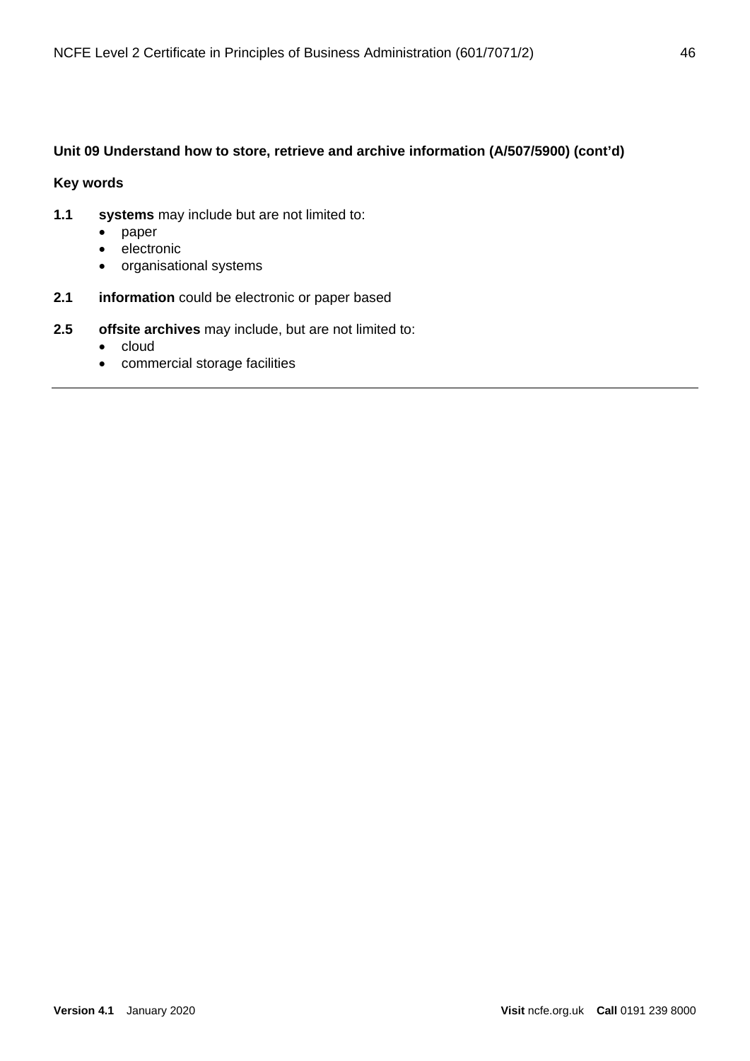**Unit 09 Understand how to store, retrieve and archive information (A/507/5900) (cont'd)**

**Key words**

**1.1** **systems** may include but are not limited to:

- paper
- electronic
- organisational systems

**2.1** **information** could be electronic or paper based

**2.5** **offsite archives** may include, but are not limited to:

- cloud
- commercial storage facilities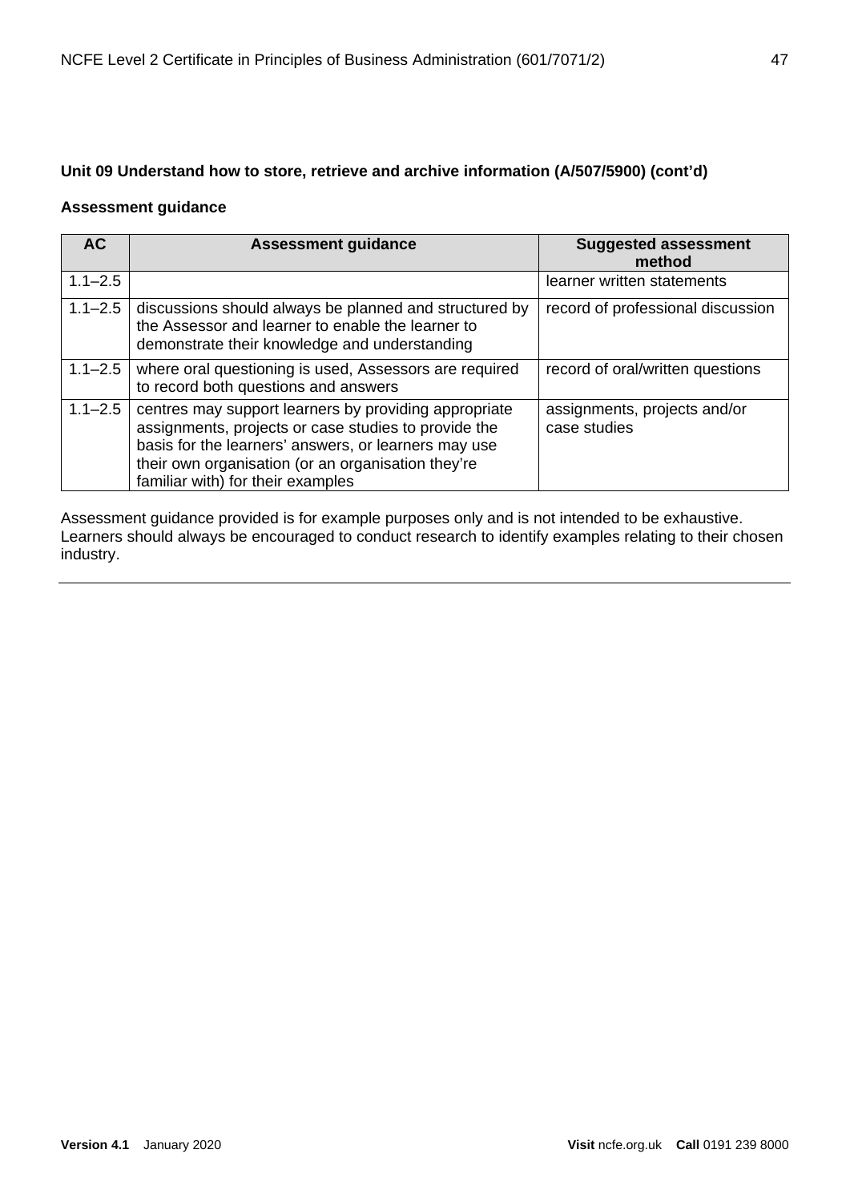**Unit 09 Understand how to store, retrieve and archive information (A/507/5900) (cont'd)**

**Assessment guidance**

| AC | Assessment guidance | Suggested assessment method |
|---|---|---|
| 1.1–2.5 | | learner written statements |
| 1.1–2.5 | discussions should always be planned and structured by the Assessor and learner to enable the learner to demonstrate their knowledge and understanding | record of professional discussion |
| 1.1–2.5 | where oral questioning is used, Assessors are required to record both questions and answers | record of oral/written questions |
| 1.1–2.5 | centres may support learners by providing appropriate assignments, projects or case studies to provide the basis for the learners' answers, or learners may use their own organisation (or an organisation they're familiar with) for their examples | assignments, projects and/or case studies |

Assessment guidance provided is for example purposes only and is not intended to be exhaustive. Learners should always be encouraged to conduct research to identify examples relating to their chosen industry.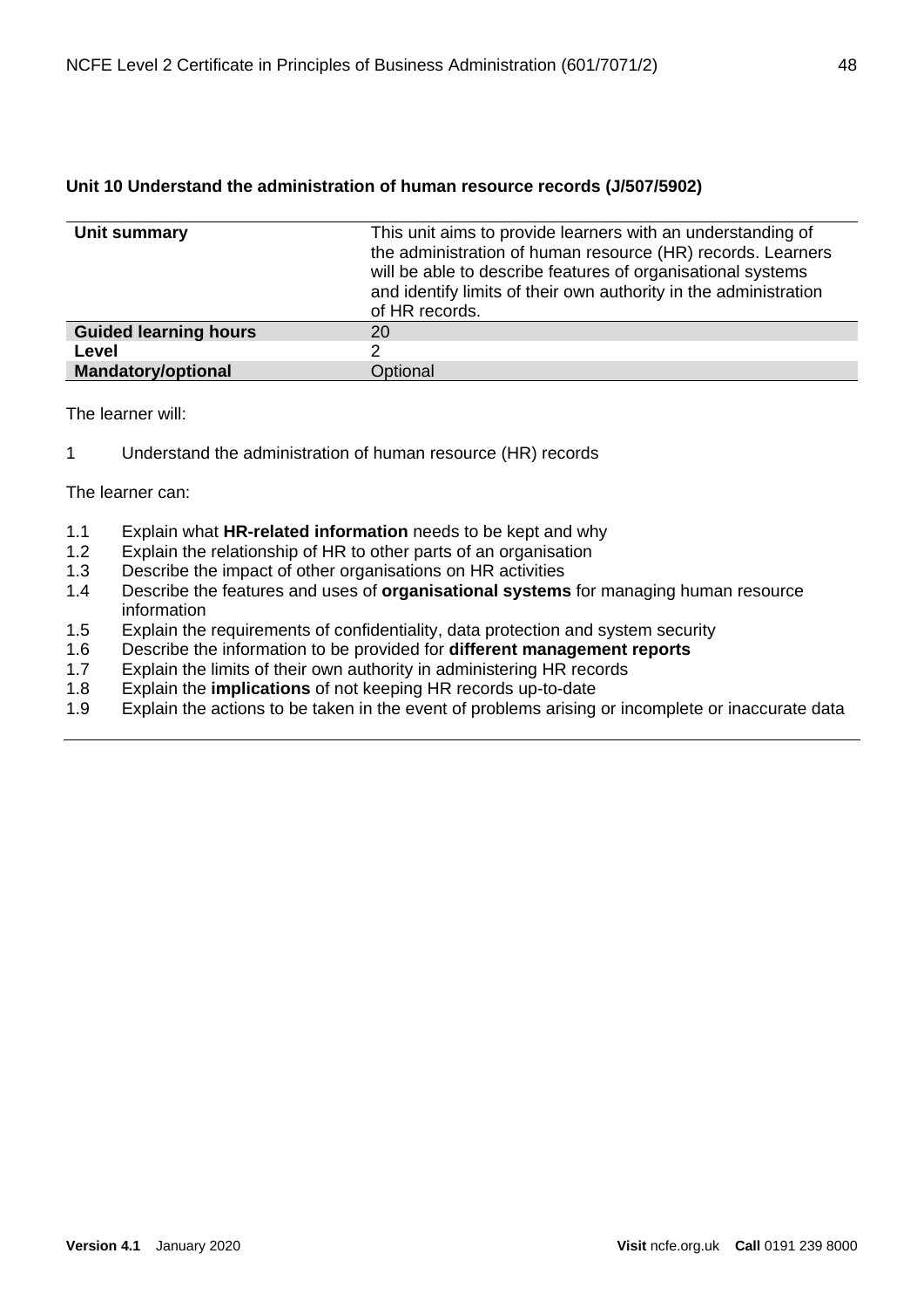### Unit 10 Understand the administration of human resource records (J/507/5902)

| | |
|---|---|
| **Unit summary** | This unit aims to provide learners with an understanding of the administration of human resource (HR) records. Learners will be able to describe features of organisational systems and identify limits of their own authority in the administration of HR records. |
| **Guided learning hours** | 20 |
| **Level** | 2 |
| **Mandatory/optional** | Optional |

The learner will:

1 Understand the administration of human resource (HR) records

The learner can:

1.1 Explain what **HR-related information** needs to be kept and why
1.2 Explain the relationship of HR to other parts of an organisation
1.3 Describe the impact of other organisations on HR activities
1.4 Describe the features and uses of **organisational systems** for managing human resource information
1.5 Explain the requirements of confidentiality, data protection and system security
1.6 Describe the information to be provided for **different management reports**
1.7 Explain the limits of their own authority in administering HR records
1.8 Explain the **implications** of not keeping HR records up-to-date
1.9 Explain the actions to be taken in the event of problems arising or incomplete or inaccurate data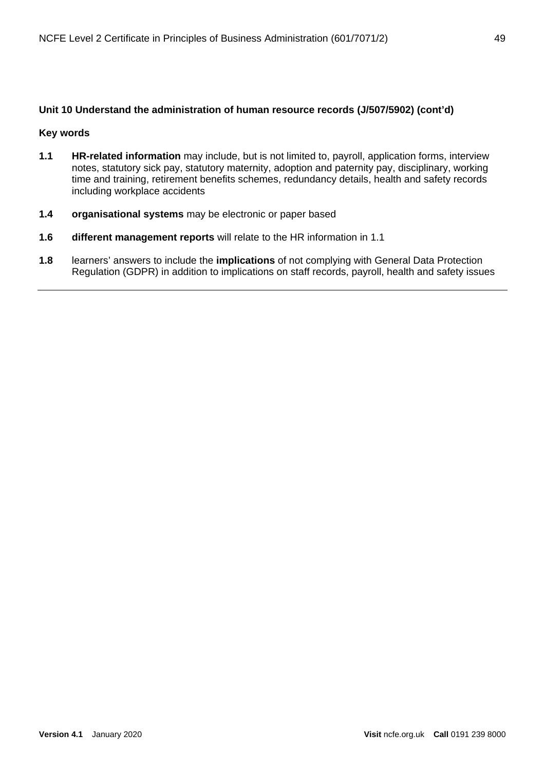**Unit 10 Understand the administration of human resource records (J/507/5902) (cont'd)**

**Key words**

**1.1** **HR-related information** may include, but is not limited to, payroll, application forms, interview notes, statutory sick pay, statutory maternity, adoption and paternity pay, disciplinary, working time and training, retirement benefits schemes, redundancy details, health and safety records including workplace accidents

**1.4** **organisational systems** may be electronic or paper based

**1.6** **different management reports** will relate to the HR information in 1.1

**1.8** learners' answers to include the **implications** of not complying with General Data Protection Regulation (GDPR) in addition to implications on staff records, payroll, health and safety issues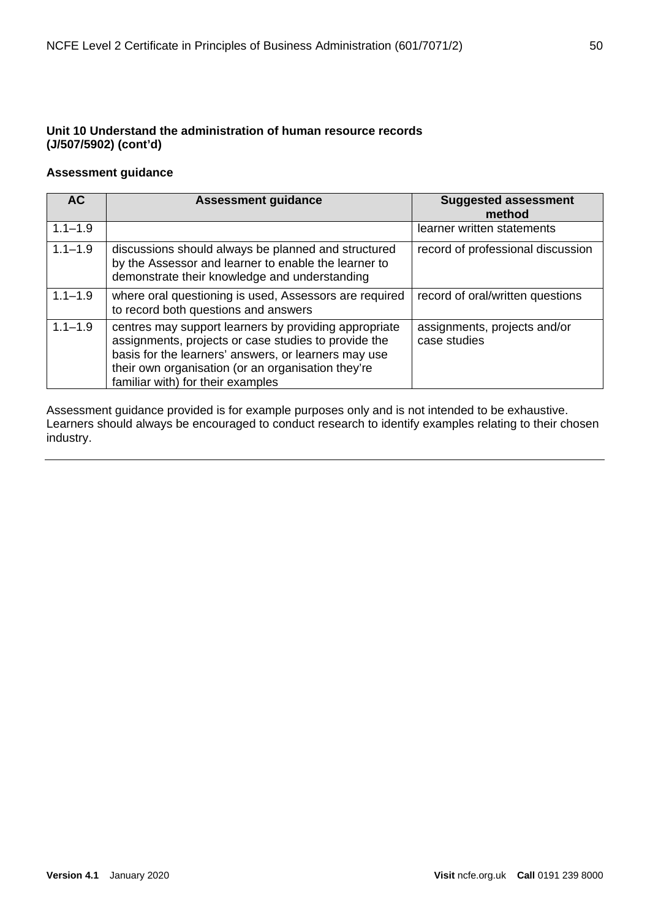### Unit 10 Understand the administration of human resource records (J/507/5902) (cont'd)

**Assessment guidance**

| AC | Assessment guidance | Suggested assessment method |
|---|---|---|
| 1.1–1.9 | | learner written statements |
| 1.1–1.9 | discussions should always be planned and structured by the Assessor and learner to enable the learner to demonstrate their knowledge and understanding | record of professional discussion |
| 1.1–1.9 | where oral questioning is used, Assessors are required to record both questions and answers | record of oral/written questions |
| 1.1–1.9 | centres may support learners by providing appropriate assignments, projects or case studies to provide the basis for the learners' answers, or learners may use their own organisation (or an organisation they're familiar with) for their examples | assignments, projects and/or case studies |

Assessment guidance provided is for example purposes only and is not intended to be exhaustive. Learners should always be encouraged to conduct research to identify examples relating to their chosen industry.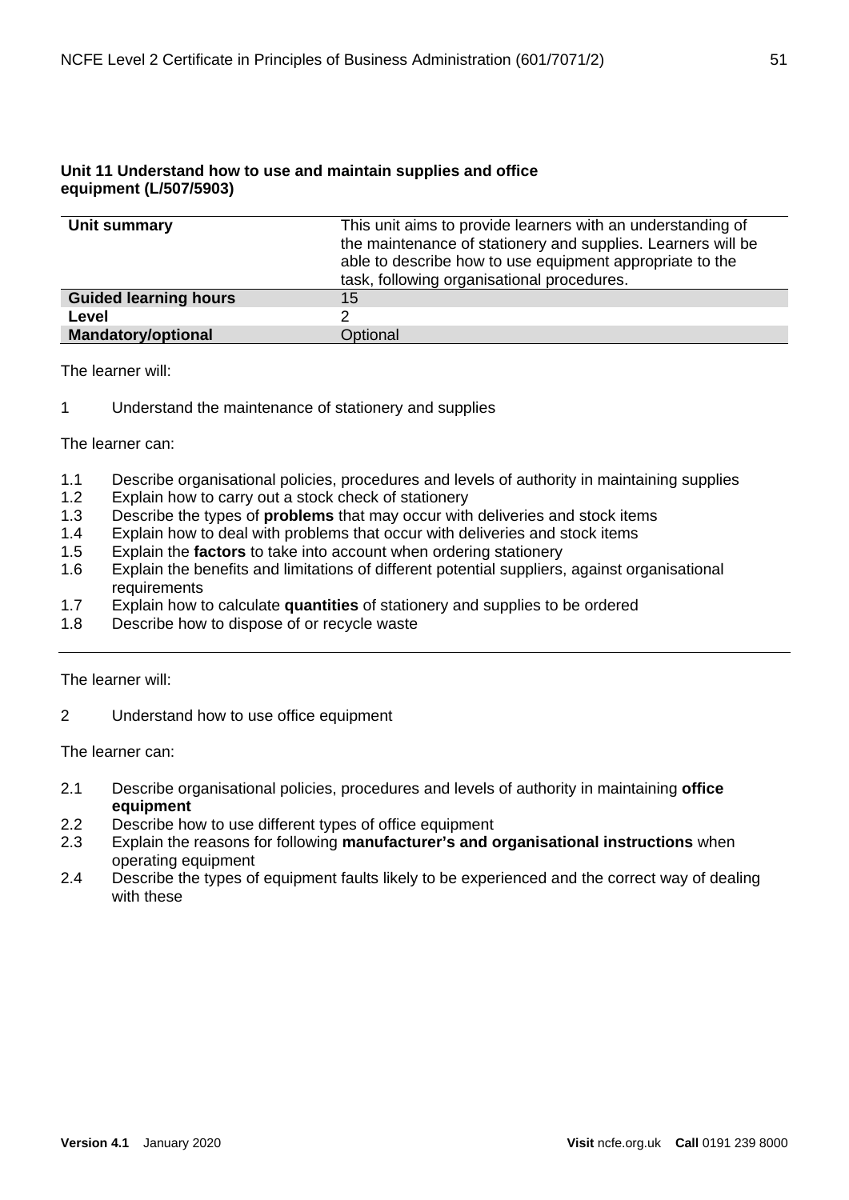### Unit 11 Understand how to use and maintain supplies and office equipment (L/507/5903)

| | |
|---|---|
| **Unit summary** | This unit aims to provide learners with an understanding of the maintenance of stationery and supplies. Learners will be able to describe how to use equipment appropriate to the task, following organisational procedures. |
| **Guided learning hours** | 15 |
| **Level** | 2 |
| **Mandatory/optional** | Optional |

The learner will:

1 Understand the maintenance of stationery and supplies

The learner can:

- 1.1 Describe organisational policies, procedures and levels of authority in maintaining supplies
- 1.2 Explain how to carry out a stock check of stationery
- 1.3 Describe the types of **problems** that may occur with deliveries and stock items
- 1.4 Explain how to deal with problems that occur with deliveries and stock items
- 1.5 Explain the **factors** to take into account when ordering stationery
- 1.6 Explain the benefits and limitations of different potential suppliers, against organisational requirements
- 1.7 Explain how to calculate **quantities** of stationery and supplies to be ordered
- 1.8 Describe how to dispose of or recycle waste

---

The learner will:

2 Understand how to use office equipment

The learner can:

- 2.1 Describe organisational policies, procedures and levels of authority in maintaining **office equipment**
- 2.2 Describe how to use different types of office equipment
- 2.3 Explain the reasons for following **manufacturer's and organisational instructions** when operating equipment
- 2.4 Describe the types of equipment faults likely to be experienced and the correct way of dealing with these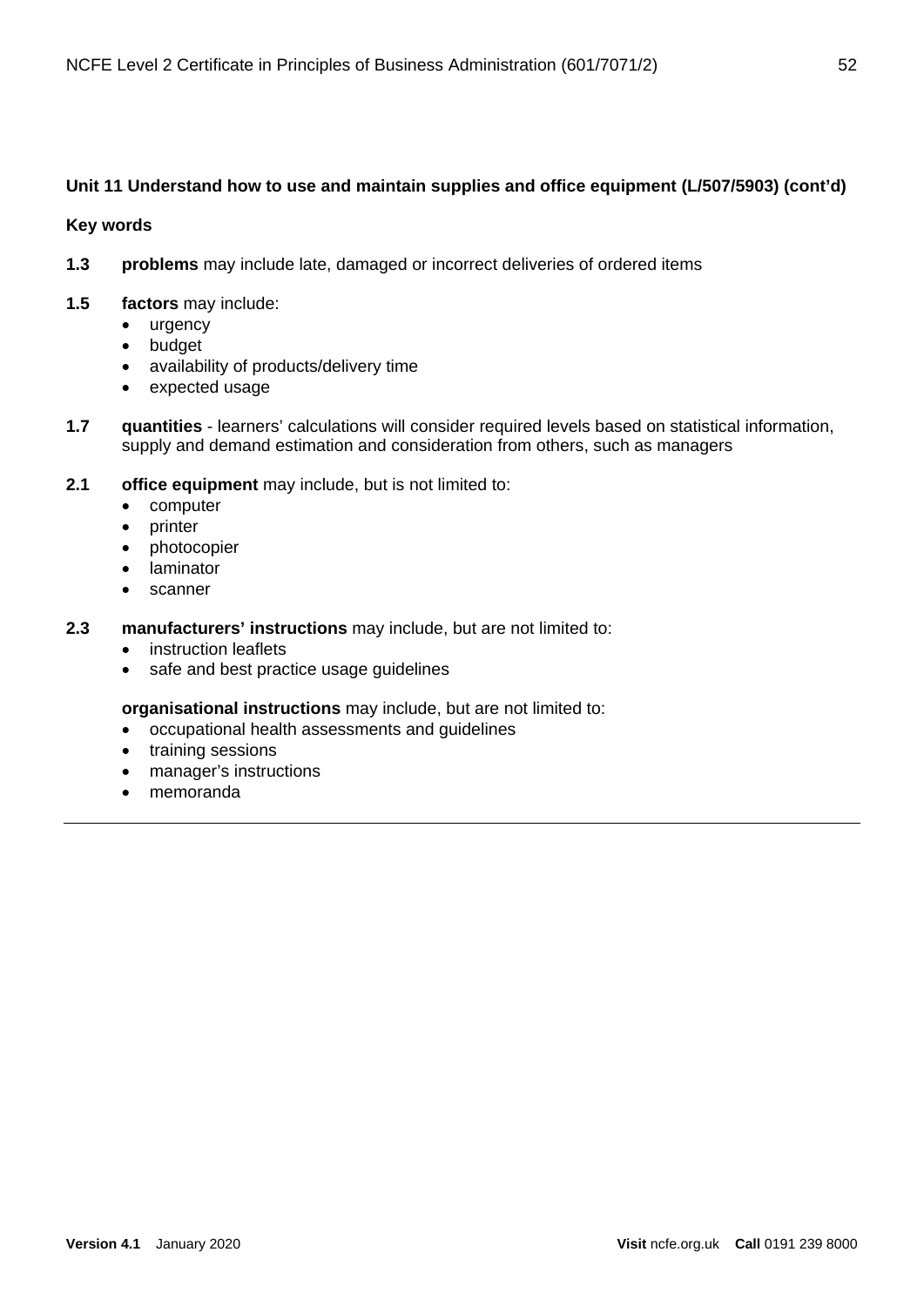**Unit 11 Understand how to use and maintain supplies and office equipment (L/507/5903) (cont'd)**

**Key words**

**1.3** **problems** may include late, damaged or incorrect deliveries of ordered items

**1.5** **factors** may include:

- urgency
- budget
- availability of products/delivery time
- expected usage

**1.7** **quantities** - learners' calculations will consider required levels based on statistical information, supply and demand estimation and consideration from others, such as managers

**2.1** **office equipment** may include, but is not limited to:

- computer
- printer
- photocopier
- laminator
- scanner

**2.3** **manufacturers' instructions** may include, but are not limited to:

- instruction leaflets
- safe and best practice usage guidelines

**organisational instructions** may include, but are not limited to:

- occupational health assessments and guidelines
- training sessions
- manager's instructions
- memoranda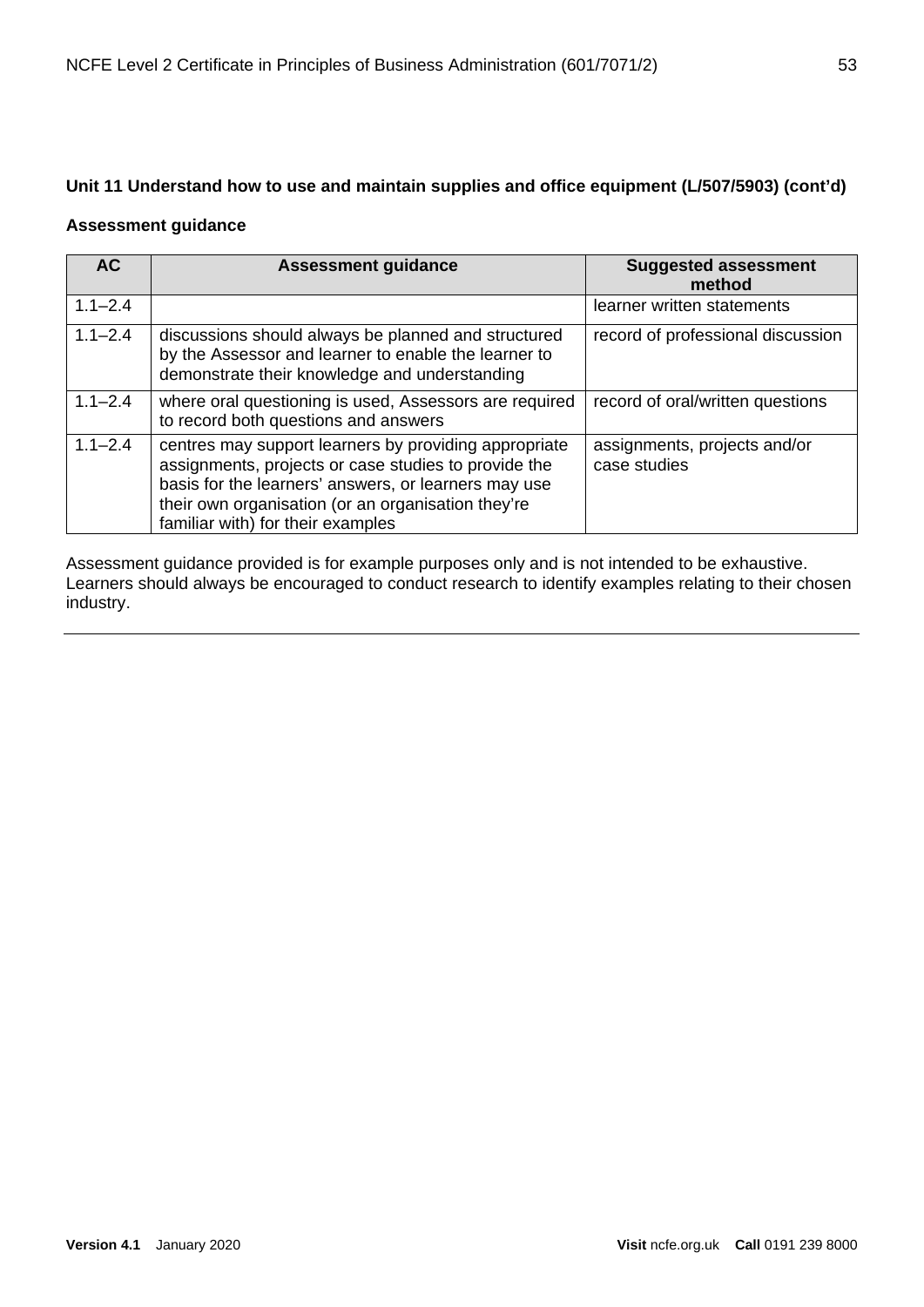**Unit 11 Understand how to use and maintain supplies and office equipment (L/507/5903) (cont'd)**

**Assessment guidance**

| AC | Assessment guidance | Suggested assessment method |
|---|---|---|
| 1.1–2.4 | | learner written statements |
| 1.1–2.4 | discussions should always be planned and structured by the Assessor and learner to enable the learner to demonstrate their knowledge and understanding | record of professional discussion |
| 1.1–2.4 | where oral questioning is used, Assessors are required to record both questions and answers | record of oral/written questions |
| 1.1–2.4 | centres may support learners by providing appropriate assignments, projects or case studies to provide the basis for the learners' answers, or learners may use their own organisation (or an organisation they're familiar with) for their examples | assignments, projects and/or case studies |

Assessment guidance provided is for example purposes only and is not intended to be exhaustive. Learners should always be encouraged to conduct research to identify examples relating to their chosen industry.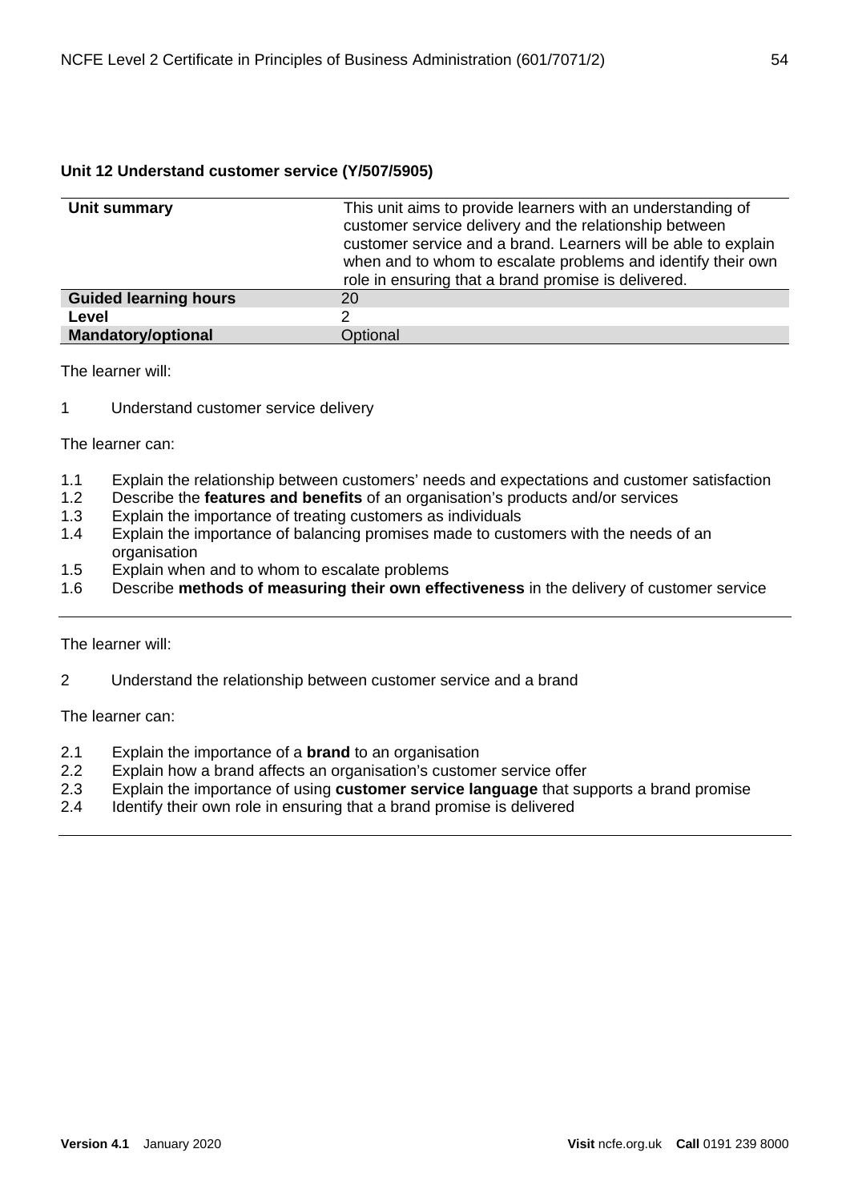**Unit 12 Understand customer service (Y/507/5905)**

| **Unit summary** | This unit aims to provide learners with an understanding of customer service delivery and the relationship between customer service and a brand. Learners will be able to explain when and to whom to escalate problems and identify their own role in ensuring that a brand promise is delivered. |
|---|---|
| **Guided learning hours** | 20 |
| **Level** | 2 |
| **Mandatory/optional** | Optional |

The learner will:

1 Understand customer service delivery

The learner can:

1.1 Explain the relationship between customers' needs and expectations and customer satisfaction
1.2 Describe the **features and benefits** of an organisation's products and/or services
1.3 Explain the importance of treating customers as individuals
1.4 Explain the importance of balancing promises made to customers with the needs of an organisation
1.5 Explain when and to whom to escalate problems
1.6 Describe **methods of measuring their own effectiveness** in the delivery of customer service

---

The learner will:

2 Understand the relationship between customer service and a brand

The learner can:

2.1 Explain the importance of a **brand** to an organisation
2.2 Explain how a brand affects an organisation's customer service offer
2.3 Explain the importance of using **customer service language** that supports a brand promise
2.4 Identify their own role in ensuring that a brand promise is delivered

---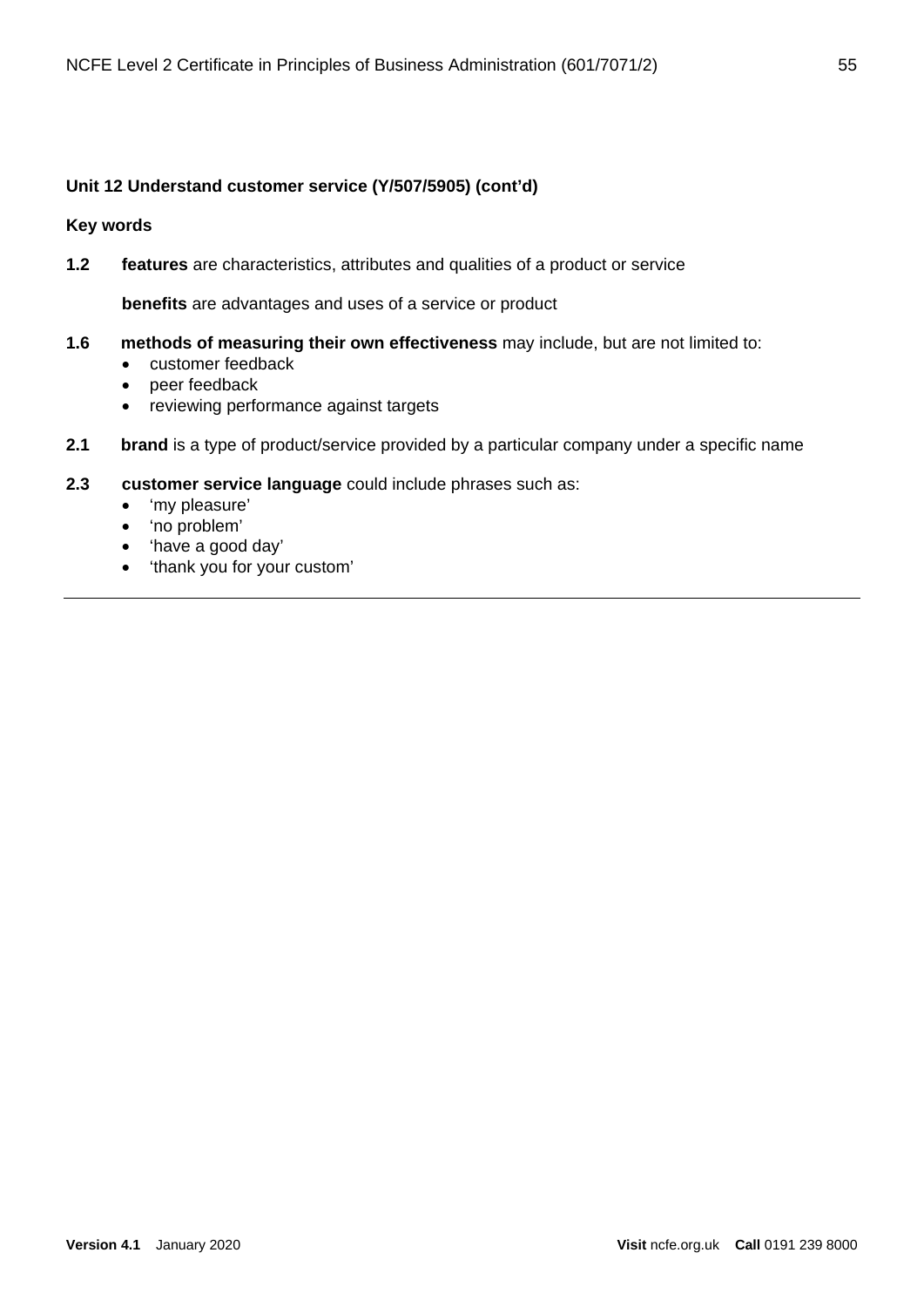**Unit 12 Understand customer service (Y/507/5905) (cont'd)**

**Key words**

**1.2** **features** are characteristics, attributes and qualities of a product or service

**benefits** are advantages and uses of a service or product

**1.6** **methods of measuring their own effectiveness** may include, but are not limited to:

- customer feedback
- peer feedback
- reviewing performance against targets

**2.1** **brand** is a type of product/service provided by a particular company under a specific name

**2.3** **customer service language** could include phrases such as:

- 'my pleasure'
- 'no problem'
- 'have a good day'
- 'thank you for your custom'

---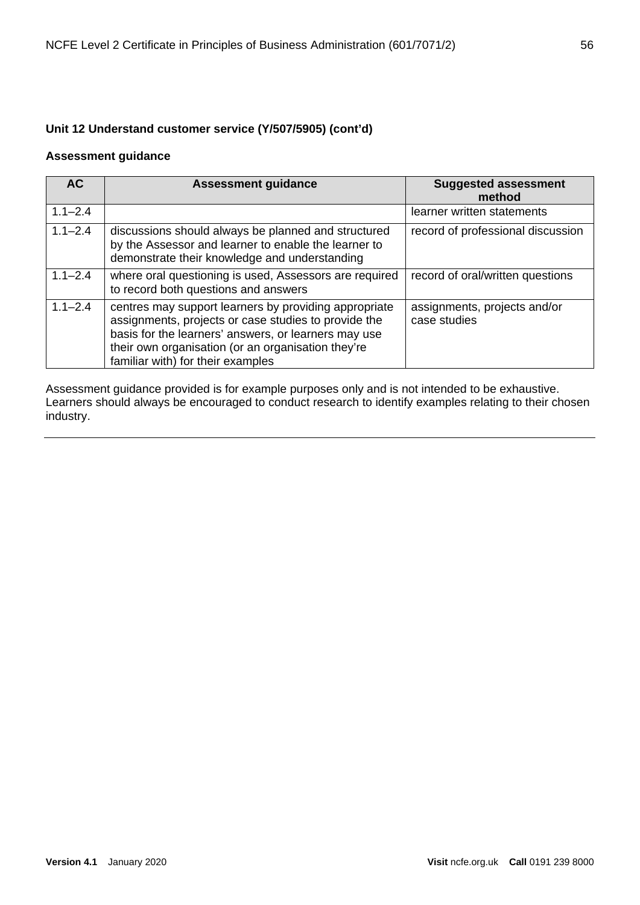**Unit 12 Understand customer service (Y/507/5905) (cont'd)**

**Assessment guidance**

| AC | Assessment guidance | Suggested assessment method |
|---|---|---|
| 1.1–2.4 | | learner written statements |
| 1.1–2.4 | discussions should always be planned and structured by the Assessor and learner to enable the learner to demonstrate their knowledge and understanding | record of professional discussion |
| 1.1–2.4 | where oral questioning is used, Assessors are required to record both questions and answers | record of oral/written questions |
| 1.1–2.4 | centres may support learners by providing appropriate assignments, projects or case studies to provide the basis for the learners' answers, or learners may use their own organisation (or an organisation they're familiar with) for their examples | assignments, projects and/or case studies |

Assessment guidance provided is for example purposes only and is not intended to be exhaustive. Learners should always be encouraged to conduct research to identify examples relating to their chosen industry.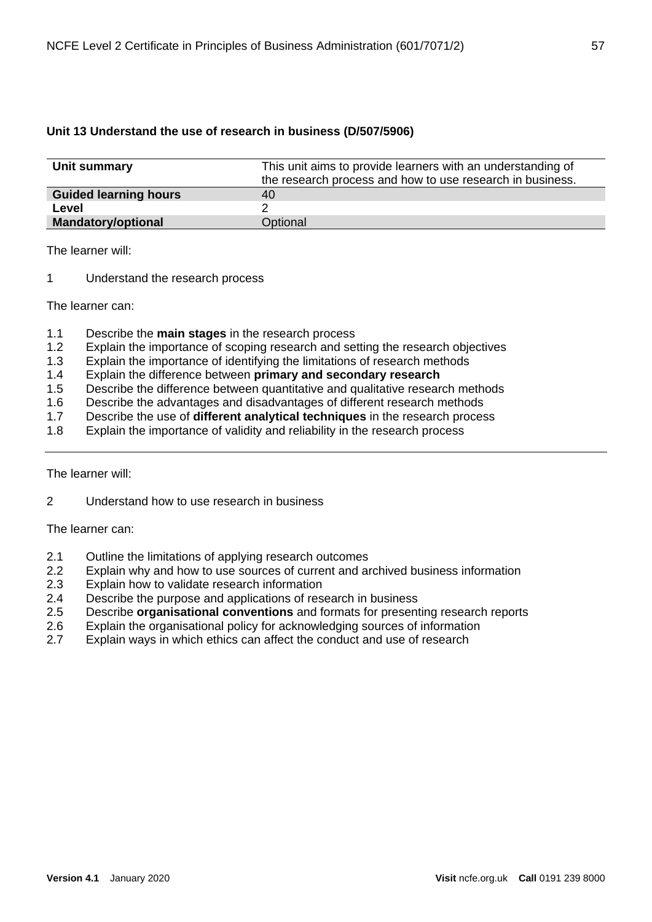### Unit 13 Understand the use of research in business (D/507/5906)

| | |
|---|---|
| **Unit summary** | This unit aims to provide learners with an understanding of the research process and how to use research in business. |
| **Guided learning hours** | 40 |
| **Level** | 2 |
| **Mandatory/optional** | Optional |

The learner will:

1 Understand the research process

The learner can:

1.1 Describe the **main stages** in the research process
1.2 Explain the importance of scoping research and setting the research objectives
1.3 Explain the importance of identifying the limitations of research methods
1.4 Explain the difference between **primary and secondary research**
1.5 Describe the difference between quantitative and qualitative research methods
1.6 Describe the advantages and disadvantages of different research methods
1.7 Describe the use of **different analytical techniques** in the research process
1.8 Explain the importance of validity and reliability in the research process

---

The learner will:

2 Understand how to use research in business

The learner can:

2.1 Outline the limitations of applying research outcomes
2.2 Explain why and how to use sources of current and archived business information
2.3 Explain how to validate research information
2.4 Describe the purpose and applications of research in business
2.5 Describe **organisational conventions** and formats for presenting research reports
2.6 Explain the organisational policy for acknowledging sources of information
2.7 Explain ways in which ethics can affect the conduct and use of research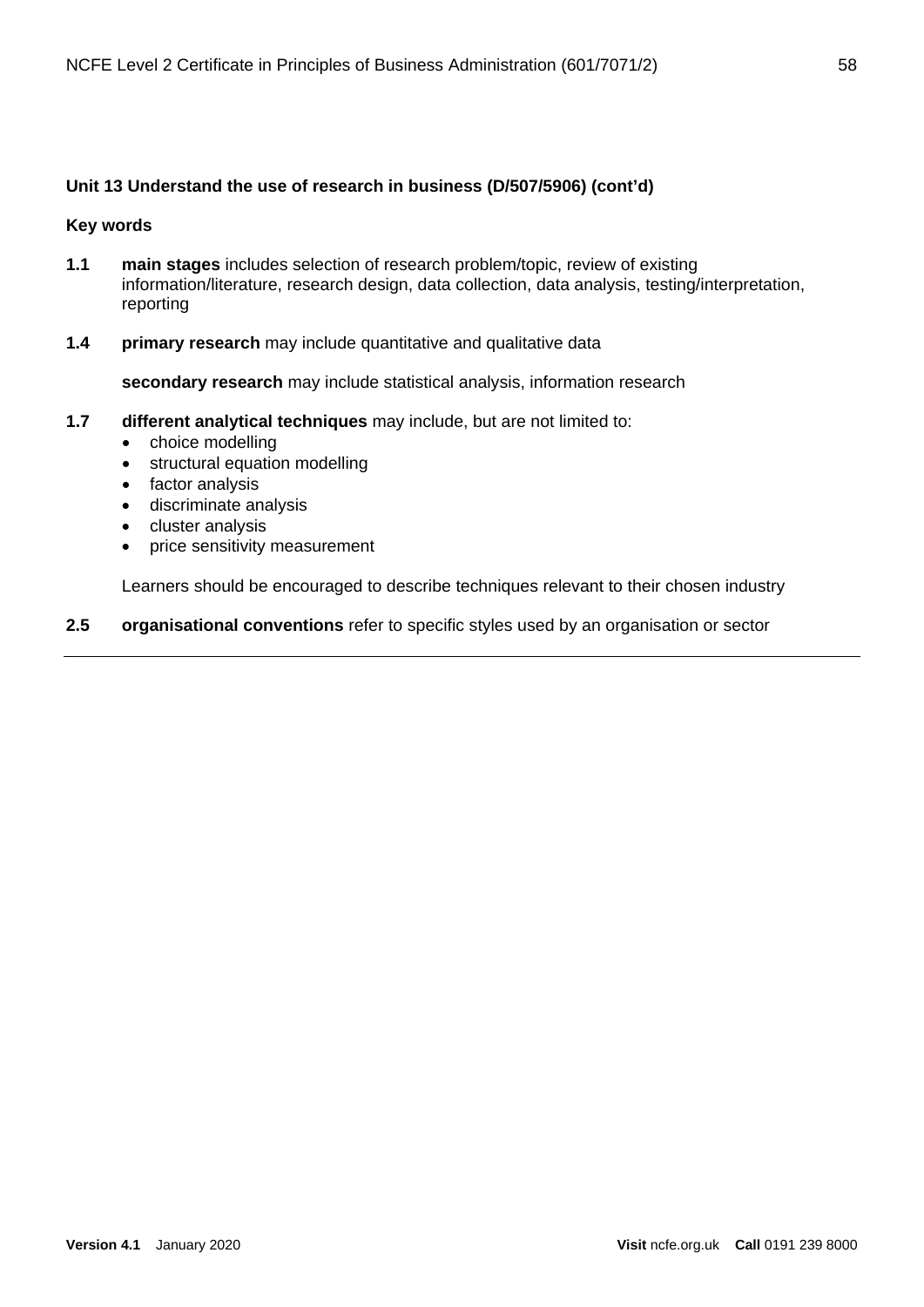**Unit 13 Understand the use of research in business (D/507/5906) (cont'd)**

**Key words**

**1.1** **main stages** includes selection of research problem/topic, review of existing information/literature, research design, data collection, data analysis, testing/interpretation, reporting

**1.4** **primary research** may include quantitative and qualitative data

**secondary research** may include statistical analysis, information research

**1.7** **different analytical techniques** may include, but are not limited to:

- choice modelling
- structural equation modelling
- factor analysis
- discriminate analysis
- cluster analysis
- price sensitivity measurement

Learners should be encouraged to describe techniques relevant to their chosen industry

**2.5** **organisational conventions** refer to specific styles used by an organisation or sector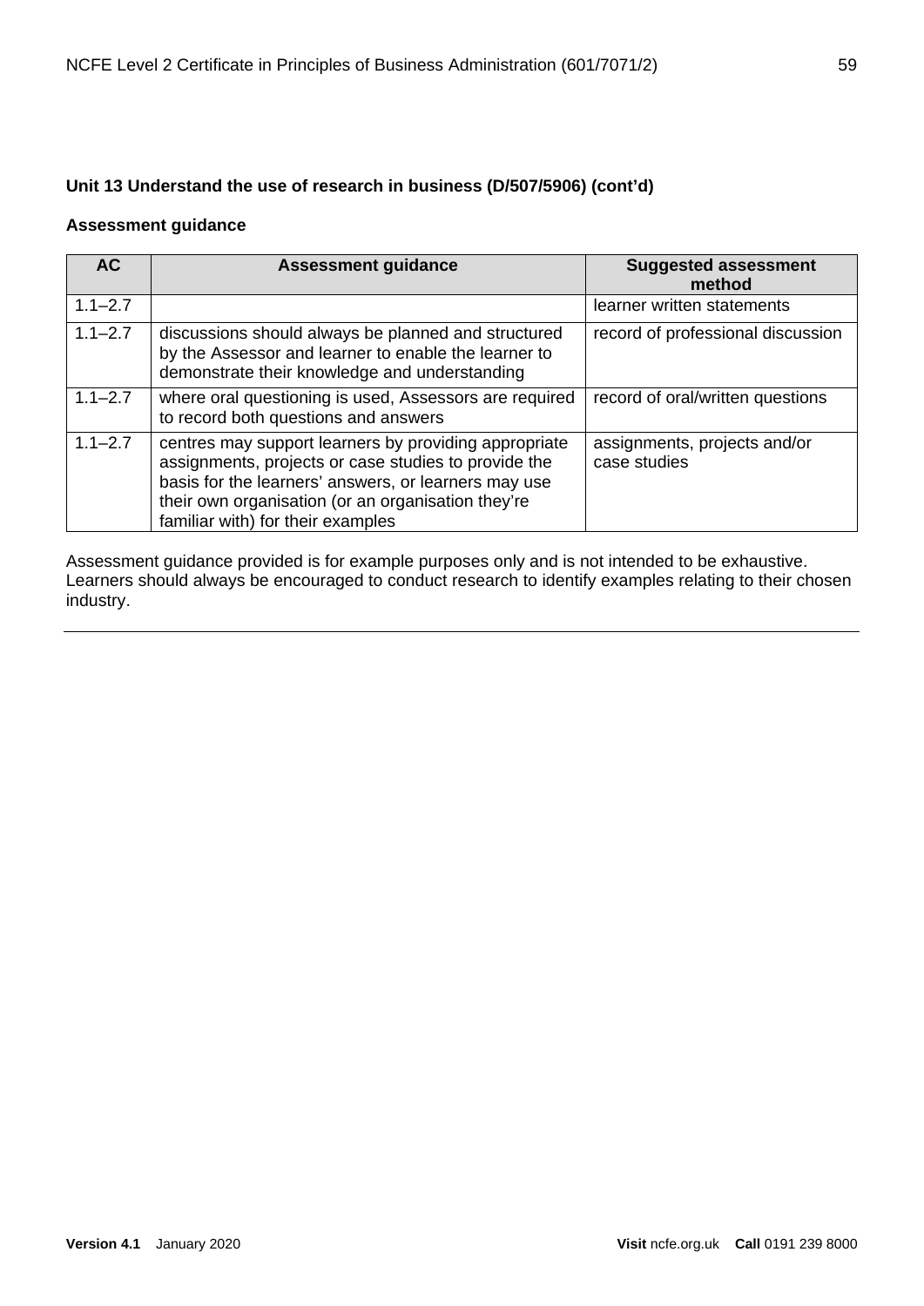### Unit 13 Understand the use of research in business (D/507/5906) (cont'd)

**Assessment guidance**

| AC | Assessment guidance | Suggested assessment method |
| --- | --- | --- |
| 1.1–2.7 | | learner written statements |
| 1.1–2.7 | discussions should always be planned and structured by the Assessor and learner to enable the learner to demonstrate their knowledge and understanding | record of professional discussion |
| 1.1–2.7 | where oral questioning is used, Assessors are required to record both questions and answers | record of oral/written questions |
| 1.1–2.7 | centres may support learners by providing appropriate assignments, projects or case studies to provide the basis for the learners' answers, or learners may use their own organisation (or an organisation they're familiar with) for their examples | assignments, projects and/or case studies |

Assessment guidance provided is for example purposes only and is not intended to be exhaustive. Learners should always be encouraged to conduct research to identify examples relating to their chosen industry.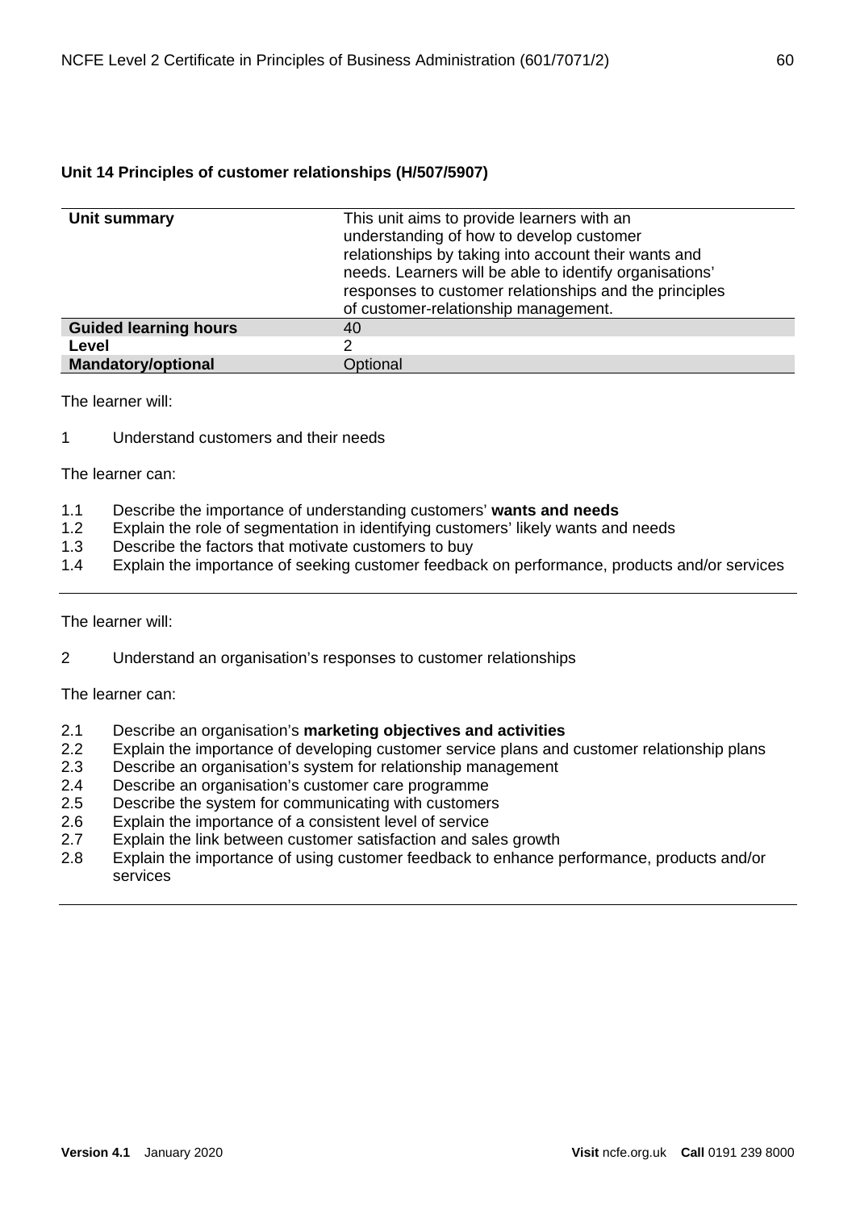### Unit 14 Principles of customer relationships (H/507/5907)

| | |
|---|---|
| **Unit summary** | This unit aims to provide learners with an understanding of how to develop customer relationships by taking into account their wants and needs. Learners will be able to identify organisations' responses to customer relationships and the principles of customer-relationship management. |
| **Guided learning hours** | 40 |
| **Level** | 2 |
| **Mandatory/optional** | Optional |

The learner will:

1 Understand customers and their needs

The learner can:

1.1 Describe the importance of understanding customers' **wants and needs**
1.2 Explain the role of segmentation in identifying customers' likely wants and needs
1.3 Describe the factors that motivate customers to buy
1.4 Explain the importance of seeking customer feedback on performance, products and/or services

---

The learner will:

2 Understand an organisation's responses to customer relationships

The learner can:

2.1 Describe an organisation's **marketing objectives and activities**
2.2 Explain the importance of developing customer service plans and customer relationship plans
2.3 Describe an organisation's system for relationship management
2.4 Describe an organisation's customer care programme
2.5 Describe the system for communicating with customers
2.6 Explain the importance of a consistent level of service
2.7 Explain the link between customer satisfaction and sales growth
2.8 Explain the importance of using customer feedback to enhance performance, products and/or services

---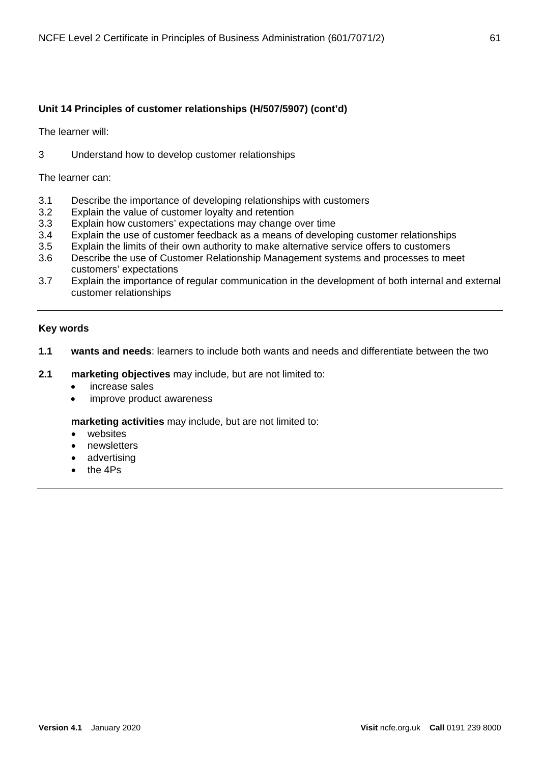**Unit 14 Principles of customer relationships (H/507/5907) (cont'd)**

The learner will:

3 Understand how to develop customer relationships

The learner can:

3.1 Describe the importance of developing relationships with customers
3.2 Explain the value of customer loyalty and retention
3.3 Explain how customers' expectations may change over time
3.4 Explain the use of customer feedback as a means of developing customer relationships
3.5 Explain the limits of their own authority to make alternative service offers to customers
3.6 Describe the use of Customer Relationship Management systems and processes to meet customers' expectations
3.7 Explain the importance of regular communication in the development of both internal and external customer relationships

---

**Key words**

**1.1** **wants and needs**: learners to include both wants and needs and differentiate between the two

**2.1** **marketing objectives** may include, but are not limited to:

- increase sales
- improve product awareness

**marketing activities** may include, but are not limited to:

- websites
- newsletters
- advertising
- the 4Ps

---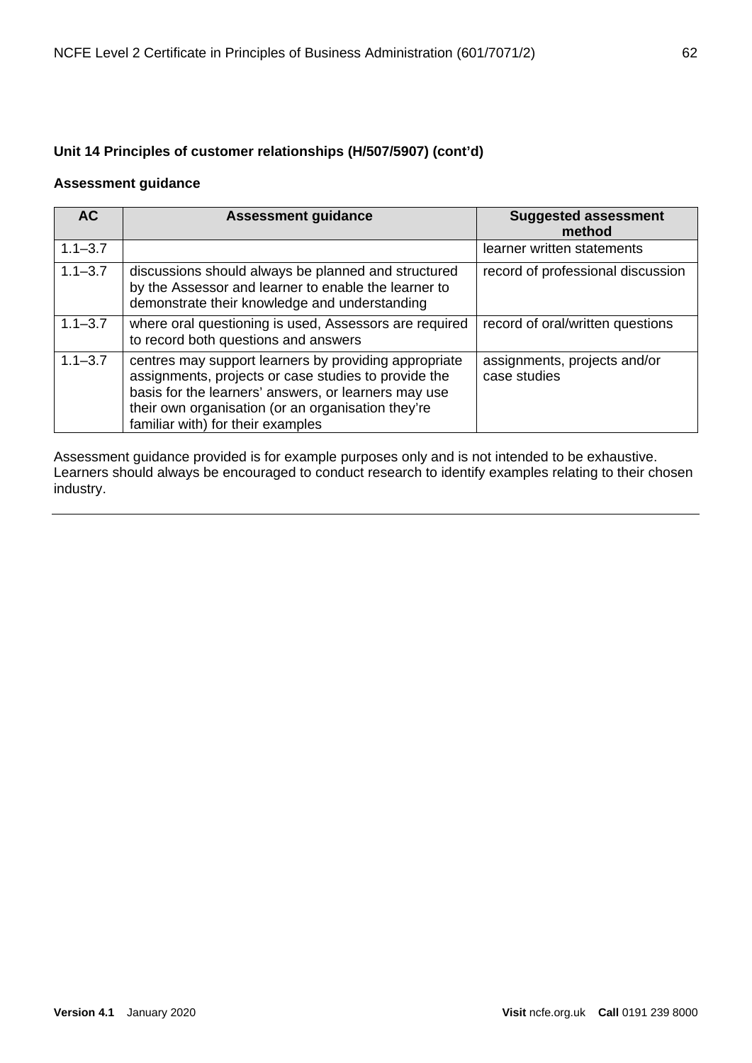### Unit 14 Principles of customer relationships (H/507/5907) (cont'd)

#### Assessment guidance

| AC | Assessment guidance | Suggested assessment method |
|---|---|---|
| 1.1–3.7 | | learner written statements |
| 1.1–3.7 | discussions should always be planned and structured by the Assessor and learner to enable the learner to demonstrate their knowledge and understanding | record of professional discussion |
| 1.1–3.7 | where oral questioning is used, Assessors are required to record both questions and answers | record of oral/written questions |
| 1.1–3.7 | centres may support learners by providing appropriate assignments, projects or case studies to provide the basis for the learners' answers, or learners may use their own organisation (or an organisation they're familiar with) for their examples | assignments, projects and/or case studies |

Assessment guidance provided is for example purposes only and is not intended to be exhaustive. Learners should always be encouraged to conduct research to identify examples relating to their chosen industry.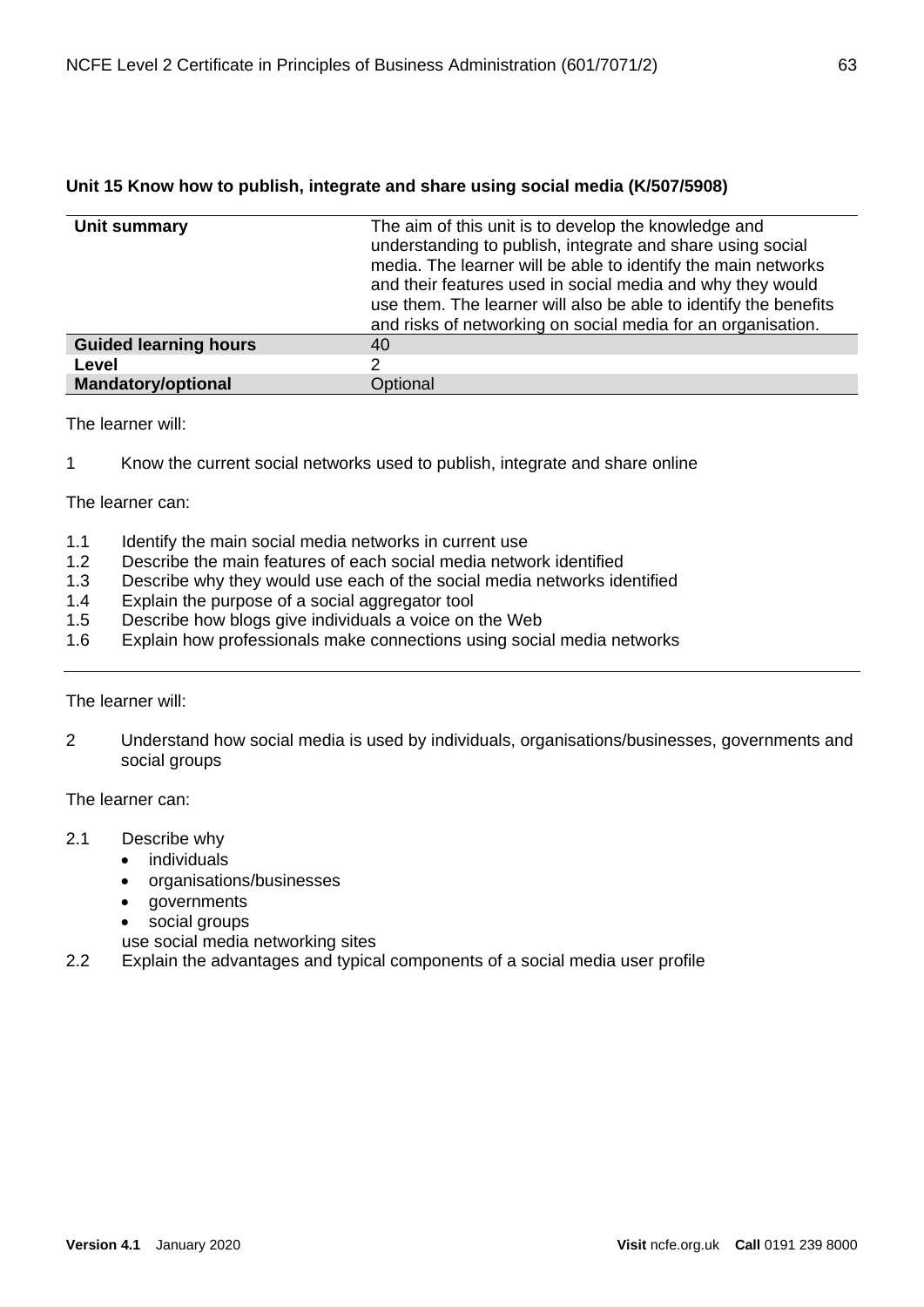## Unit 15 Know how to publish, integrate and share using social media (K/507/5908)

| | |
|---|---|
| **Unit summary** | The aim of this unit is to develop the knowledge and understanding to publish, integrate and share using social media. The learner will be able to identify the main networks and their features used in social media and why they would use them. The learner will also be able to identify the benefits and risks of networking on social media for an organisation. |
| **Guided learning hours** | 40 |
| **Level** | 2 |
| **Mandatory/optional** | Optional |

The learner will:

1 Know the current social networks used to publish, integrate and share online

The learner can:

1.1 Identify the main social media networks in current use
1.2 Describe the main features of each social media network identified
1.3 Describe why they would use each of the social media networks identified
1.4 Explain the purpose of a social aggregator tool
1.5 Describe how blogs give individuals a voice on the Web
1.6 Explain how professionals make connections using social media networks

---

The learner will:

2 Understand how social media is used by individuals, organisations/businesses, governments and social groups

The learner can:

2.1 Describe why
- individuals
- organisations/businesses
- governments
- social groups

use social media networking sites

2.2 Explain the advantages and typical components of a social media user profile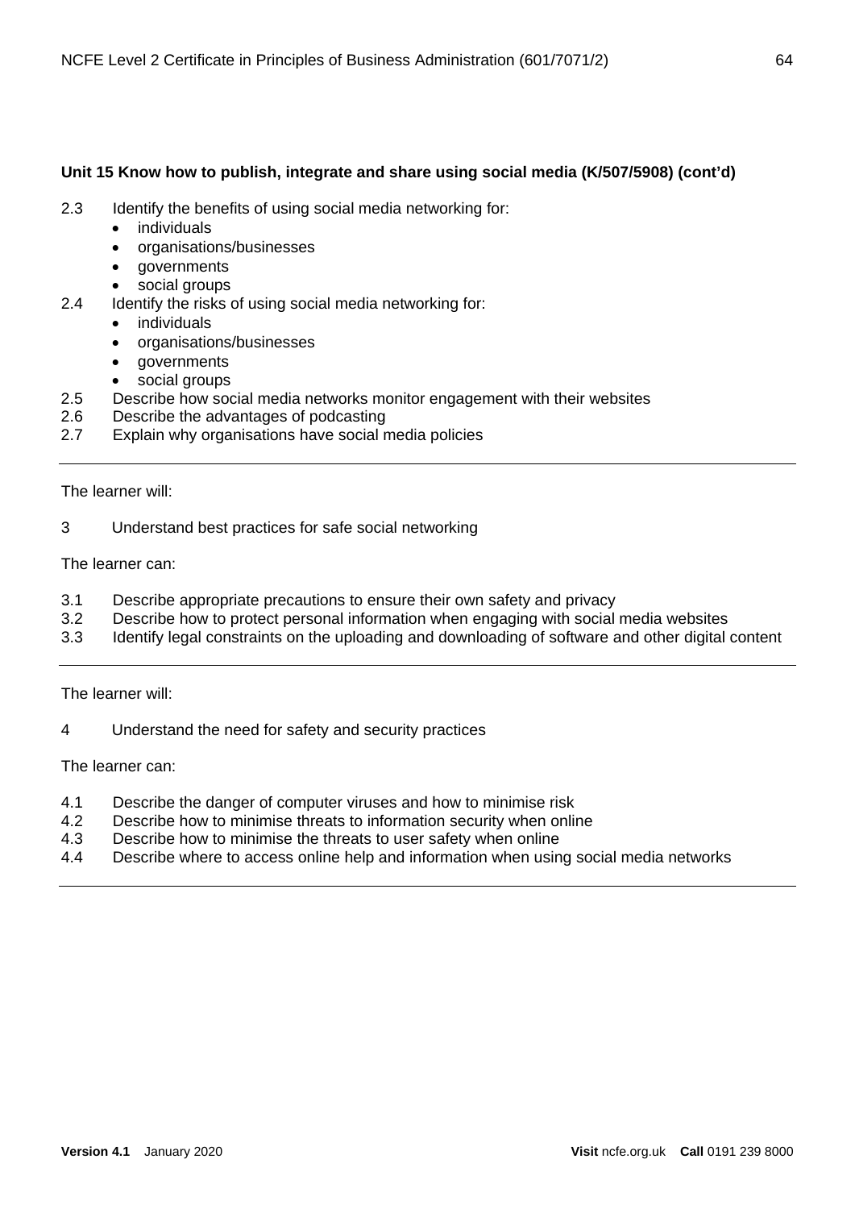**Unit 15 Know how to publish, integrate and share using social media (K/507/5908) (cont'd)**

2.3 Identify the benefits of using social media networking for:
- individuals
- organisations/businesses
- governments
- social groups

2.4 Identify the risks of using social media networking for:
- individuals
- organisations/businesses
- governments
- social groups

2.5 Describe how social media networks monitor engagement with their websites

2.6 Describe the advantages of podcasting

2.7 Explain why organisations have social media policies

---

The learner will:

3 Understand best practices for safe social networking

The learner can:

3.1 Describe appropriate precautions to ensure their own safety and privacy

3.2 Describe how to protect personal information when engaging with social media websites

3.3 Identify legal constraints on the uploading and downloading of software and other digital content

---

The learner will:

4 Understand the need for safety and security practices

The learner can:

4.1 Describe the danger of computer viruses and how to minimise risk

4.2 Describe how to minimise threats to information security when online

4.3 Describe how to minimise the threats to user safety when online

4.4 Describe where to access online help and information when using social media networks

---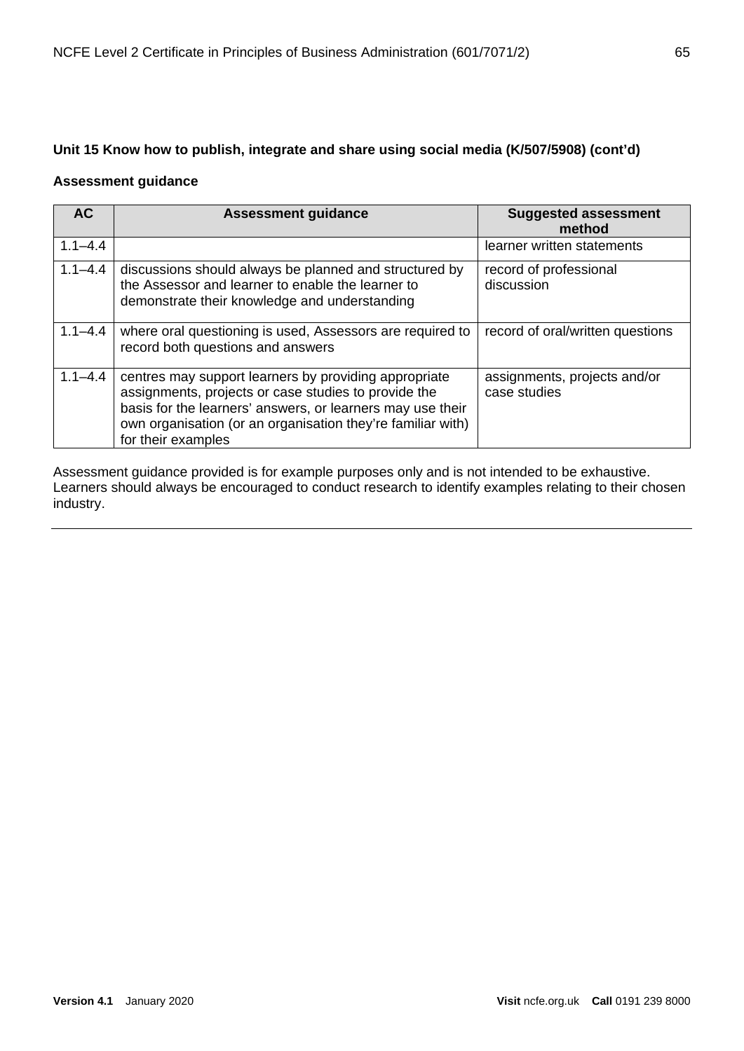### Unit 15 Know how to publish, integrate and share using social media (K/507/5908) (cont'd)

#### Assessment guidance

| AC | Assessment guidance | Suggested assessment method |
|---|---|---|
| 1.1–4.4 | | learner written statements |
| 1.1–4.4 | discussions should always be planned and structured by the Assessor and learner to enable the learner to demonstrate their knowledge and understanding | record of professional discussion |
| 1.1–4.4 | where oral questioning is used, Assessors are required to record both questions and answers | record of oral/written questions |
| 1.1–4.4 | centres may support learners by providing appropriate assignments, projects or case studies to provide the basis for the learners' answers, or learners may use their own organisation (or an organisation they're familiar with) for their examples | assignments, projects and/or case studies |

Assessment guidance provided is for example purposes only and is not intended to be exhaustive. Learners should always be encouraged to conduct research to identify examples relating to their chosen industry.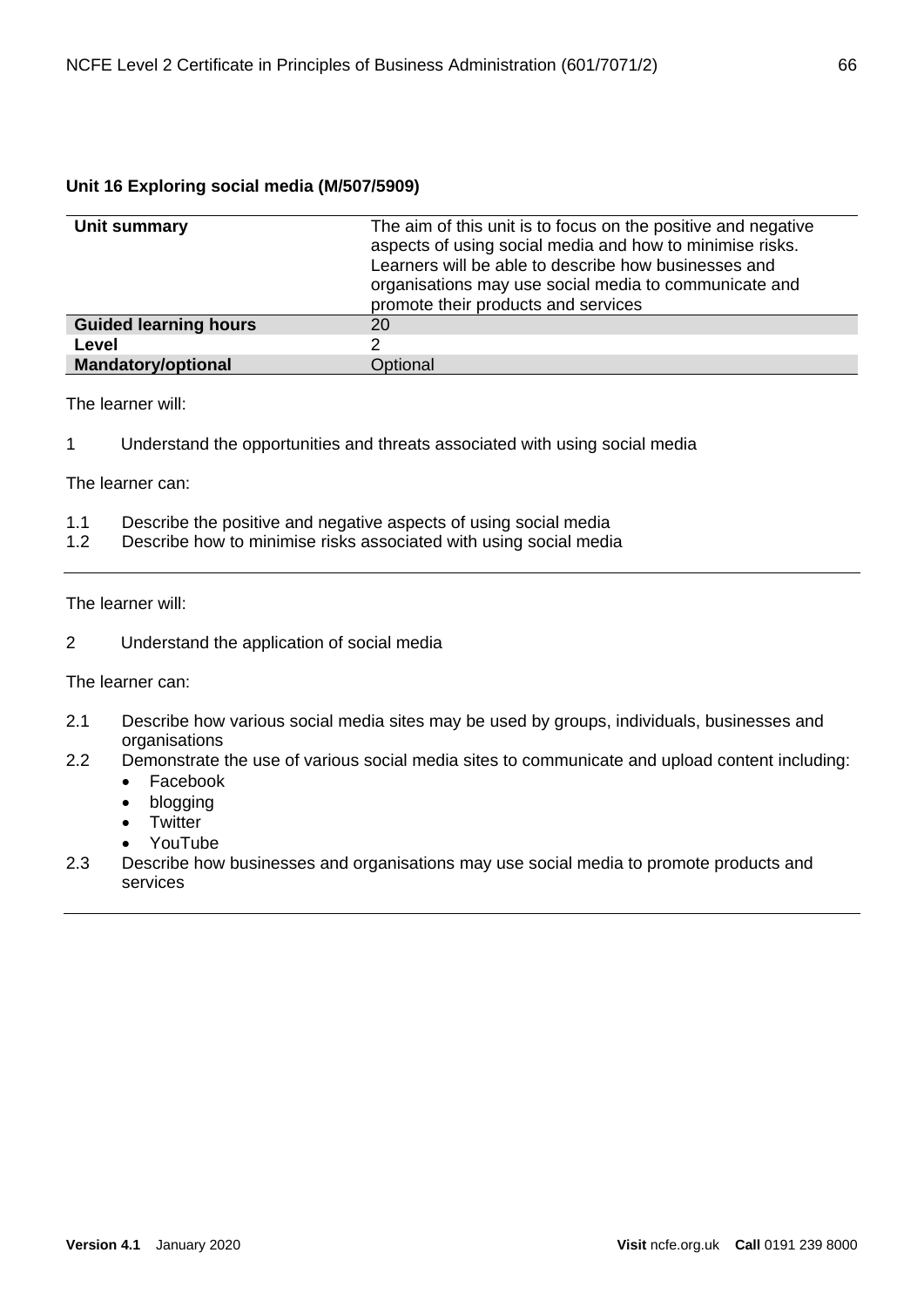**Unit 16 Exploring social media (M/507/5909)**

| **Unit summary** | The aim of this unit is to focus on the positive and negative aspects of using social media and how to minimise risks. Learners will be able to describe how businesses and organisations may use social media to communicate and promote their products and services |
|---|---|
| **Guided learning hours** | 20 |
| **Level** | 2 |
| **Mandatory/optional** | Optional |

The learner will:

1 Understand the opportunities and threats associated with using social media

The learner can:

1.1 Describe the positive and negative aspects of using social media
1.2 Describe how to minimise risks associated with using social media

---

The learner will:

2 Understand the application of social media

The learner can:

2.1 Describe how various social media sites may be used by groups, individuals, businesses and organisations
2.2 Demonstrate the use of various social media sites to communicate and upload content including:
- Facebook
- blogging
- Twitter
- YouTube

2.3 Describe how businesses and organisations may use social media to promote products and services

---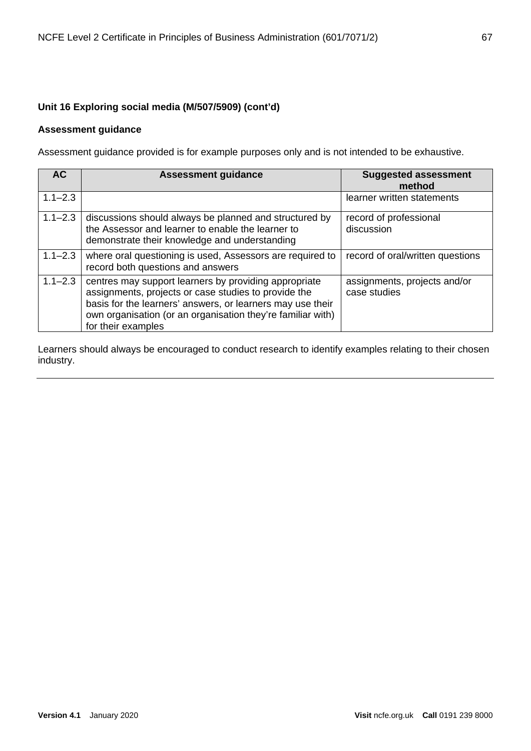**Unit 16 Exploring social media (M/507/5909) (cont'd)**

**Assessment guidance**

Assessment guidance provided is for example purposes only and is not intended to be exhaustive.

| AC | Assessment guidance | Suggested assessment method |
|---|---|---|
| 1.1–2.3 | | learner written statements |
| 1.1–2.3 | discussions should always be planned and structured by the Assessor and learner to enable the learner to demonstrate their knowledge and understanding | record of professional discussion |
| 1.1–2.3 | where oral questioning is used, Assessors are required to record both questions and answers | record of oral/written questions |
| 1.1–2.3 | centres may support learners by providing appropriate assignments, projects or case studies to provide the basis for the learners' answers, or learners may use their own organisation (or an organisation they're familiar with) for their examples | assignments, projects and/or case studies |

Learners should always be encouraged to conduct research to identify examples relating to their chosen industry.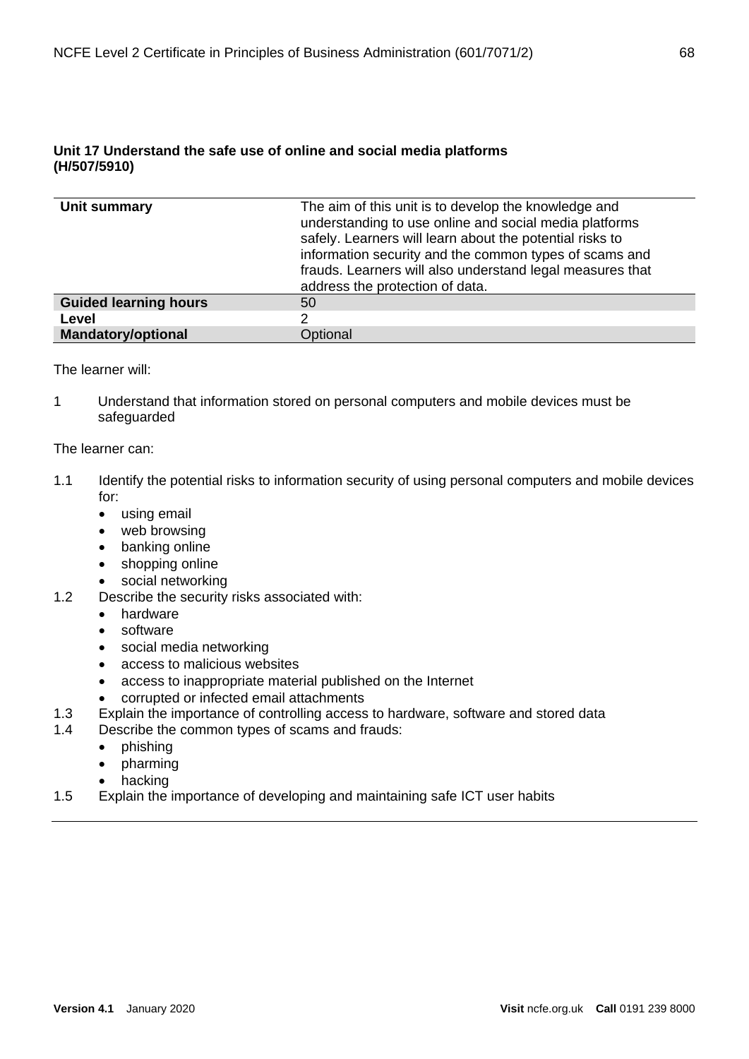## Unit 17 Understand the safe use of online and social media platforms (H/507/5910)

| | |
|---|---|
| **Unit summary** | The aim of this unit is to develop the knowledge and understanding to use online and social media platforms safely. Learners will learn about the potential risks to information security and the common types of scams and frauds. Learners will also understand legal measures that address the protection of data. |
| **Guided learning hours** | 50 |
| **Level** | 2 |
| **Mandatory/optional** | Optional |

The learner will:

1 Understand that information stored on personal computers and mobile devices must be safeguarded

The learner can:

1.1 Identify the potential risks to information security of using personal computers and mobile devices for:
- using email
- web browsing
- banking online
- shopping online
- social networking

1.2 Describe the security risks associated with:
- hardware
- software
- social media networking
- access to malicious websites
- access to inappropriate material published on the Internet
- corrupted or infected email attachments

1.3 Explain the importance of controlling access to hardware, software and stored data

1.4 Describe the common types of scams and frauds:
- phishing
- pharming
- hacking

1.5 Explain the importance of developing and maintaining safe ICT user habits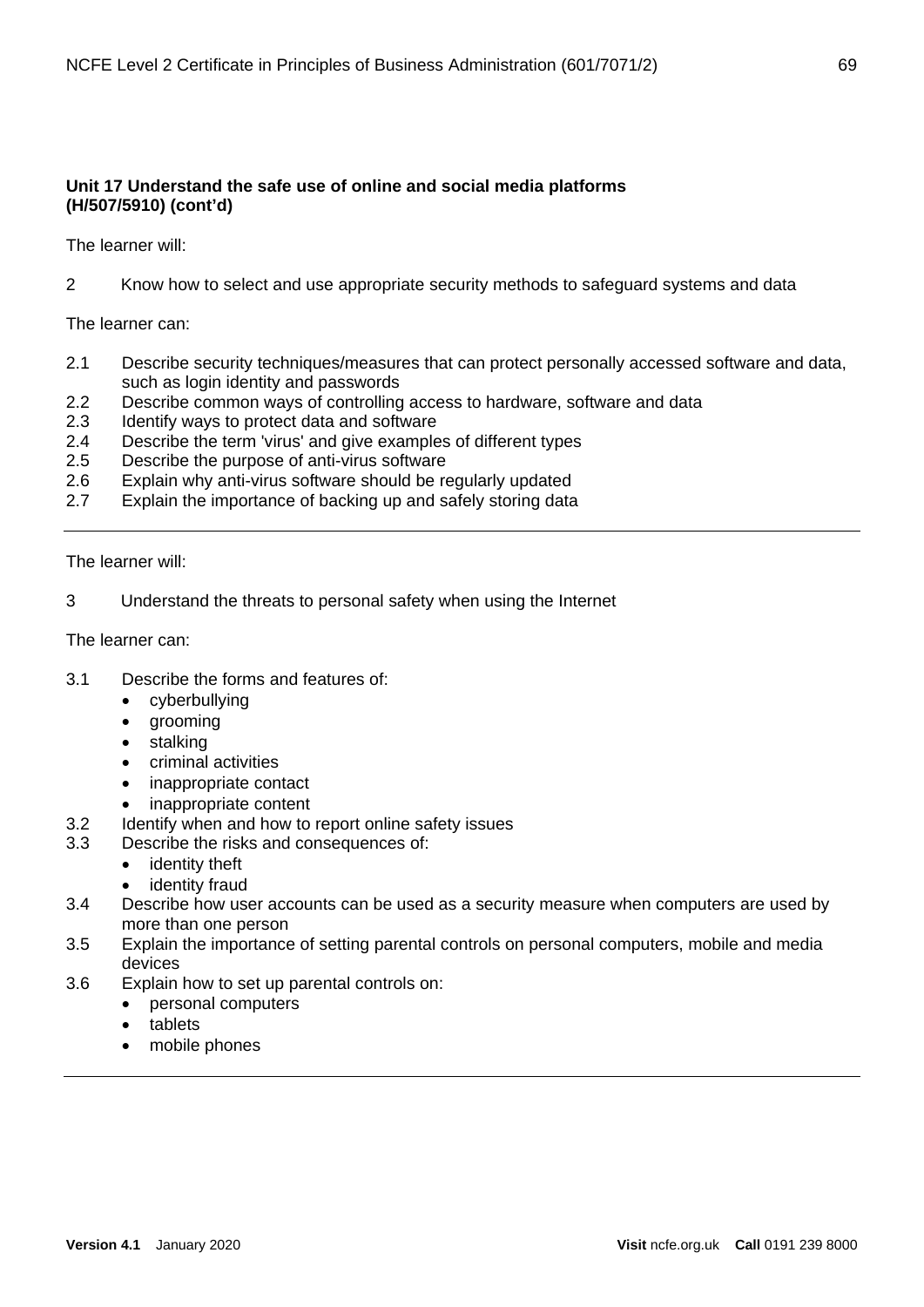**Unit 17 Understand the safe use of online and social media platforms (H/507/5910) (cont'd)**

The learner will:

2 Know how to select and use appropriate security methods to safeguard systems and data

The learner can:

2.1 Describe security techniques/measures that can protect personally accessed software and data, such as login identity and passwords
2.2 Describe common ways of controlling access to hardware, software and data
2.3 Identify ways to protect data and software
2.4 Describe the term 'virus' and give examples of different types
2.5 Describe the purpose of anti-virus software
2.6 Explain why anti-virus software should be regularly updated
2.7 Explain the importance of backing up and safely storing data

---

The learner will:

3 Understand the threats to personal safety when using the Internet

The learner can:

3.1 Describe the forms and features of:
- cyberbullying
- grooming
- stalking
- criminal activities
- inappropriate contact
- inappropriate content

3.2 Identify when and how to report online safety issues
3.3 Describe the risks and consequences of:
- identity theft
- identity fraud

3.4 Describe how user accounts can be used as a security measure when computers are used by more than one person
3.5 Explain the importance of setting parental controls on personal computers, mobile and media devices
3.6 Explain how to set up parental controls on:
- personal computers
- tablets
- mobile phones

---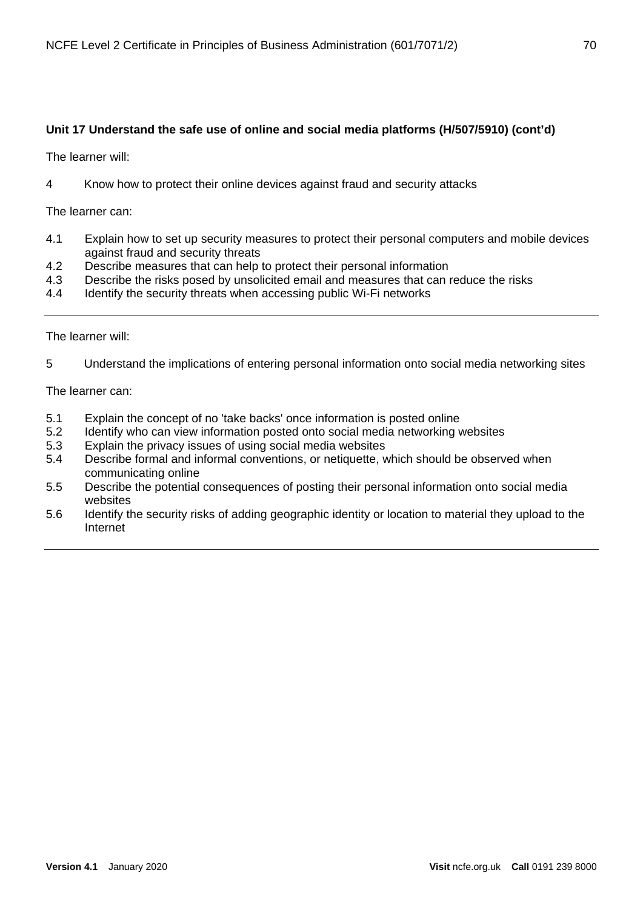**Unit 17 Understand the safe use of online and social media platforms (H/507/5910) (cont'd)**

The learner will:

4 Know how to protect their online devices against fraud and security attacks

The learner can:

4.1 Explain how to set up security measures to protect their personal computers and mobile devices against fraud and security threats
4.2 Describe measures that can help to protect their personal information
4.3 Describe the risks posed by unsolicited email and measures that can reduce the risks
4.4 Identify the security threats when accessing public Wi-Fi networks

---

The learner will:

5 Understand the implications of entering personal information onto social media networking sites

The learner can:

5.1 Explain the concept of no 'take backs' once information is posted online
5.2 Identify who can view information posted onto social media networking websites
5.3 Explain the privacy issues of using social media websites
5.4 Describe formal and informal conventions, or netiquette, which should be observed when communicating online
5.5 Describe the potential consequences of posting their personal information onto social media websites
5.6 Identify the security risks of adding geographic identity or location to material they upload to the Internet

---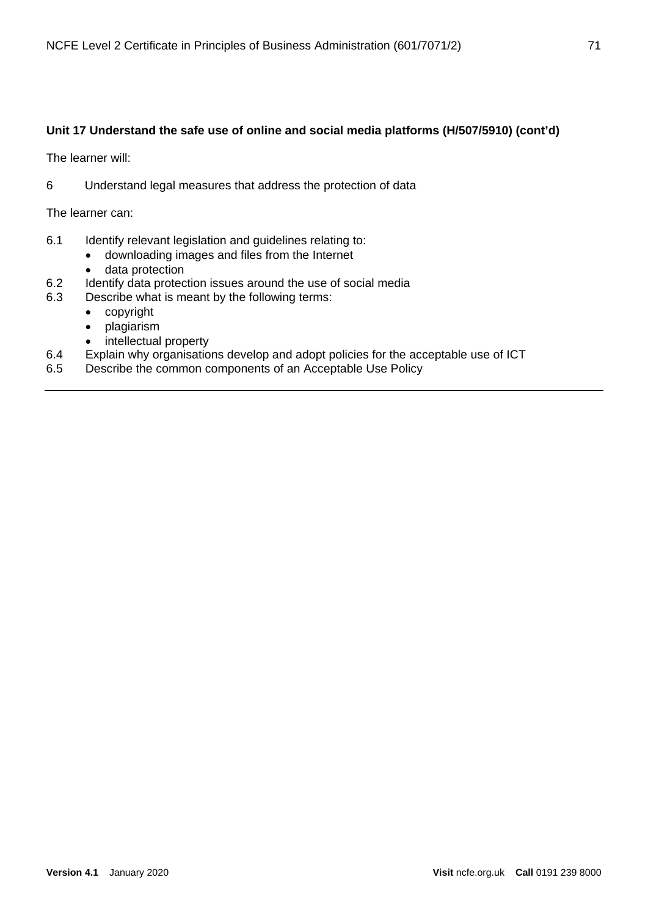**Unit 17 Understand the safe use of online and social media platforms (H/507/5910) (cont'd)**

The learner will:

6 Understand legal measures that address the protection of data

The learner can:

6.1 Identify relevant legislation and guidelines relating to:
- downloading images and files from the Internet
- data protection

6.2 Identify data protection issues around the use of social media

6.3 Describe what is meant by the following terms:
- copyright
- plagiarism
- intellectual property

6.4 Explain why organisations develop and adopt policies for the acceptable use of ICT

6.5 Describe the common components of an Acceptable Use Policy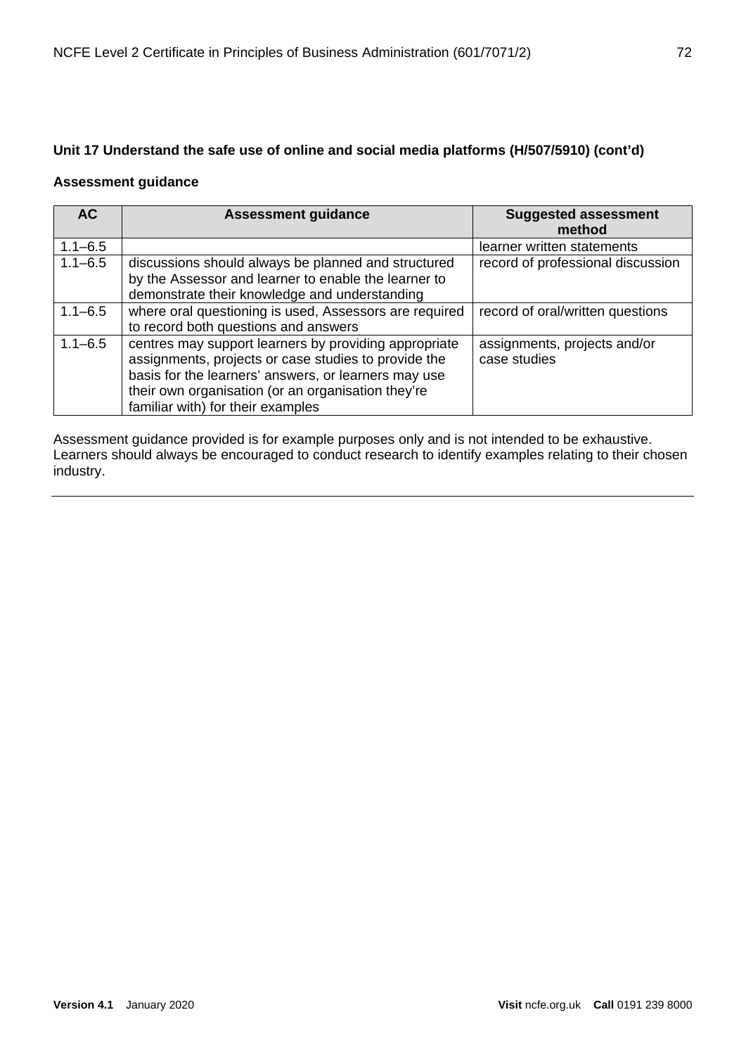**Unit 17 Understand the safe use of online and social media platforms (H/507/5910) (cont'd)**

**Assessment guidance**

| AC | Assessment guidance | Suggested assessment method |
|---|---|---|
| 1.1–6.5 | | learner written statements |
| 1.1–6.5 | discussions should always be planned and structured by the Assessor and learner to enable the learner to demonstrate their knowledge and understanding | record of professional discussion |
| 1.1–6.5 | where oral questioning is used, Assessors are required to record both questions and answers | record of oral/written questions |
| 1.1–6.5 | centres may support learners by providing appropriate assignments, projects or case studies to provide the basis for the learners' answers, or learners may use their own organisation (or an organisation they're familiar with) for their examples | assignments, projects and/or case studies |

Assessment guidance provided is for example purposes only and is not intended to be exhaustive. Learners should always be encouraged to conduct research to identify examples relating to their chosen industry.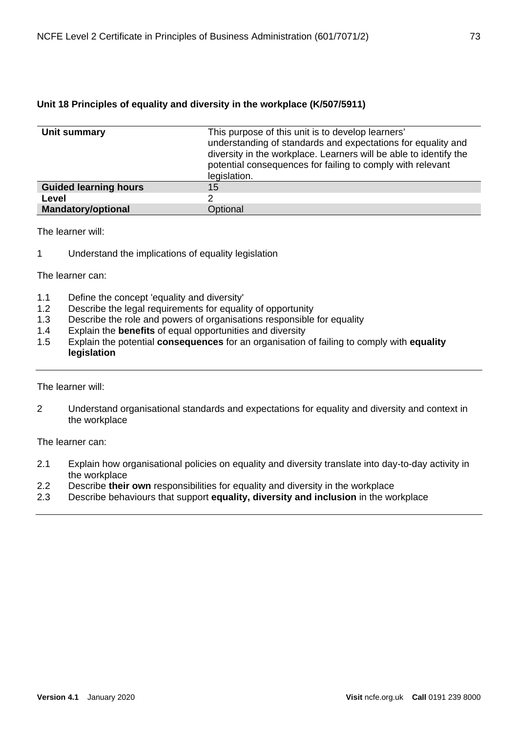**Unit 18 Principles of equality and diversity in the workplace (K/507/5911)**

| | |
|---|---|
| **Unit summary** | This purpose of this unit is to develop learners' understanding of standards and expectations for equality and diversity in the workplace. Learners will be able to identify the potential consequences for failing to comply with relevant legislation. |
| **Guided learning hours** | 15 |
| **Level** | 2 |
| **Mandatory/optional** | Optional |

The learner will:

1 Understand the implications of equality legislation

The learner can:

1.1 Define the concept 'equality and diversity'
1.2 Describe the legal requirements for equality of opportunity
1.3 Describe the role and powers of organisations responsible for equality
1.4 Explain the **benefits** of equal opportunities and diversity
1.5 Explain the potential **consequences** for an organisation of failing to comply with **equality legislation**

The learner will:

2 Understand organisational standards and expectations for equality and diversity and context in the workplace

The learner can:

2.1 Explain how organisational policies on equality and diversity translate into day-to-day activity in the workplace
2.2 Describe **their own** responsibilities for equality and diversity in the workplace
2.3 Describe behaviours that support **equality, diversity and inclusion** in the workplace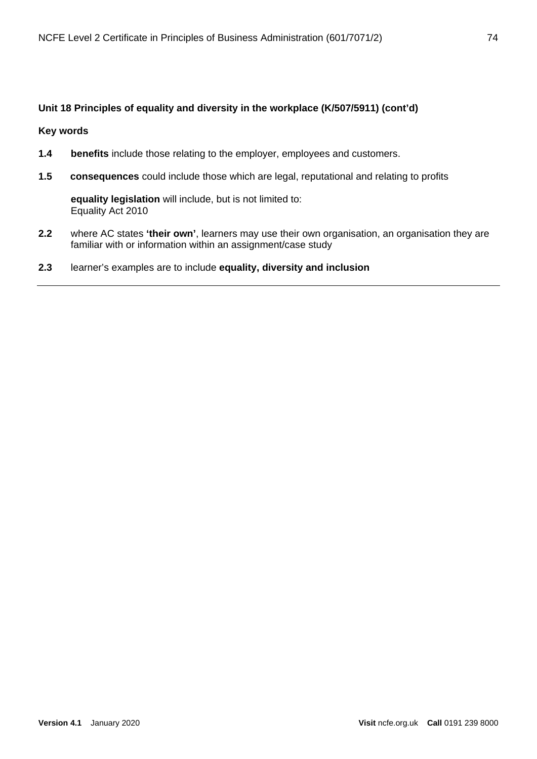**Unit 18 Principles of equality and diversity in the workplace (K/507/5911) (cont'd)**

**Key words**

**1.4** **benefits** include those relating to the employer, employees and customers.

**1.5** **consequences** could include those which are legal, reputational and relating to profits

**equality legislation** will include, but is not limited to:
Equality Act 2010

**2.2** where AC states **'their own'**, learners may use their own organisation, an organisation they are familiar with or information within an assignment/case study

**2.3** learner's examples are to include **equality, diversity and inclusion**

---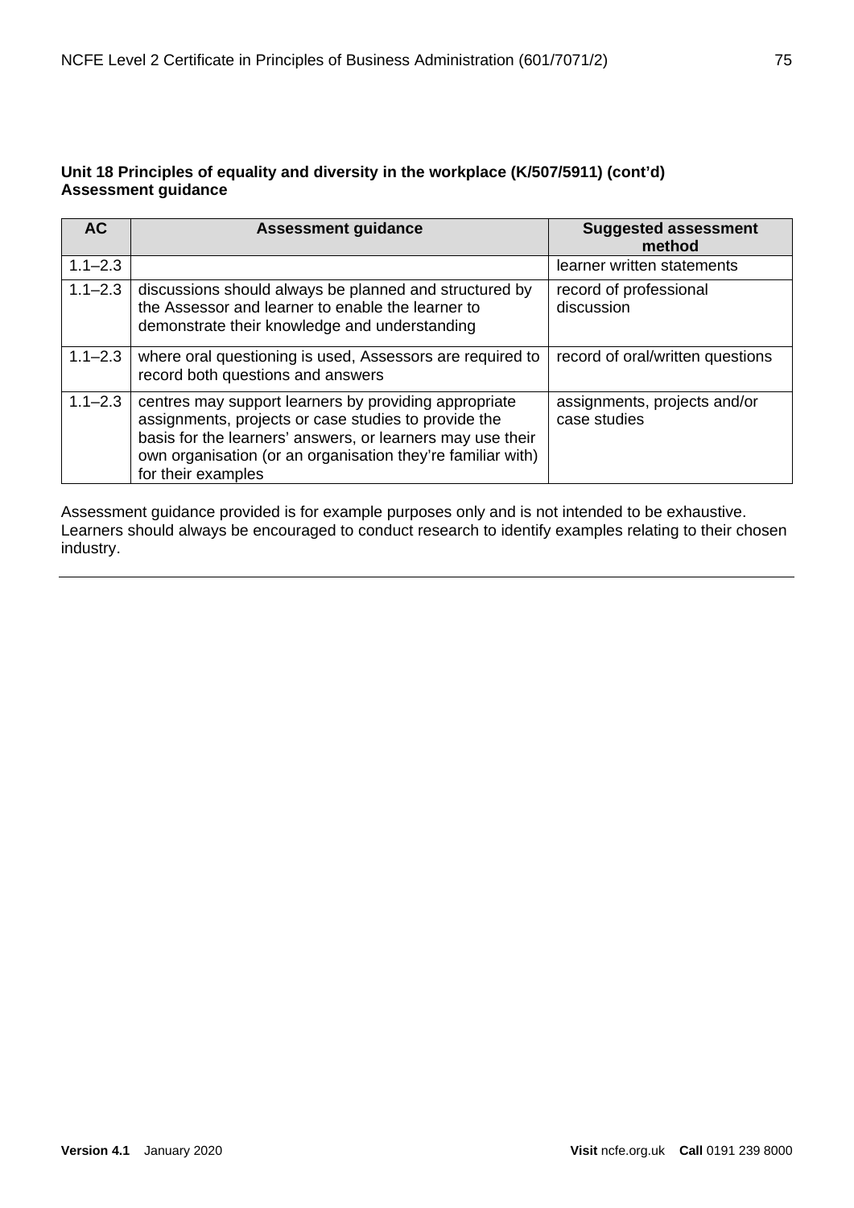**Unit 18 Principles of equality and diversity in the workplace (K/507/5911) (cont'd)**
**Assessment guidance**

| AC | Assessment guidance | Suggested assessment method |
|---|---|---|
| 1.1–2.3 | | learner written statements |
| 1.1–2.3 | discussions should always be planned and structured by the Assessor and learner to enable the learner to demonstrate their knowledge and understanding | record of professional discussion |
| 1.1–2.3 | where oral questioning is used, Assessors are required to record both questions and answers | record of oral/written questions |
| 1.1–2.3 | centres may support learners by providing appropriate assignments, projects or case studies to provide the basis for the learners' answers, or learners may use their own organisation (or an organisation they're familiar with) for their examples | assignments, projects and/or case studies |

Assessment guidance provided is for example purposes only and is not intended to be exhaustive. Learners should always be encouraged to conduct research to identify examples relating to their chosen industry.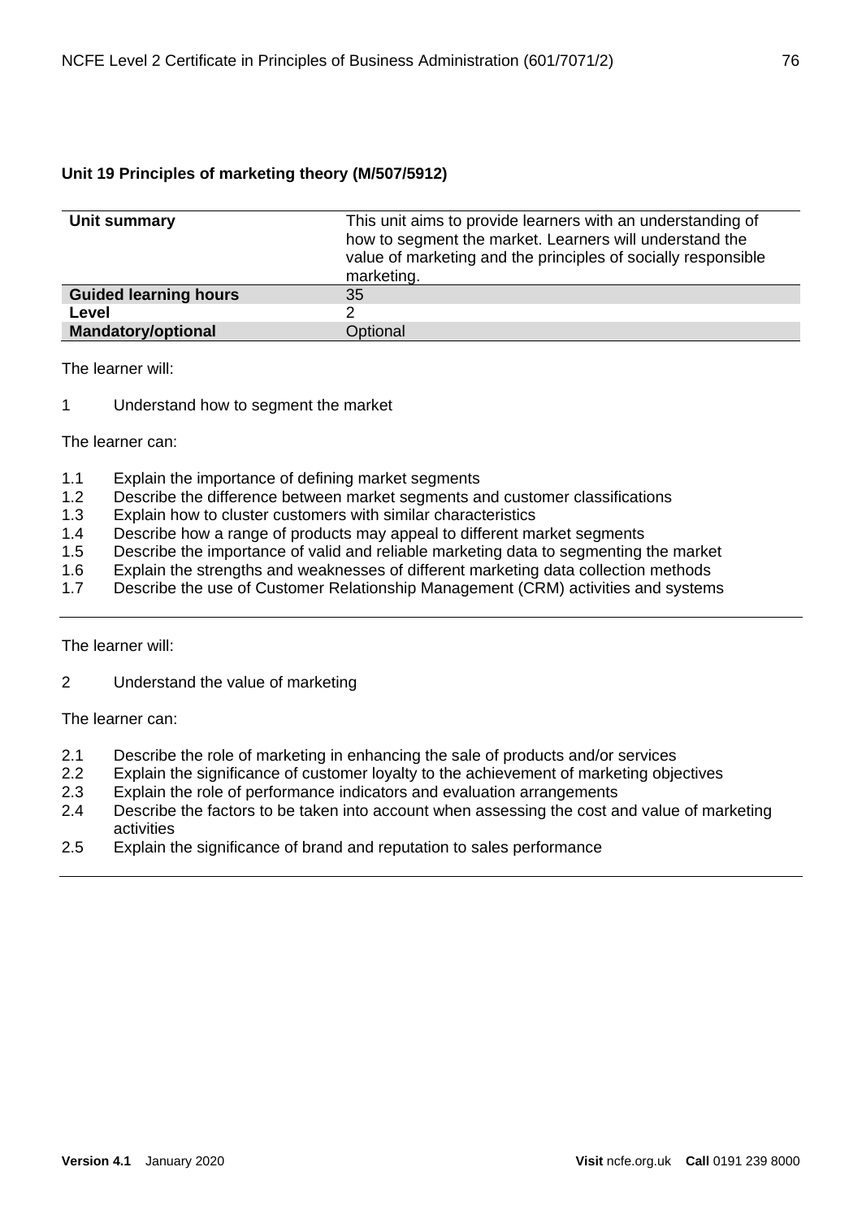### Unit 19 Principles of marketing theory (M/507/5912)

| | |
|---|---|
| **Unit summary** | This unit aims to provide learners with an understanding of how to segment the market. Learners will understand the value of marketing and the principles of socially responsible marketing. |
| **Guided learning hours** | 35 |
| **Level** | 2 |
| **Mandatory/optional** | Optional |

The learner will:

1 Understand how to segment the market

The learner can:

1.1 Explain the importance of defining market segments
1.2 Describe the difference between market segments and customer classifications
1.3 Explain how to cluster customers with similar characteristics
1.4 Describe how a range of products may appeal to different market segments
1.5 Describe the importance of valid and reliable marketing data to segmenting the market
1.6 Explain the strengths and weaknesses of different marketing data collection methods
1.7 Describe the use of Customer Relationship Management (CRM) activities and systems

---

The learner will:

2 Understand the value of marketing

The learner can:

2.1 Describe the role of marketing in enhancing the sale of products and/or services
2.2 Explain the significance of customer loyalty to the achievement of marketing objectives
2.3 Explain the role of performance indicators and evaluation arrangements
2.4 Describe the factors to be taken into account when assessing the cost and value of marketing activities
2.5 Explain the significance of brand and reputation to sales performance

---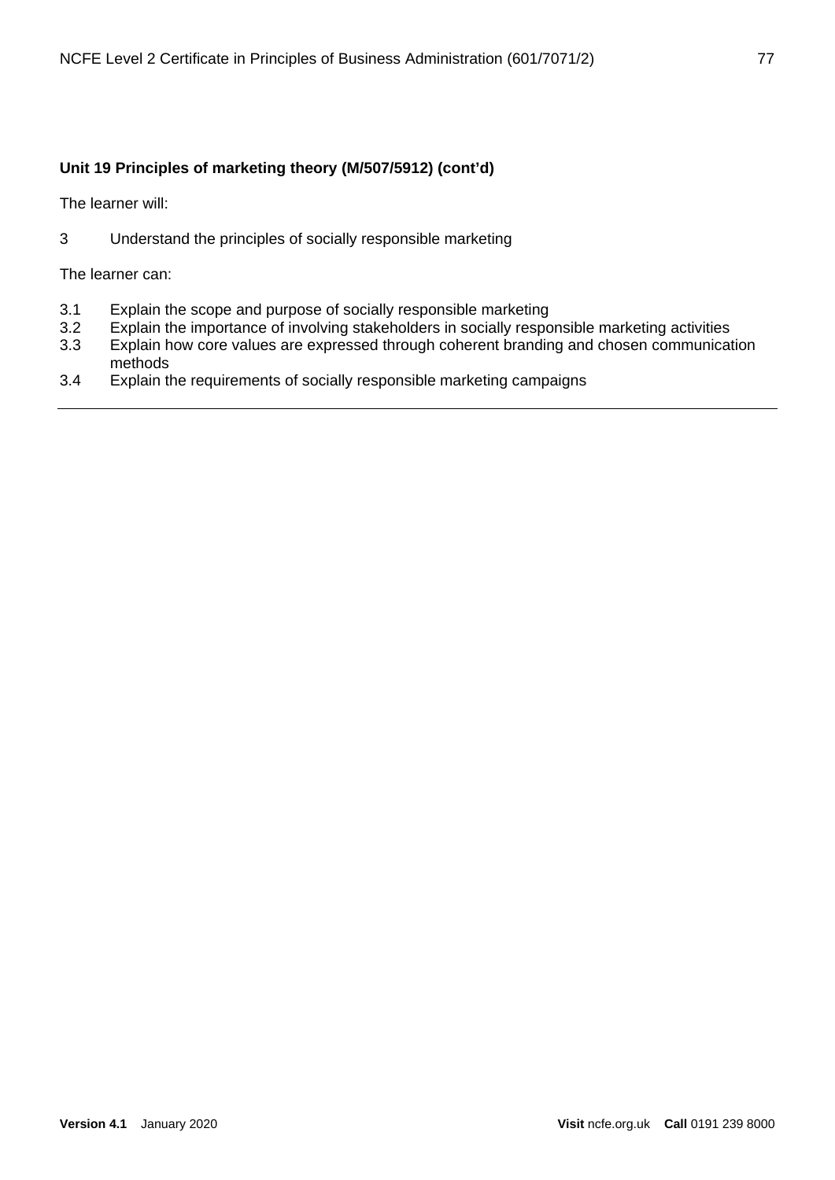**Unit 19 Principles of marketing theory (M/507/5912) (cont'd)**

The learner will:

3 Understand the principles of socially responsible marketing

The learner can:

3.1 Explain the scope and purpose of socially responsible marketing
3.2 Explain the importance of involving stakeholders in socially responsible marketing activities
3.3 Explain how core values are expressed through coherent branding and chosen communication methods
3.4 Explain the requirements of socially responsible marketing campaigns

---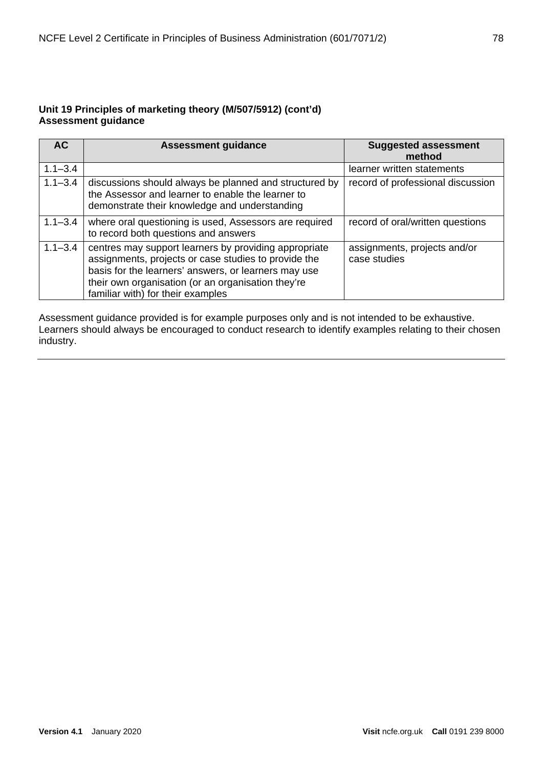**Unit 19 Principles of marketing theory (M/507/5912) (cont'd)**
**Assessment guidance**

| AC | Assessment guidance | Suggested assessment method |
| --- | --- | --- |
| 1.1–3.4 | | learner written statements |
| 1.1–3.4 | discussions should always be planned and structured by the Assessor and learner to enable the learner to demonstrate their knowledge and understanding | record of professional discussion |
| 1.1–3.4 | where oral questioning is used, Assessors are required to record both questions and answers | record of oral/written questions |
| 1.1–3.4 | centres may support learners by providing appropriate assignments, projects or case studies to provide the basis for the learners' answers, or learners may use their own organisation (or an organisation they're familiar with) for their examples | assignments, projects and/or case studies |

Assessment guidance provided is for example purposes only and is not intended to be exhaustive. Learners should always be encouraged to conduct research to identify examples relating to their chosen industry.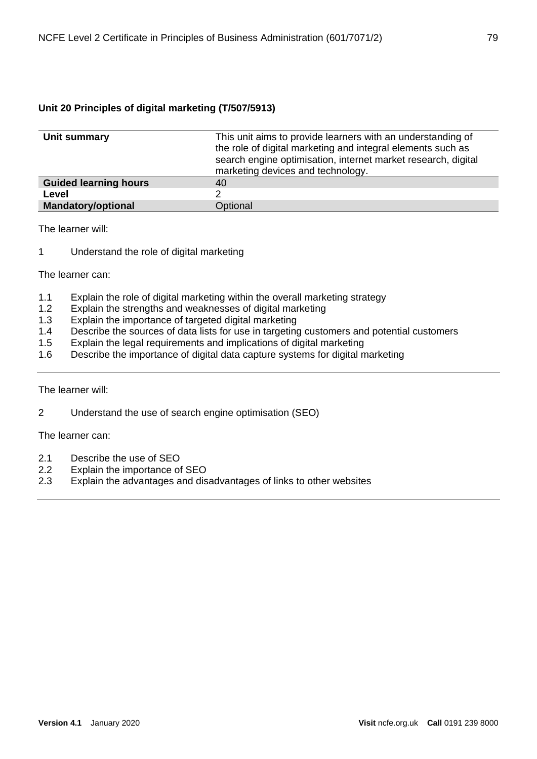### Unit 20 Principles of digital marketing (T/507/5913)

| **Unit summary** | This unit aims to provide learners with an understanding of the role of digital marketing and integral elements such as search engine optimisation, internet market research, digital marketing devices and technology. |
|---|---|
| **Guided learning hours** | 40 |
| **Level** | 2 |
| **Mandatory/optional** | Optional |

The learner will:

1 Understand the role of digital marketing

The learner can:

1.1 Explain the role of digital marketing within the overall marketing strategy
1.2 Explain the strengths and weaknesses of digital marketing
1.3 Explain the importance of targeted digital marketing
1.4 Describe the sources of data lists for use in targeting customers and potential customers
1.5 Explain the legal requirements and implications of digital marketing
1.6 Describe the importance of digital data capture systems for digital marketing

---

The learner will:

2 Understand the use of search engine optimisation (SEO)

The learner can:

2.1 Describe the use of SEO
2.2 Explain the importance of SEO
2.3 Explain the advantages and disadvantages of links to other websites

---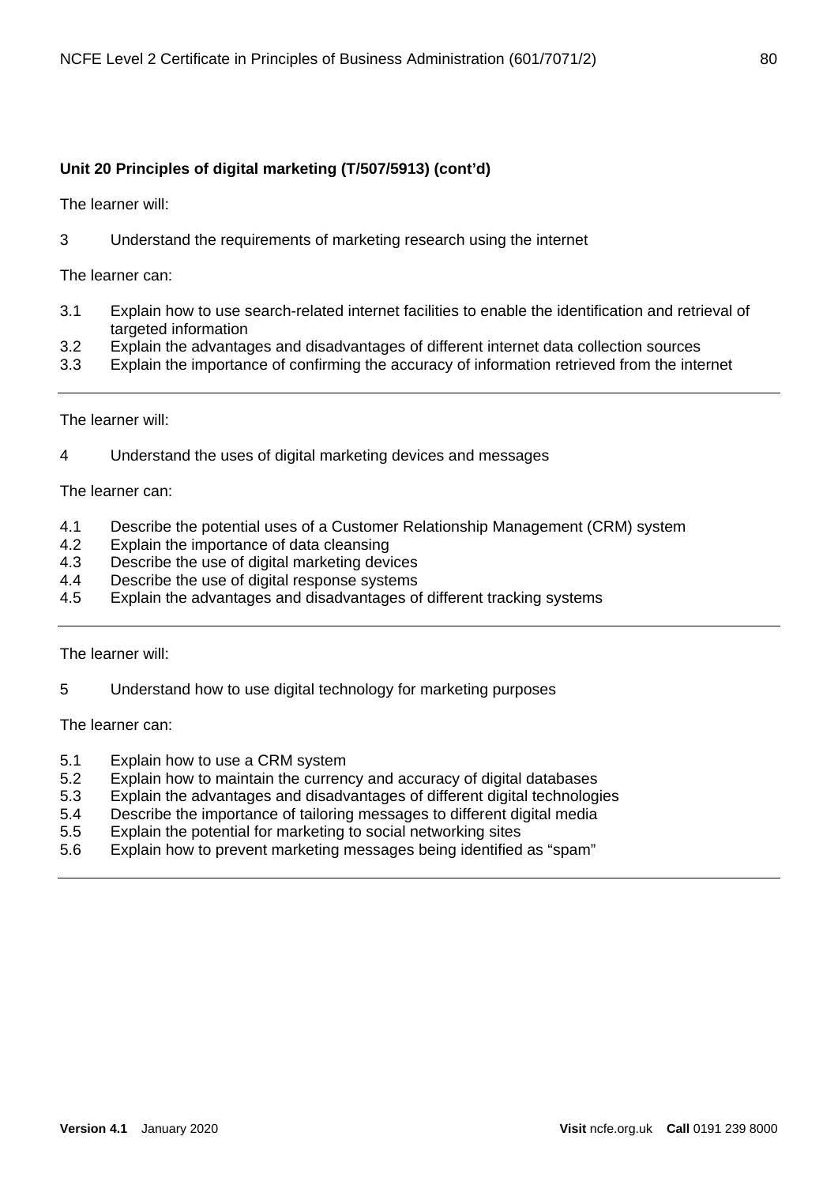**Unit 20 Principles of digital marketing (T/507/5913) (cont'd)**

The learner will:

3 Understand the requirements of marketing research using the internet

The learner can:

3.1 Explain how to use search-related internet facilities to enable the identification and retrieval of targeted information
3.2 Explain the advantages and disadvantages of different internet data collection sources
3.3 Explain the importance of confirming the accuracy of information retrieved from the internet

---

The learner will:

4 Understand the uses of digital marketing devices and messages

The learner can:

4.1 Describe the potential uses of a Customer Relationship Management (CRM) system
4.2 Explain the importance of data cleansing
4.3 Describe the use of digital marketing devices
4.4 Describe the use of digital response systems
4.5 Explain the advantages and disadvantages of different tracking systems

---

The learner will:

5 Understand how to use digital technology for marketing purposes

The learner can:

5.1 Explain how to use a CRM system
5.2 Explain how to maintain the currency and accuracy of digital databases
5.3 Explain the advantages and disadvantages of different digital technologies
5.4 Describe the importance of tailoring messages to different digital media
5.5 Explain the potential for marketing to social networking sites
5.6 Explain how to prevent marketing messages being identified as "spam"

---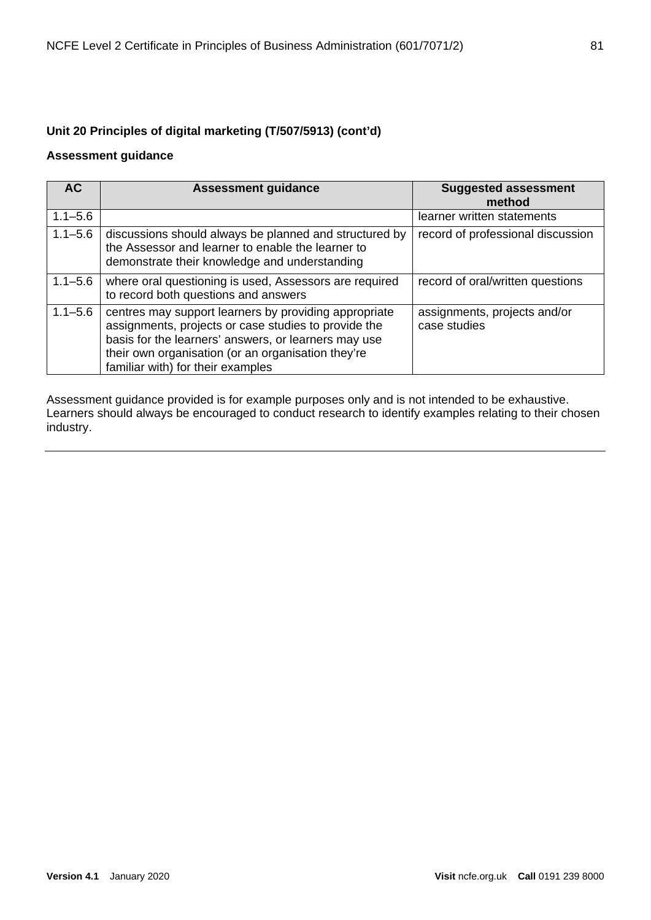### Unit 20 Principles of digital marketing (T/507/5913) (cont'd)

**Assessment guidance**

| AC | Assessment guidance | Suggested assessment method |
|---|---|---|
| 1.1–5.6 | | learner written statements |
| 1.1–5.6 | discussions should always be planned and structured by the Assessor and learner to enable the learner to demonstrate their knowledge and understanding | record of professional discussion |
| 1.1–5.6 | where oral questioning is used, Assessors are required to record both questions and answers | record of oral/written questions |
| 1.1–5.6 | centres may support learners by providing appropriate assignments, projects or case studies to provide the basis for the learners' answers, or learners may use their own organisation (or an organisation they're familiar with) for their examples | assignments, projects and/or case studies |

Assessment guidance provided is for example purposes only and is not intended to be exhaustive. Learners should always be encouraged to conduct research to identify examples relating to their chosen industry.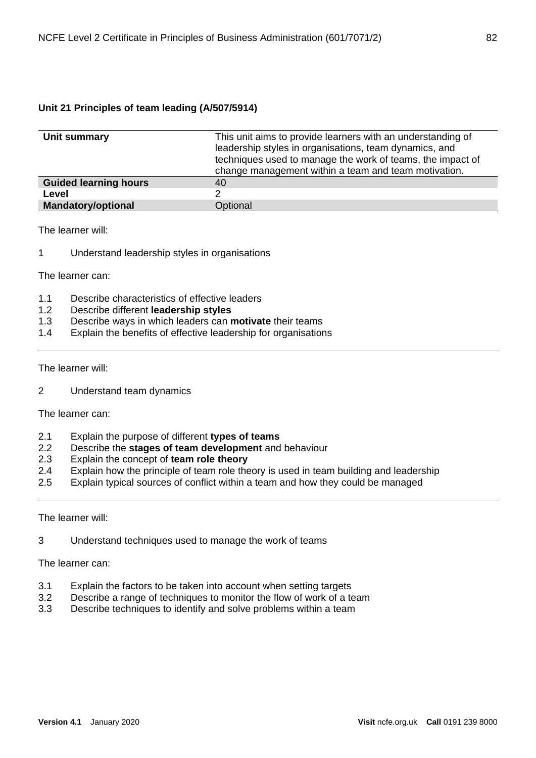## Unit 21 Principles of team leading (A/507/5914)

| | |
|---|---|
| **Unit summary** | This unit aims to provide learners with an understanding of leadership styles in organisations, team dynamics, and techniques used to manage the work of teams, the impact of change management within a team and team motivation. |
| **Guided learning hours** | 40 |
| **Level** | 2 |
| **Mandatory/optional** | Optional |

The learner will:

1 Understand leadership styles in organisations

The learner can:

1.1 Describe characteristics of effective leaders
1.2 Describe different **leadership styles**
1.3 Describe ways in which leaders can **motivate** their teams
1.4 Explain the benefits of effective leadership for organisations

---

The learner will:

2 Understand team dynamics

The learner can:

2.1 Explain the purpose of different **types of teams**
2.2 Describe the **stages of team development** and behaviour
2.3 Explain the concept of **team role theory**
2.4 Explain how the principle of team role theory is used in team building and leadership
2.5 Explain typical sources of conflict within a team and how they could be managed

---

The learner will:

3 Understand techniques used to manage the work of teams

The learner can:

3.1 Explain the factors to be taken into account when setting targets
3.2 Describe a range of techniques to monitor the flow of work of a team
3.3 Describe techniques to identify and solve problems within a team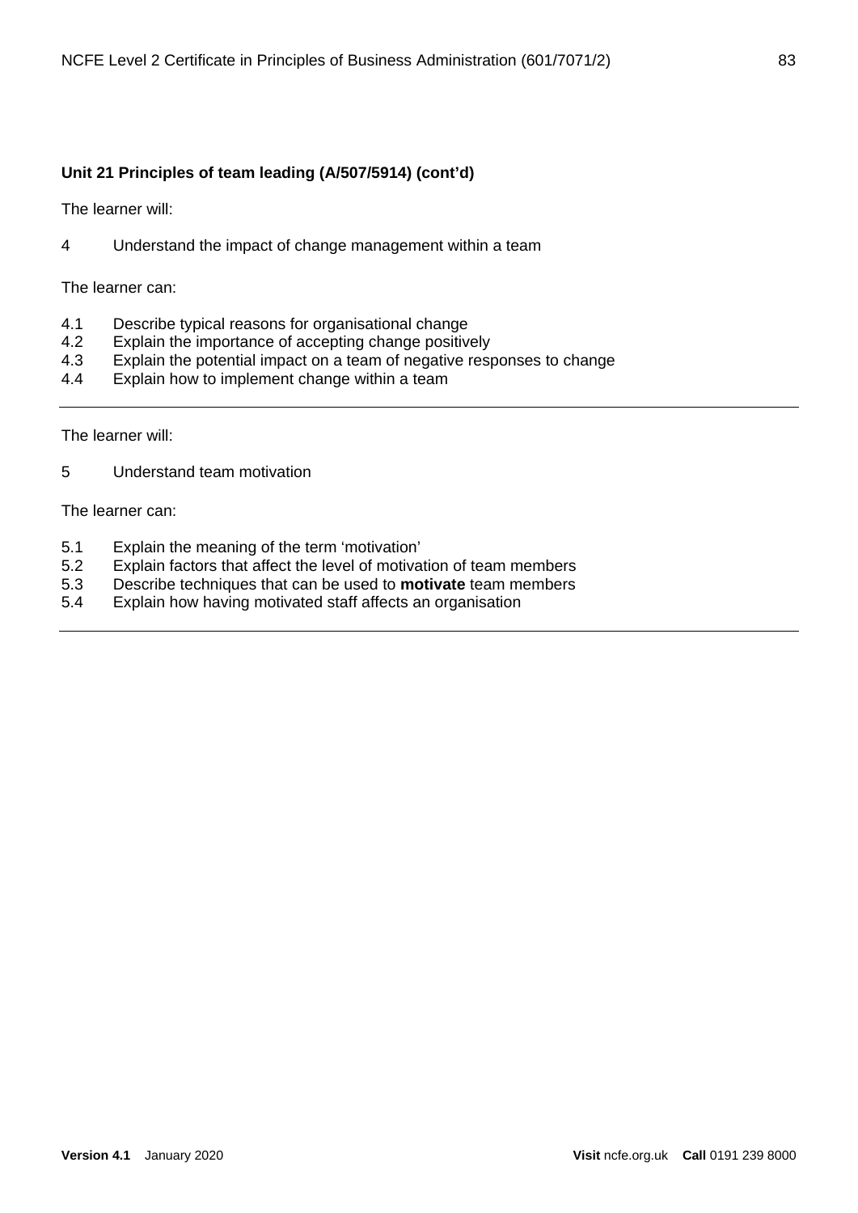**Unit 21 Principles of team leading (A/507/5914) (cont'd)**

The learner will:

4 Understand the impact of change management within a team

The learner can:

4.1 Describe typical reasons for organisational change
4.2 Explain the importance of accepting change positively
4.3 Explain the potential impact on a team of negative responses to change
4.4 Explain how to implement change within a team

---

The learner will:

5 Understand team motivation

The learner can:

5.1 Explain the meaning of the term 'motivation'
5.2 Explain factors that affect the level of motivation of team members
5.3 Describe techniques that can be used to **motivate** team members
5.4 Explain how having motivated staff affects an organisation

---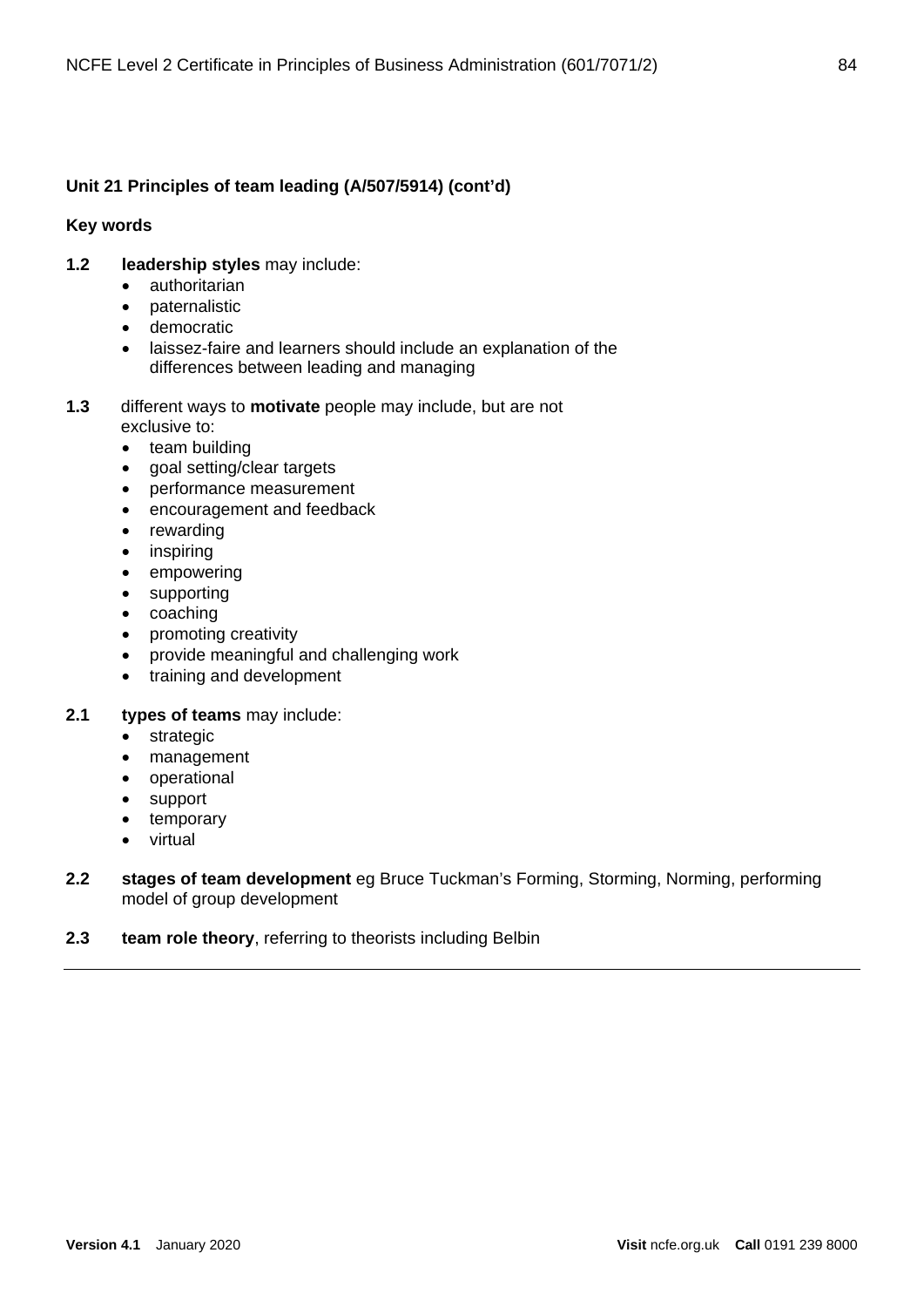**Unit 21 Principles of team leading (A/507/5914) (cont'd)**

**Key words**

**1.2** **leadership styles** may include:

- authoritarian
- paternalistic
- democratic
- laissez-faire and learners should include an explanation of the differences between leading and managing

**1.3** different ways to **motivate** people may include, but are not exclusive to:

- team building
- goal setting/clear targets
- performance measurement
- encouragement and feedback
- rewarding
- inspiring
- empowering
- supporting
- coaching
- promoting creativity
- provide meaningful and challenging work
- training and development

**2.1** **types of teams** may include:

- strategic
- management
- operational
- support
- temporary
- virtual

**2.2** **stages of team development** eg Bruce Tuckman's Forming, Storming, Norming, performing model of group development

**2.3** **team role theory**, referring to theorists including Belbin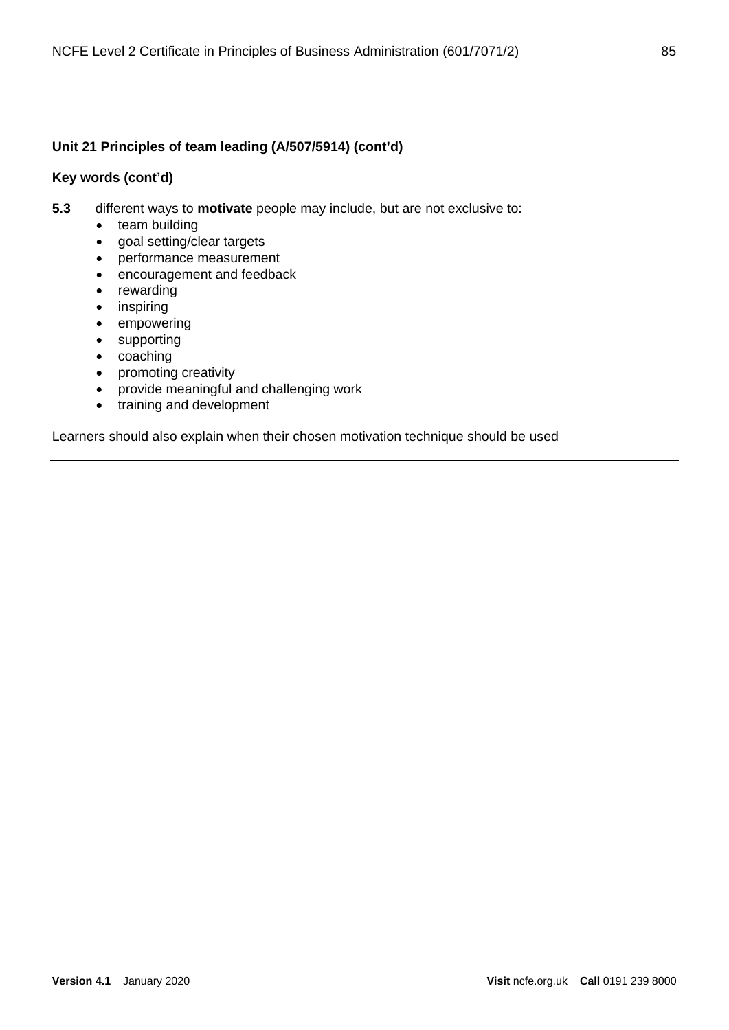**Unit 21 Principles of team leading (A/507/5914) (cont'd)**

**Key words (cont'd)**

**5.3** different ways to **motivate** people may include, but are not exclusive to:

- team building
- goal setting/clear targets
- performance measurement
- encouragement and feedback
- rewarding
- inspiring
- empowering
- supporting
- coaching
- promoting creativity
- provide meaningful and challenging work
- training and development

Learners should also explain when their chosen motivation technique should be used

---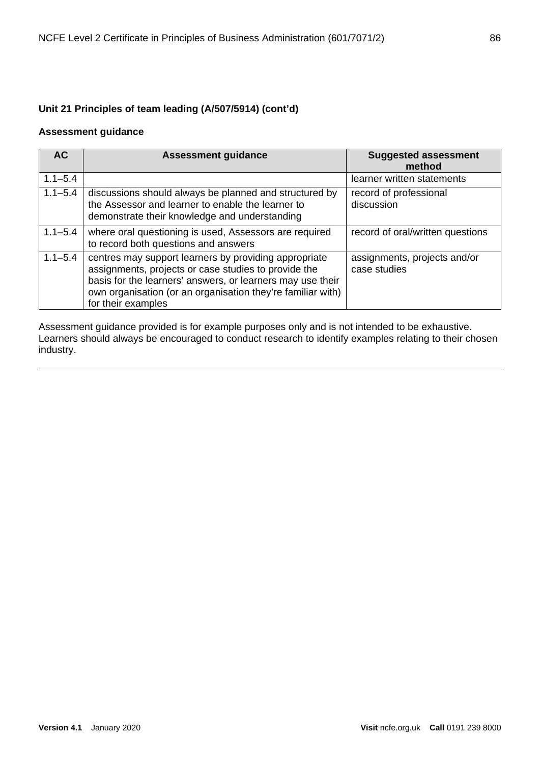**Unit 21 Principles of team leading (A/507/5914) (cont'd)**

**Assessment guidance**

| AC | Assessment guidance | Suggested assessment method |
|---|---|---|
| 1.1–5.4 | | learner written statements |
| 1.1–5.4 | discussions should always be planned and structured by the Assessor and learner to enable the learner to demonstrate their knowledge and understanding | record of professional discussion |
| 1.1–5.4 | where oral questioning is used, Assessors are required to record both questions and answers | record of oral/written questions |
| 1.1–5.4 | centres may support learners by providing appropriate assignments, projects or case studies to provide the basis for the learners' answers, or learners may use their own organisation (or an organisation they're familiar with) for their examples | assignments, projects and/or case studies |

Assessment guidance provided is for example purposes only and is not intended to be exhaustive. Learners should always be encouraged to conduct research to identify examples relating to their chosen industry.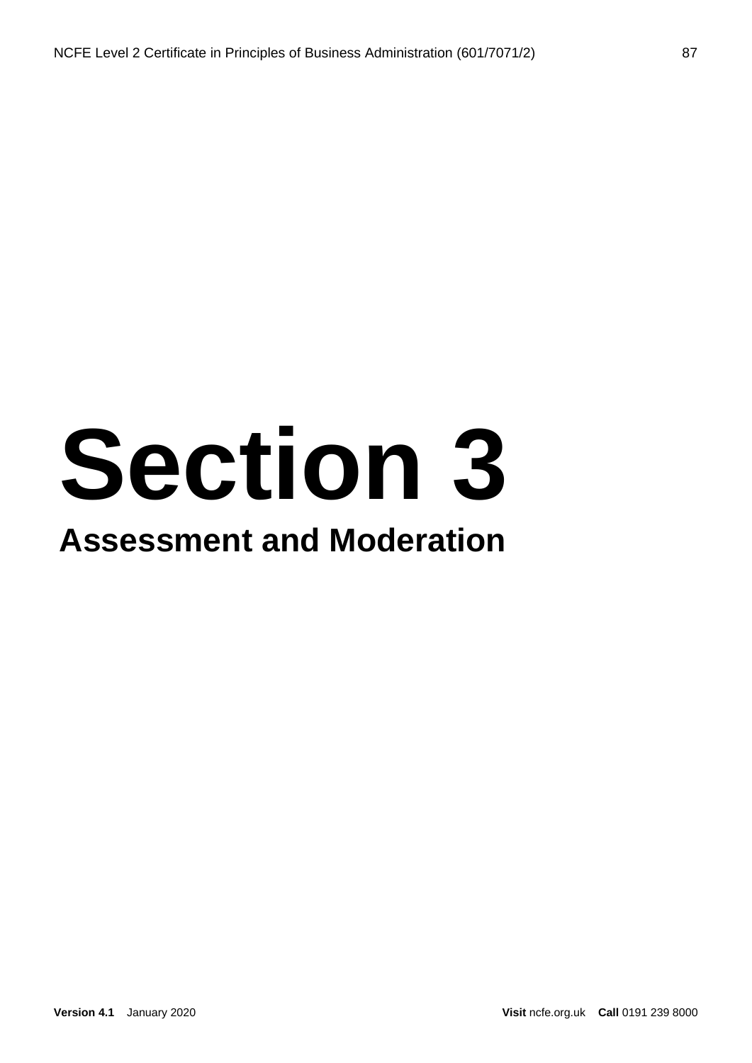# Section 3

## Assessment and Moderation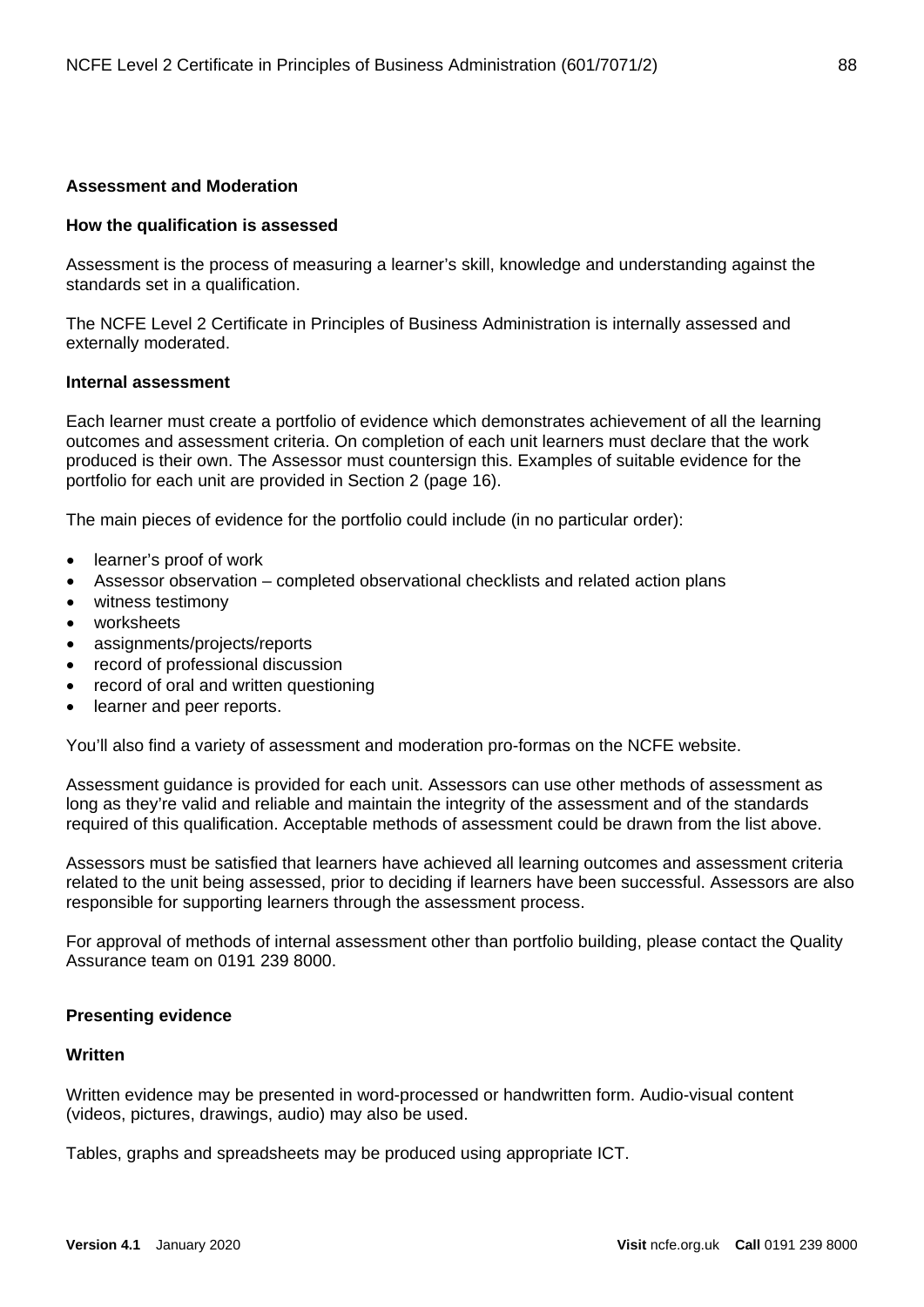## Assessment and Moderation

### How the qualification is assessed

Assessment is the process of measuring a learner's skill, knowledge and understanding against the standards set in a qualification.

The NCFE Level 2 Certificate in Principles of Business Administration is internally assessed and externally moderated.

### Internal assessment

Each learner must create a portfolio of evidence which demonstrates achievement of all the learning outcomes and assessment criteria. On completion of each unit learners must declare that the work produced is their own. The Assessor must countersign this. Examples of suitable evidence for the portfolio for each unit are provided in Section 2 (page 16).

The main pieces of evidence for the portfolio could include (in no particular order):

- learner's proof of work
- Assessor observation – completed observational checklists and related action plans
- witness testimony
- worksheets
- assignments/projects/reports
- record of professional discussion
- record of oral and written questioning
- learner and peer reports.

You'll also find a variety of assessment and moderation pro-formas on the NCFE website.

Assessment guidance is provided for each unit. Assessors can use other methods of assessment as long as they're valid and reliable and maintain the integrity of the assessment and of the standards required of this qualification. Acceptable methods of assessment could be drawn from the list above.

Assessors must be satisfied that learners have achieved all learning outcomes and assessment criteria related to the unit being assessed, prior to deciding if learners have been successful. Assessors are also responsible for supporting learners through the assessment process.

For approval of methods of internal assessment other than portfolio building, please contact the Quality Assurance team on 0191 239 8000.

### Presenting evidence

#### Written

Written evidence may be presented in word-processed or handwritten form. Audio-visual content (videos, pictures, drawings, audio) may also be used.

Tables, graphs and spreadsheets may be produced using appropriate ICT.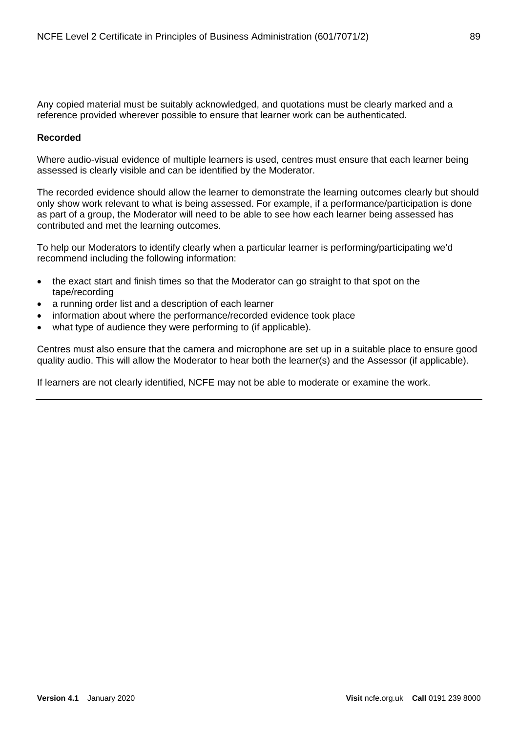Any copied material must be suitably acknowledged, and quotations must be clearly marked and a reference provided wherever possible to ensure that learner work can be authenticated.

**Recorded**

Where audio-visual evidence of multiple learners is used, centres must ensure that each learner being assessed is clearly visible and can be identified by the Moderator.

The recorded evidence should allow the learner to demonstrate the learning outcomes clearly but should only show work relevant to what is being assessed. For example, if a performance/participation is done as part of a group, the Moderator will need to be able to see how each learner being assessed has contributed and met the learning outcomes.

To help our Moderators to identify clearly when a particular learner is performing/participating we'd recommend including the following information:

- the exact start and finish times so that the Moderator can go straight to that spot on the tape/recording
- a running order list and a description of each learner
- information about where the performance/recorded evidence took place
- what type of audience they were performing to (if applicable).

Centres must also ensure that the camera and microphone are set up in a suitable place to ensure good quality audio. This will allow the Moderator to hear both the learner(s) and the Assessor (if applicable).

If learners are not clearly identified, NCFE may not be able to moderate or examine the work.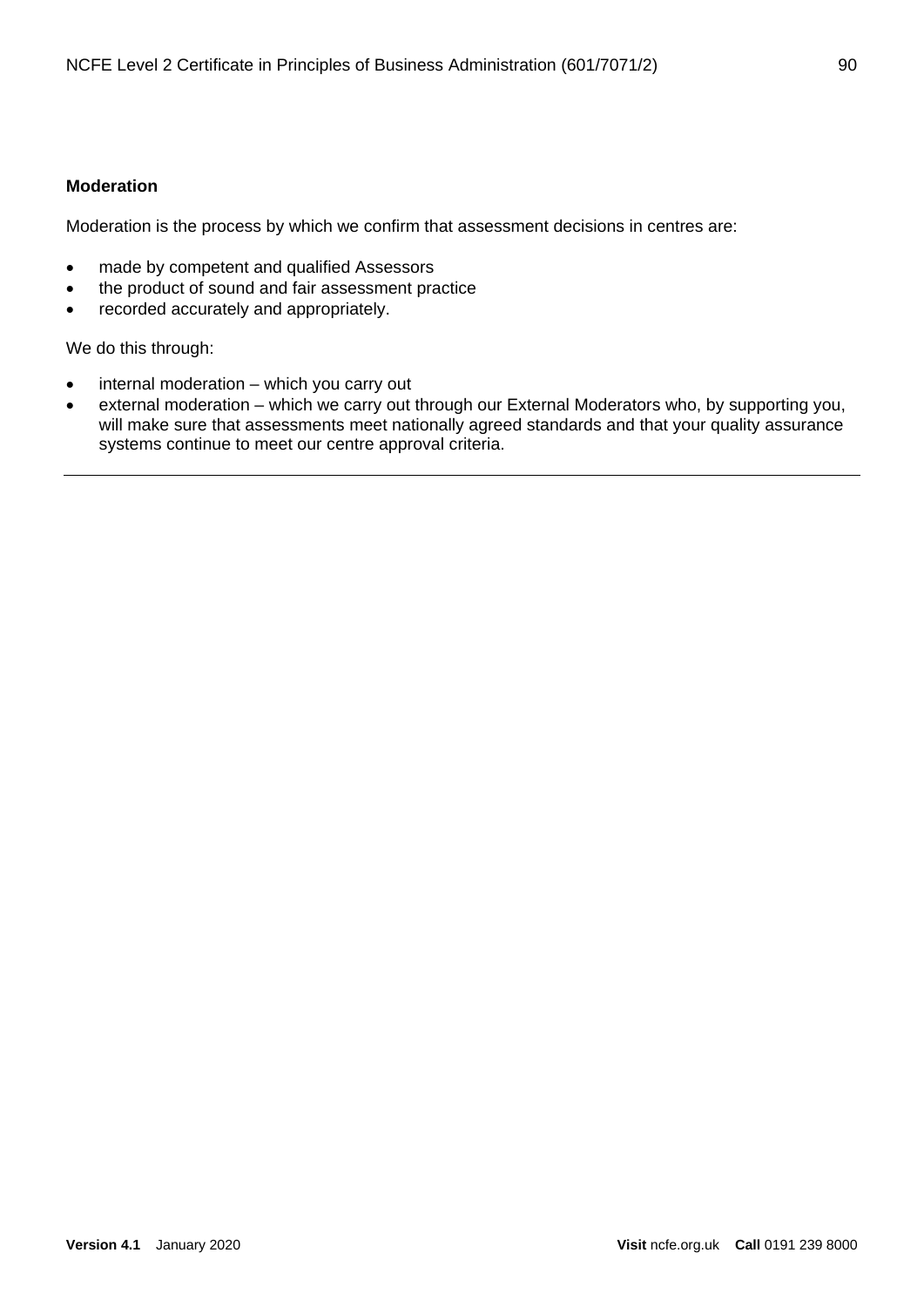**Moderation**

Moderation is the process by which we confirm that assessment decisions in centres are:

- made by competent and qualified Assessors
- the product of sound and fair assessment practice
- recorded accurately and appropriately.

We do this through:

- internal moderation – which you carry out
- external moderation – which we carry out through our External Moderators who, by supporting you, will make sure that assessments meet nationally agreed standards and that your quality assurance systems continue to meet our centre approval criteria.

---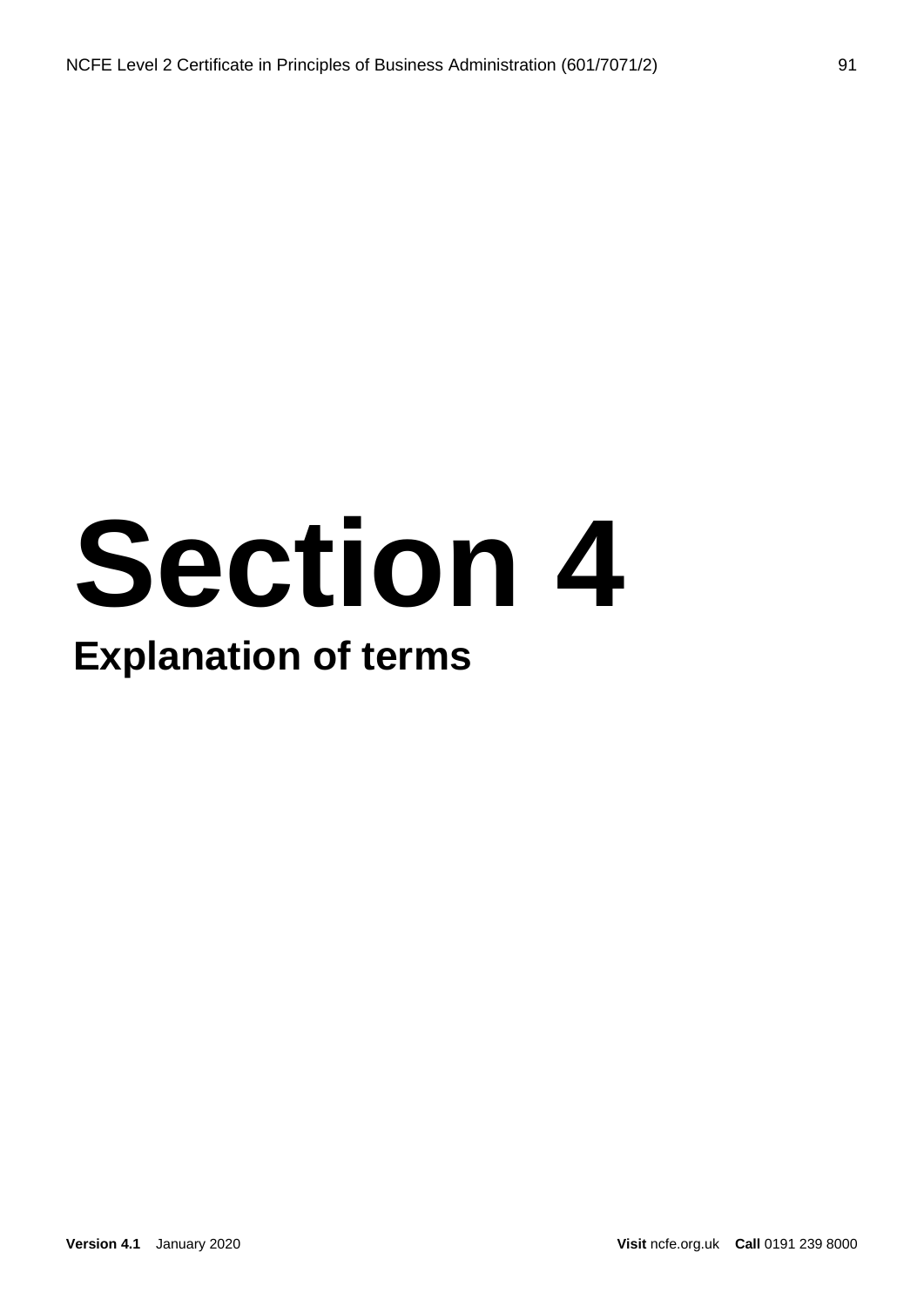# Section 4

## Explanation of terms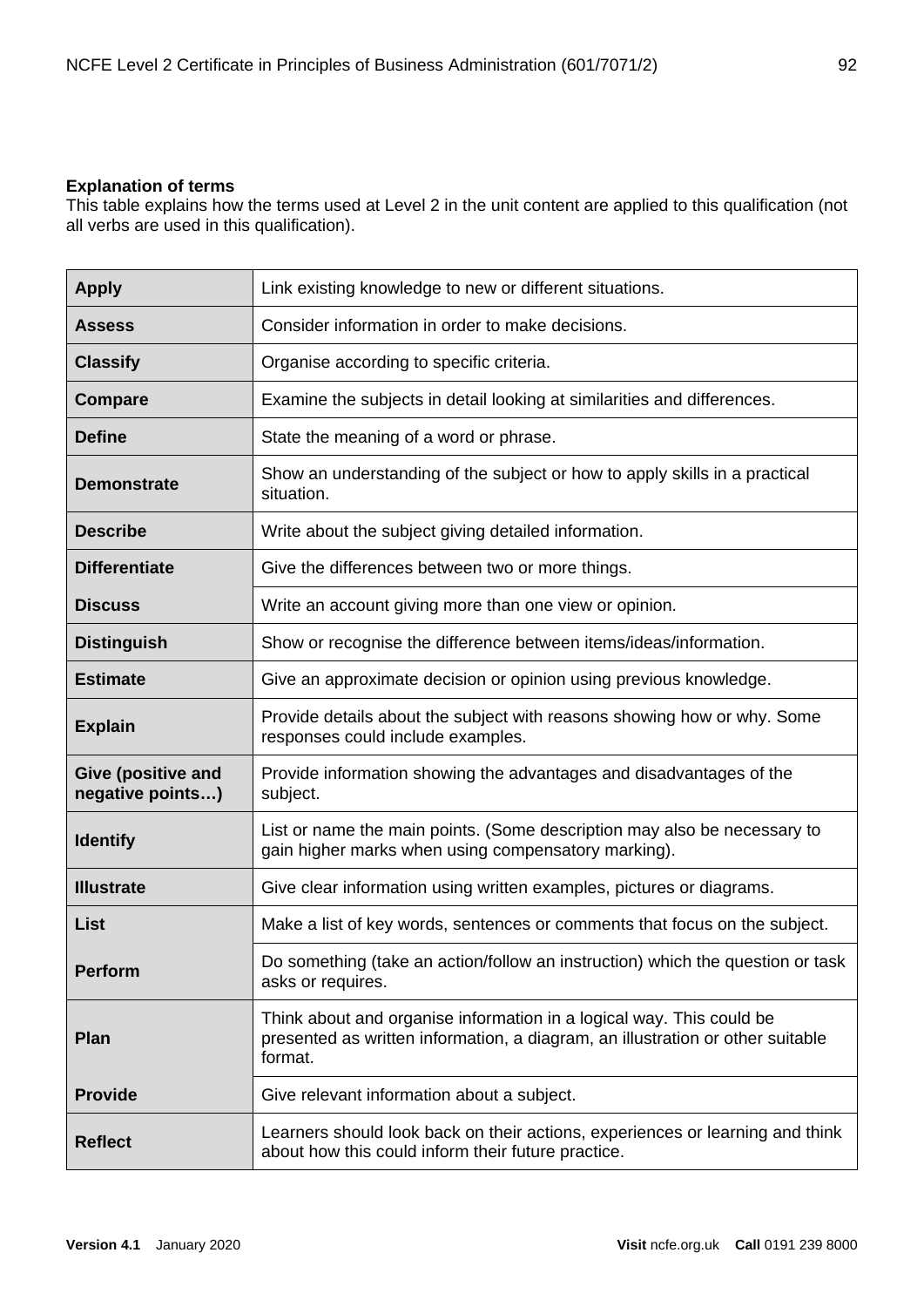**Explanation of terms**

This table explains how the terms used at Level 2 in the unit content are applied to this qualification (not all verbs are used in this qualification).

| | |
|---|---|
| **Apply** | Link existing knowledge to new or different situations. |
| **Assess** | Consider information in order to make decisions. |
| **Classify** | Organise according to specific criteria. |
| **Compare** | Examine the subjects in detail looking at similarities and differences. |
| **Define** | State the meaning of a word or phrase. |
| **Demonstrate** | Show an understanding of the subject or how to apply skills in a practical situation. |
| **Describe** | Write about the subject giving detailed information. |
| **Differentiate** | Give the differences between two or more things. |
| **Discuss** | Write an account giving more than one view or opinion. |
| **Distinguish** | Show or recognise the difference between items/ideas/information. |
| **Estimate** | Give an approximate decision or opinion using previous knowledge. |
| **Explain** | Provide details about the subject with reasons showing how or why. Some responses could include examples. |
| **Give (positive and negative points…)** | Provide information showing the advantages and disadvantages of the subject. |
| **Identify** | List or name the main points. (Some description may also be necessary to gain higher marks when using compensatory marking). |
| **Illustrate** | Give clear information using written examples, pictures or diagrams. |
| **List** | Make a list of key words, sentences or comments that focus on the subject. |
| **Perform** | Do something (take an action/follow an instruction) which the question or task asks or requires. |
| **Plan** | Think about and organise information in a logical way. This could be presented as written information, a diagram, an illustration or other suitable format. |
| **Provide** | Give relevant information about a subject. |
| **Reflect** | Learners should look back on their actions, experiences or learning and think about how this could inform their future practice. |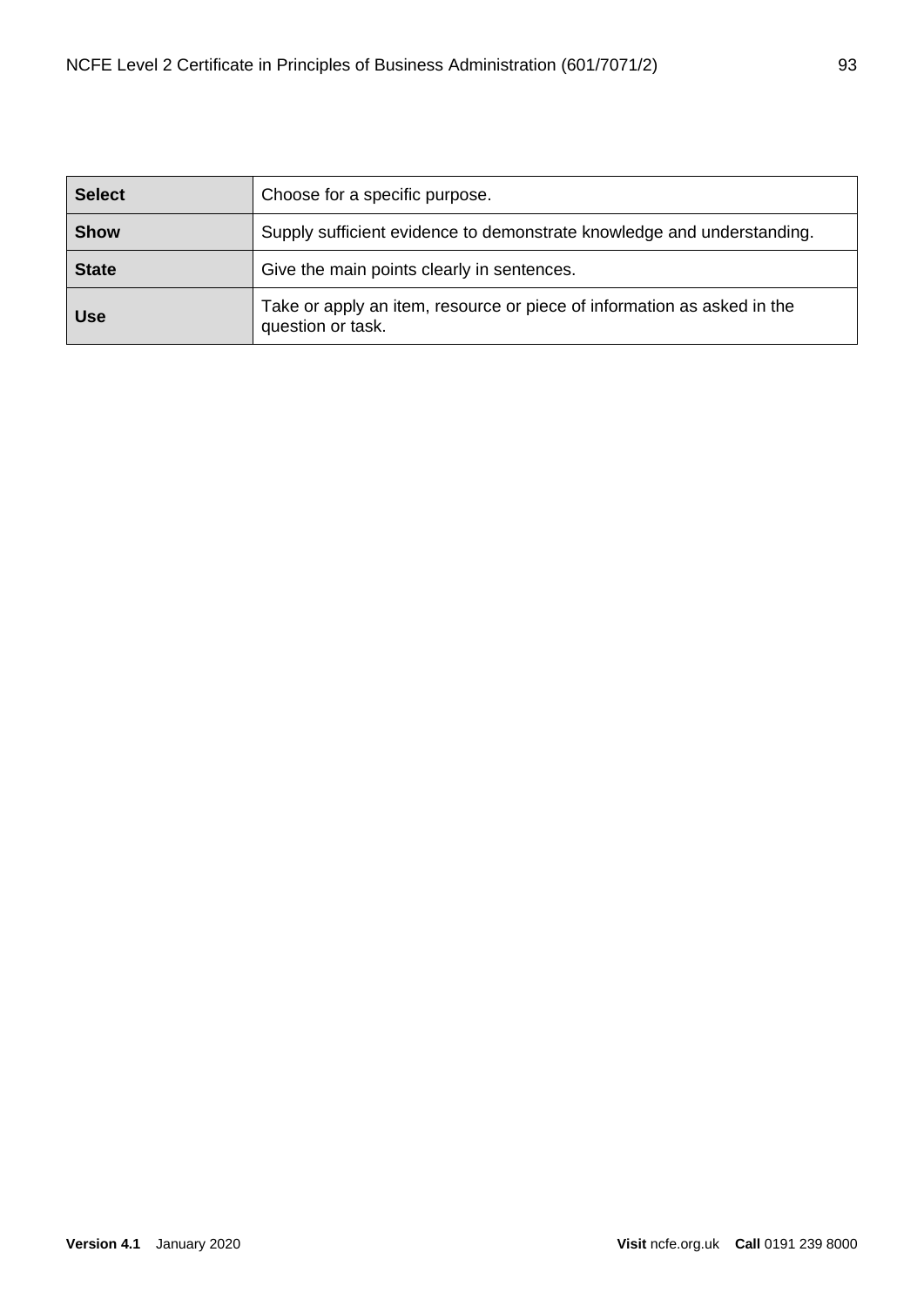| | |
|---|---|
| **Select** | Choose for a specific purpose. |
| **Show** | Supply sufficient evidence to demonstrate knowledge and understanding. |
| **State** | Give the main points clearly in sentences. |
| **Use** | Take or apply an item, resource or piece of information as asked in the question or task. |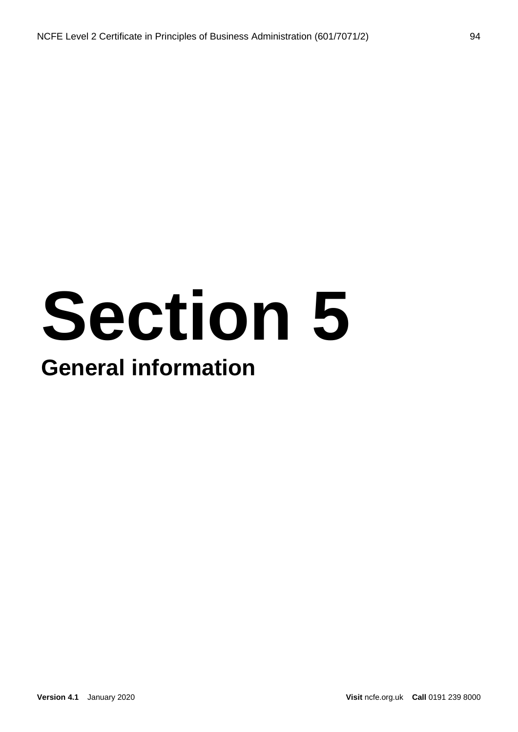# Section 5

## General information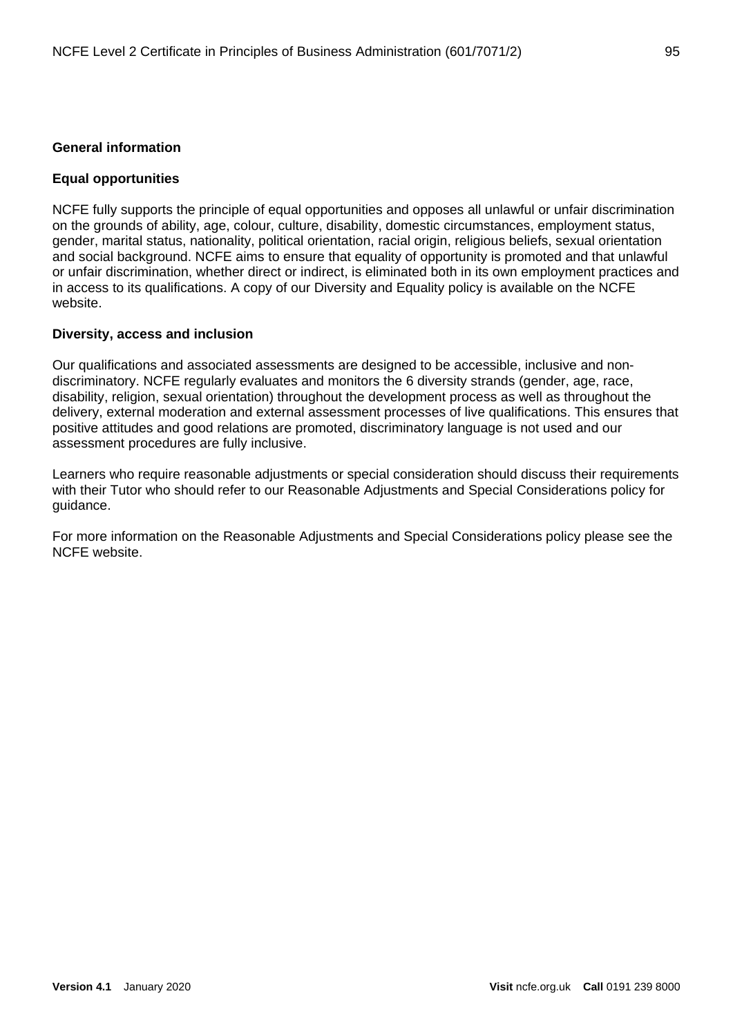## General information

### Equal opportunities

NCFE fully supports the principle of equal opportunities and opposes all unlawful or unfair discrimination on the grounds of ability, age, colour, culture, disability, domestic circumstances, employment status, gender, marital status, nationality, political orientation, racial origin, religious beliefs, sexual orientation and social background. NCFE aims to ensure that equality of opportunity is promoted and that unlawful or unfair discrimination, whether direct or indirect, is eliminated both in its own employment practices and in access to its qualifications. A copy of our Diversity and Equality policy is available on the NCFE website.

### Diversity, access and inclusion

Our qualifications and associated assessments are designed to be accessible, inclusive and non-discriminatory. NCFE regularly evaluates and monitors the 6 diversity strands (gender, age, race, disability, religion, sexual orientation) throughout the development process as well as throughout the delivery, external moderation and external assessment processes of live qualifications. This ensures that positive attitudes and good relations are promoted, discriminatory language is not used and our assessment procedures are fully inclusive.

Learners who require reasonable adjustments or special consideration should discuss their requirements with their Tutor who should refer to our Reasonable Adjustments and Special Considerations policy for guidance.

For more information on the Reasonable Adjustments and Special Considerations policy please see the NCFE website.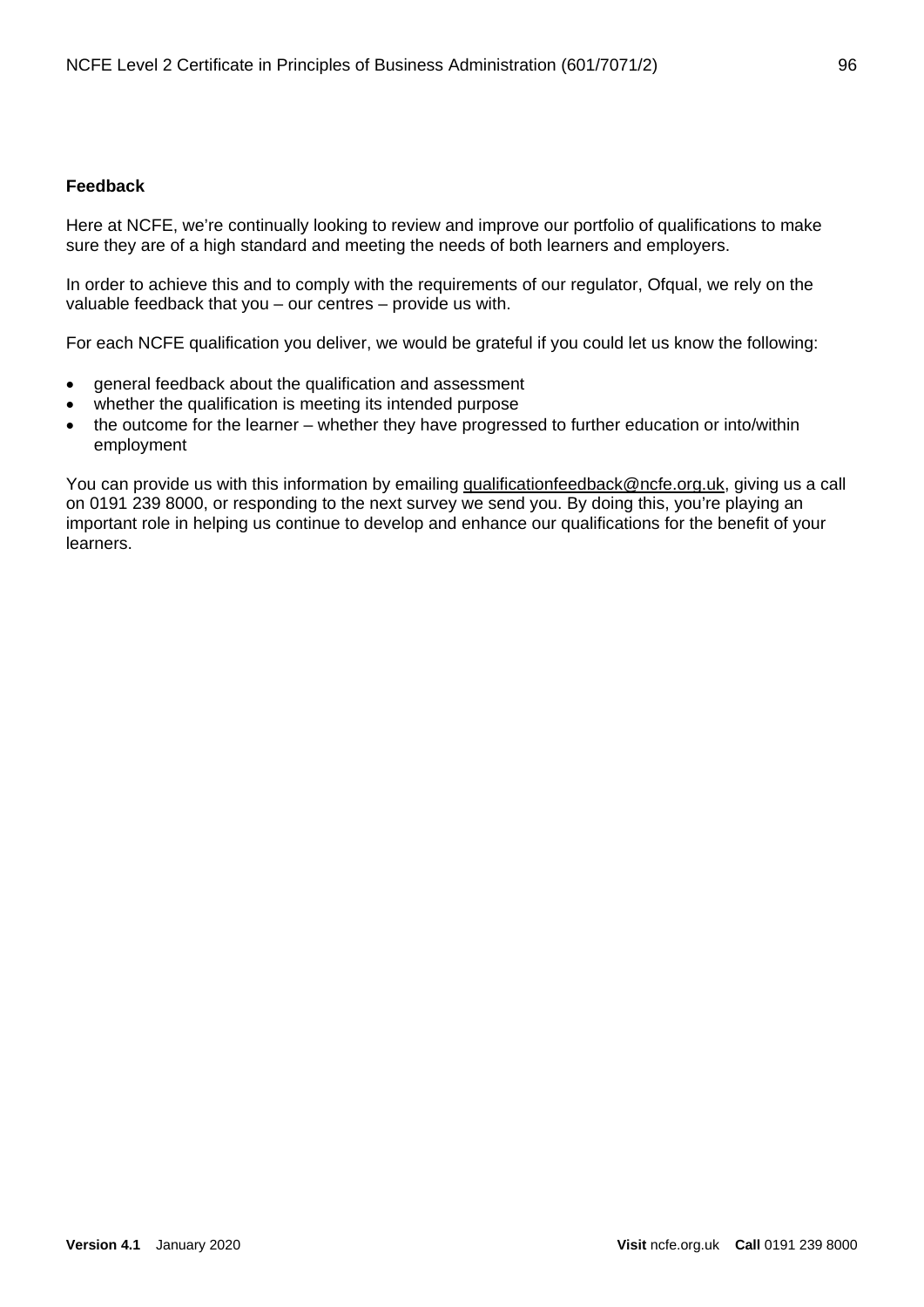**Feedback**

Here at NCFE, we're continually looking to review and improve our portfolio of qualifications to make sure they are of a high standard and meeting the needs of both learners and employers.

In order to achieve this and to comply with the requirements of our regulator, Ofqual, we rely on the valuable feedback that you – our centres – provide us with.

For each NCFE qualification you deliver, we would be grateful if you could let us know the following:

- general feedback about the qualification and assessment
- whether the qualification is meeting its intended purpose
- the outcome for the learner – whether they have progressed to further education or into/within employment

You can provide us with this information by emailing qualificationfeedback@ncfe.org.uk, giving us a call on 0191 239 8000, or responding to the next survey we send you. By doing this, you're playing an important role in helping us continue to develop and enhance our qualifications for the benefit of your learners.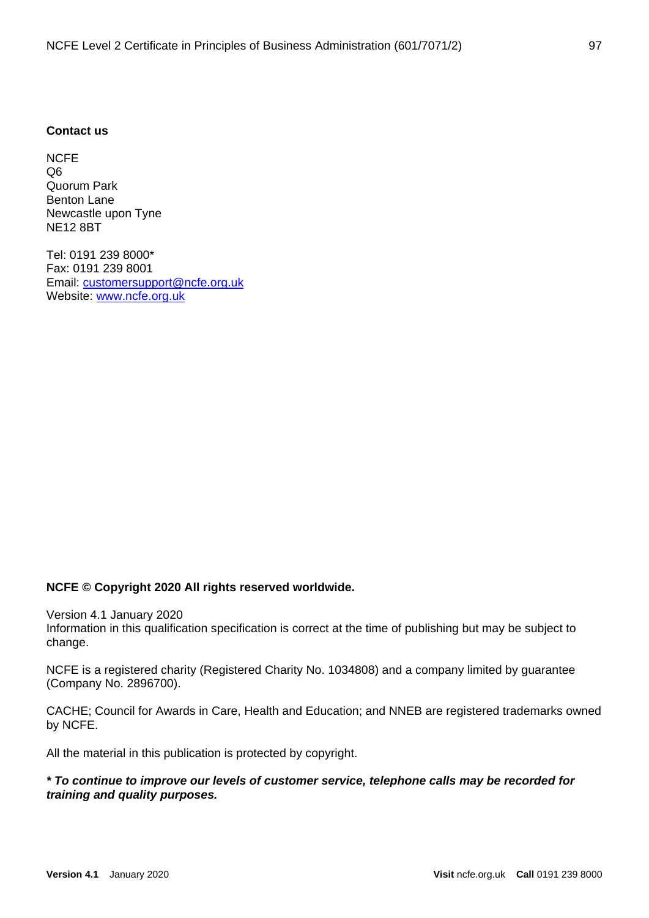**Contact us**

NCFE
Q6
Quorum Park
Benton Lane
Newcastle upon Tyne
NE12 8BT

Tel: 0191 239 8000*
Fax: 0191 239 8001
Email: customersupport@ncfe.org.uk
Website: www.ncfe.org.uk

**NCFE © Copyright 2020 All rights reserved worldwide.**

Version 4.1 January 2020
Information in this qualification specification is correct at the time of publishing but may be subject to change.

NCFE is a registered charity (Registered Charity No. 1034808) and a company limited by guarantee (Company No. 2896700).

CACHE; Council for Awards in Care, Health and Education; and NNEB are registered trademarks owned by NCFE.

All the material in this publication is protected by copyright.

***** ***To continue to improve our levels of customer service, telephone calls may be recorded for training and quality purposes.***